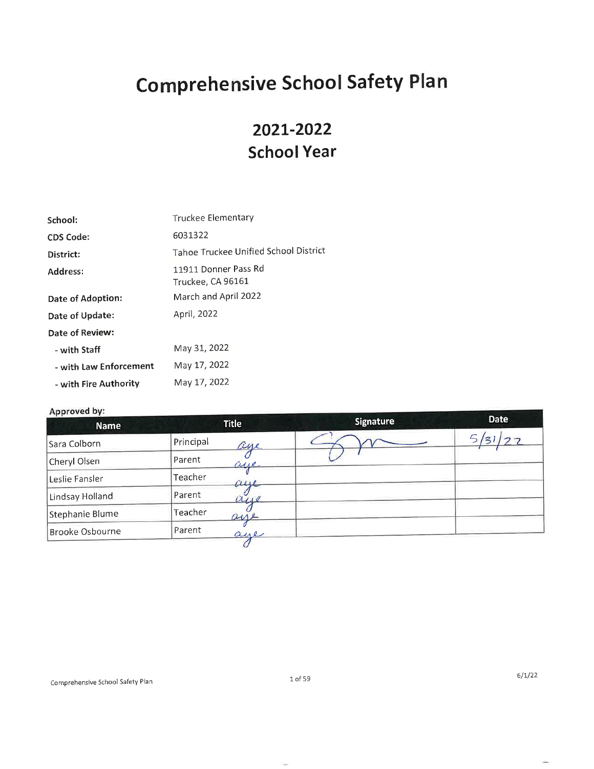# Comprehensive School Safety Plan

## 2021-2022
## School Year

| | |
|---|---|
| **School:** | Truckee Elementary |
| **CDS Code:** | 6031322 |
| **District:** | Tahoe Truckee Unified School District |
| **Address:** | 11911 Donner Pass Rd<br>Truckee, CA 96161 |
| **Date of Adoption:** | March and April 2022 |
| **Date of Update:** | April, 2022 |
| **Date of Review:** | |
| **- with Staff** | May 31, 2022 |
| **- with Law Enforcement** | May 17, 2022 |
| **- with Fire Authority** | May 17, 2022 |

**Approved by:**

| Name | Title | Signature | Date |
|---|---|---|---|
| Sara Colborn | Principal aye | [signature] | 5/31/22 |
| Cheryl Olsen | Parent aye | | |
| Leslie Fansler | Teacher aye | | |
| Lindsay Holland | Parent aye | | |
| Stephanie Blume | Teacher aye | | |
| Brooke Osbourne | Parent aye | | |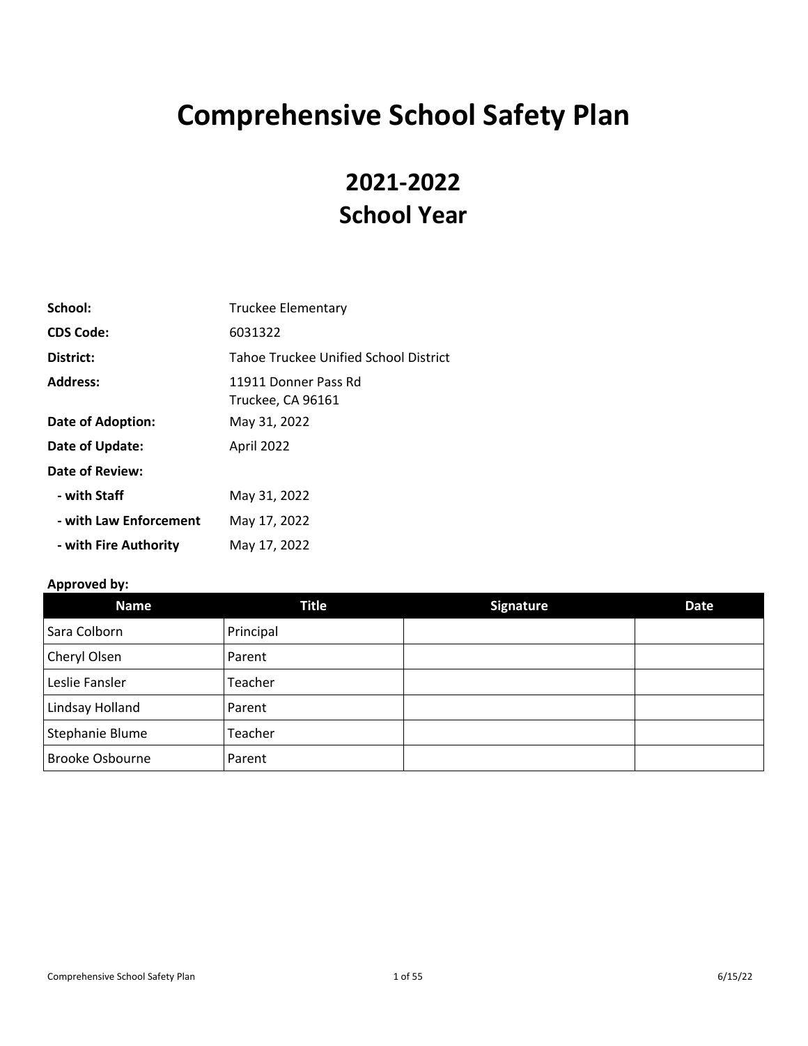# Comprehensive School Safety Plan

## 2021-2022
## School Year

| | |
|---|---|
| **School:** | Truckee Elementary |
| **CDS Code:** | 6031322 |
| **District:** | Tahoe Truckee Unified School District |
| **Address:** | 11911 Donner Pass Rd<br>Truckee, CA 96161 |
| **Date of Adoption:** | May 31, 2022 |
| **Date of Update:** | April 2022 |
| **Date of Review:** | |
| **- with Staff** | May 31, 2022 |
| **- with Law Enforcement** | May 17, 2022 |
| **- with Fire Authority** | May 17, 2022 |

**Approved by:**

| Name | Title | Signature | Date |
|---|---|---|---|
| Sara Colborn | Principal | | |
| Cheryl Olsen | Parent | | |
| Leslie Fansler | Teacher | | |
| Lindsay Holland | Parent | | |
| Stephanie Blume | Teacher | | |
| Brooke Osbourne | Parent | | |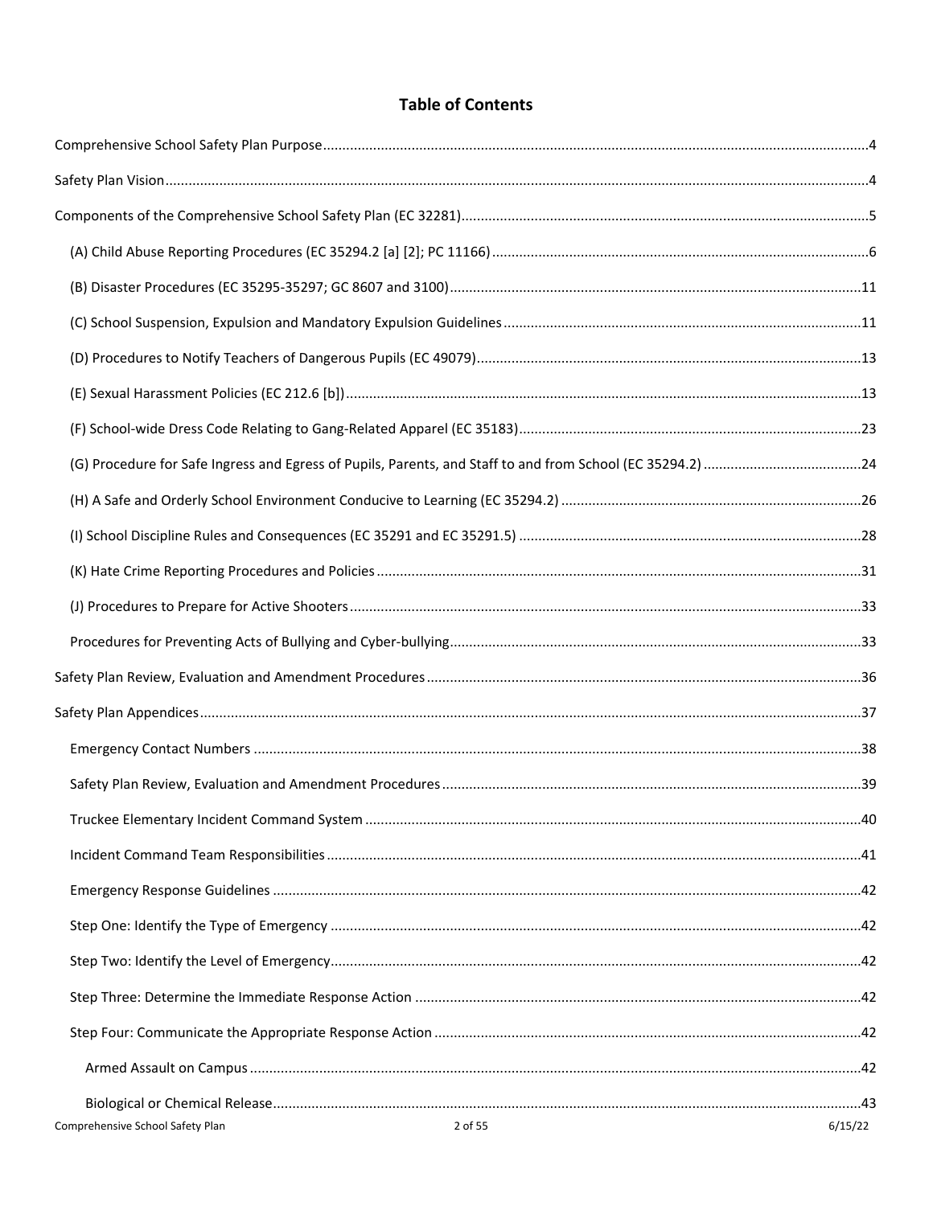# Table of Contents

Comprehensive School Safety Plan Purpose....4

Safety Plan Vision....4

Components of the Comprehensive School Safety Plan (EC 32281)....5

- (A) Child Abuse Reporting Procedures (EC 35294.2 [a] [2]; PC 11166)....6
- (B) Disaster Procedures (EC 35295-35297; GC 8607 and 3100)....11
- (C) School Suspension, Expulsion and Mandatory Expulsion Guidelines....11
- (D) Procedures to Notify Teachers of Dangerous Pupils (EC 49079)....13
- (E) Sexual Harassment Policies (EC 212.6 [b])....13
- (F) School-wide Dress Code Relating to Gang-Related Apparel (EC 35183)....23
- (G) Procedure for Safe Ingress and Egress of Pupils, Parents, and Staff to and from School (EC 35294.2)....24
- (H) A Safe and Orderly School Environment Conducive to Learning (EC 35294.2)....26
- (I) School Discipline Rules and Consequences (EC 35291 and EC 35291.5)....28
- (K) Hate Crime Reporting Procedures and Policies....31
- (J) Procedures to Prepare for Active Shooters....33
- Procedures for Preventing Acts of Bullying and Cyber-bullying....33

Safety Plan Review, Evaluation and Amendment Procedures....36

Safety Plan Appendices....37

- Emergency Contact Numbers....38
- Safety Plan Review, Evaluation and Amendment Procedures....39
- Truckee Elementary Incident Command System....40
- Incident Command Team Responsibilities....41
- Emergency Response Guidelines....42
- Step One: Identify the Type of Emergency....42
- Step Two: Identify the Level of Emergency....42
- Step Three: Determine the Immediate Response Action....42
- Step Four: Communicate the Appropriate Response Action....42
  - Armed Assault on Campus....42
  - Biological or Chemical Release....43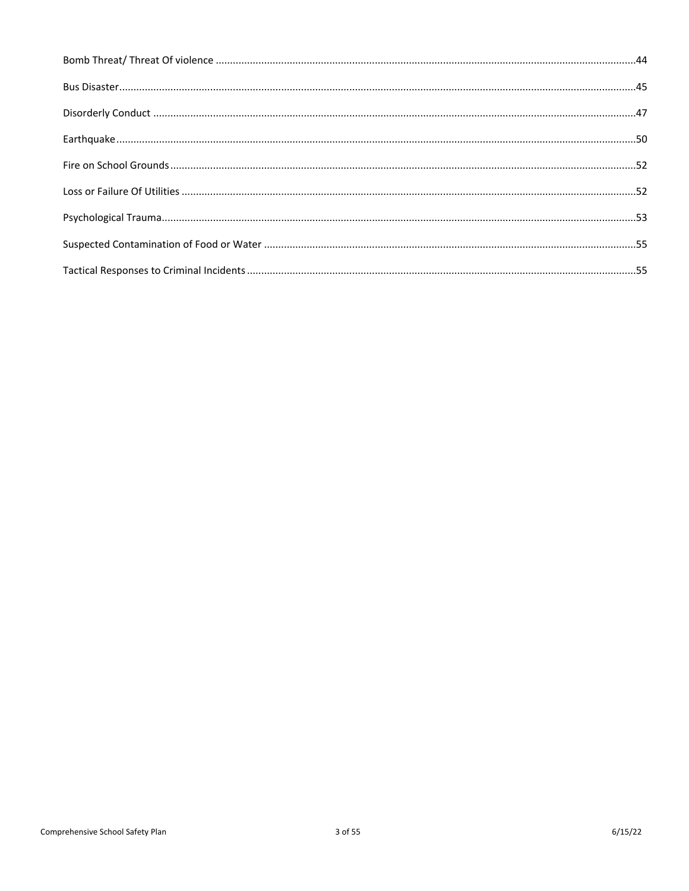Bomb Threat/ Threat Of violence ....................................................................................................................................................44

Bus Disaster......................................................................................................................................................................................45

Disorderly Conduct ..........................................................................................................................................................................47

Earthquake........................................................................................................................................................................................50

Fire on School Grounds.....................................................................................................................................................................52

Loss or Failure Of Utilities ................................................................................................................................................................52

Psychological Trauma.......................................................................................................................................................................53

Suspected Contamination of Food or Water ....................................................................................................................................55

Tactical Responses to Criminal Incidents .........................................................................................................................................55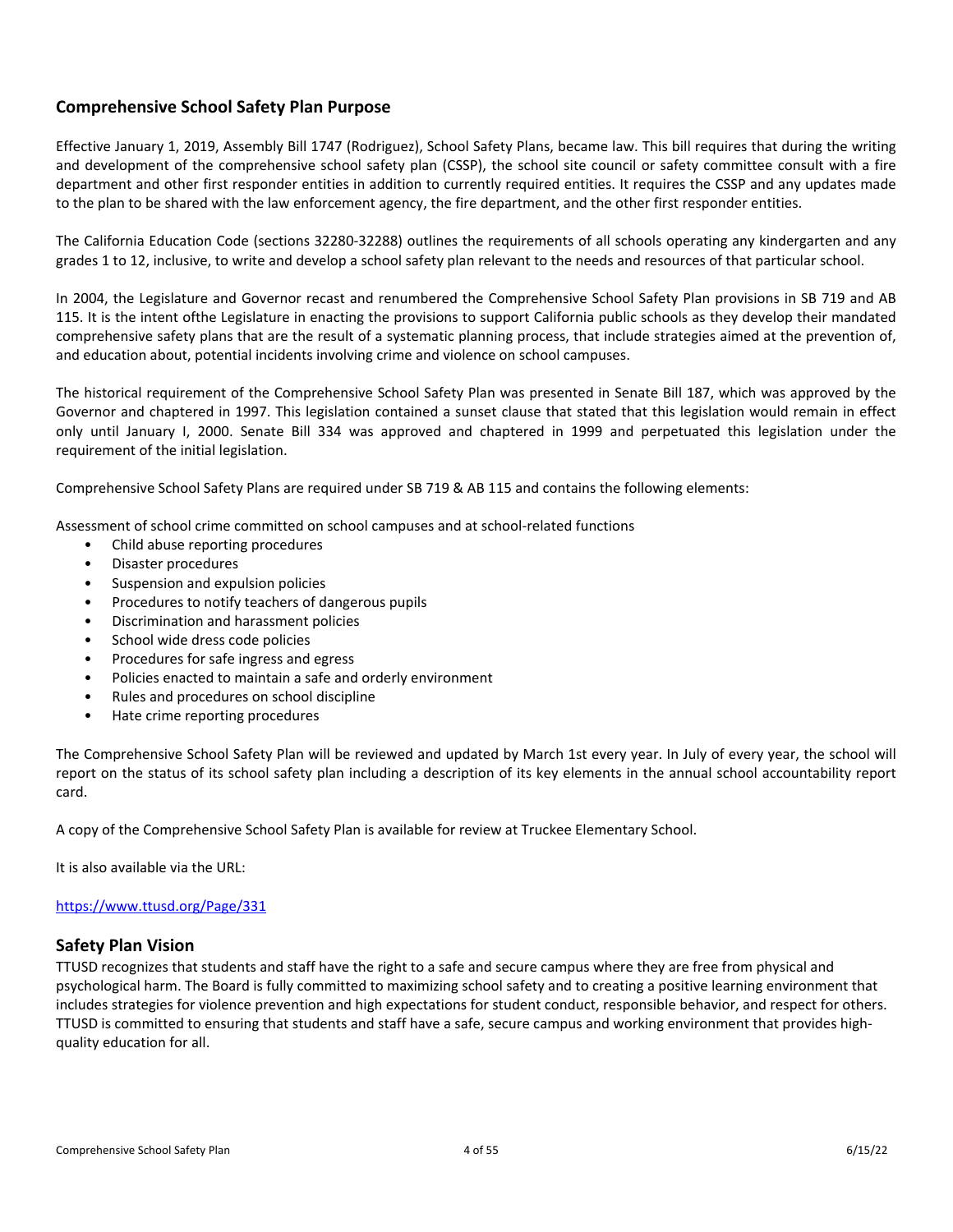## Comprehensive School Safety Plan Purpose

Effective January 1, 2019, Assembly Bill 1747 (Rodriguez), School Safety Plans, became law. This bill requires that during the writing and development of the comprehensive school safety plan (CSSP), the school site council or safety committee consult with a fire department and other first responder entities in addition to currently required entities. It requires the CSSP and any updates made to the plan to be shared with the law enforcement agency, the fire department, and the other first responder entities.

The California Education Code (sections 32280-32288) outlines the requirements of all schools operating any kindergarten and any grades 1 to 12, inclusive, to write and develop a school safety plan relevant to the needs and resources of that particular school.

In 2004, the Legislature and Governor recast and renumbered the Comprehensive School Safety Plan provisions in SB 719 and AB 115. It is the intent ofthe Legislature in enacting the provisions to support California public schools as they develop their mandated comprehensive safety plans that are the result of a systematic planning process, that include strategies aimed at the prevention of, and education about, potential incidents involving crime and violence on school campuses.

The historical requirement of the Comprehensive School Safety Plan was presented in Senate Bill 187, which was approved by the Governor and chaptered in 1997. This legislation contained a sunset clause that stated that this legislation would remain in effect only until January I, 2000. Senate Bill 334 was approved and chaptered in 1999 and perpetuated this legislation under the requirement of the initial legislation.

Comprehensive School Safety Plans are required under SB 719 & AB 115 and contains the following elements:

Assessment of school crime committed on school campuses and at school-related functions

- Child abuse reporting procedures
- Disaster procedures
- Suspension and expulsion policies
- Procedures to notify teachers of dangerous pupils
- Discrimination and harassment policies
- School wide dress code policies
- Procedures for safe ingress and egress
- Policies enacted to maintain a safe and orderly environment
- Rules and procedures on school discipline
- Hate crime reporting procedures

The Comprehensive School Safety Plan will be reviewed and updated by March 1st every year. In July of every year, the school will report on the status of its school safety plan including a description of its key elements in the annual school accountability report card.

A copy of the Comprehensive School Safety Plan is available for review at Truckee Elementary School.

It is also available via the URL:

https://www.ttusd.org/Page/331

## Safety Plan Vision

TTUSD recognizes that students and staff have the right to a safe and secure campus where they are free from physical and psychological harm. The Board is fully committed to maximizing school safety and to creating a positive learning environment that includes strategies for violence prevention and high expectations for student conduct, responsible behavior, and respect for others. TTUSD is committed to ensuring that students and staff have a safe, secure campus and working environment that provides high-quality education for all.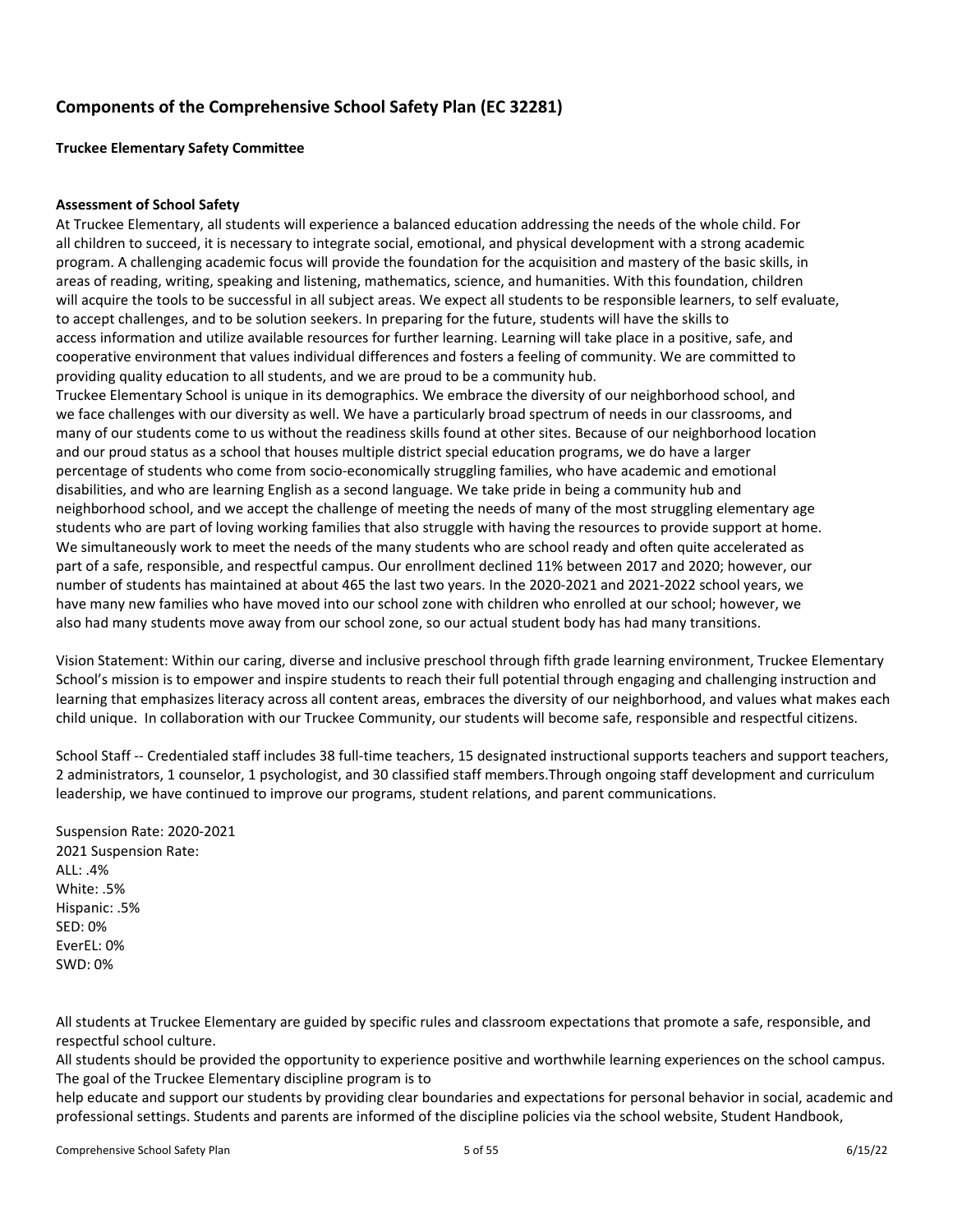## Components of the Comprehensive School Safety Plan (EC 32281)

**Truckee Elementary Safety Committee**

**Assessment of School Safety**

At Truckee Elementary, all students will experience a balanced education addressing the needs of the whole child. For all children to succeed, it is necessary to integrate social, emotional, and physical development with a strong academic program. A challenging academic focus will provide the foundation for the acquisition and mastery of the basic skills, in areas of reading, writing, speaking and listening, mathematics, science, and humanities. With this foundation, children will acquire the tools to be successful in all subject areas. We expect all students to be responsible learners, to self evaluate, to accept challenges, and to be solution seekers. In preparing for the future, students will have the skills to access information and utilize available resources for further learning. Learning will take place in a positive, safe, and cooperative environment that values individual differences and fosters a feeling of community. We are committed to providing quality education to all students, and we are proud to be a community hub.

Truckee Elementary School is unique in its demographics. We embrace the diversity of our neighborhood school, and we face challenges with our diversity as well. We have a particularly broad spectrum of needs in our classrooms, and many of our students come to us without the readiness skills found at other sites. Because of our neighborhood location and our proud status as a school that houses multiple district special education programs, we do have a larger percentage of students who come from socio-economically struggling families, who have academic and emotional disabilities, and who are learning English as a second language. We take pride in being a community hub and neighborhood school, and we accept the challenge of meeting the needs of many of the most struggling elementary age students who are part of loving working families that also struggle with having the resources to provide support at home. We simultaneously work to meet the needs of the many students who are school ready and often quite accelerated as part of a safe, responsible, and respectful campus. Our enrollment declined 11% between 2017 and 2020; however, our number of students has maintained at about 465 the last two years. In the 2020-2021 and 2021-2022 school years, we have many new families who have moved into our school zone with children who enrolled at our school; however, we also had many students move away from our school zone, so our actual student body has had many transitions.

Vision Statement: Within our caring, diverse and inclusive preschool through fifth grade learning environment, Truckee Elementary School's mission is to empower and inspire students to reach their full potential through engaging and challenging instruction and learning that emphasizes literacy across all content areas, embraces the diversity of our neighborhood, and values what makes each child unique. In collaboration with our Truckee Community, our students will become safe, responsible and respectful citizens.

School Staff -- Credentialed staff includes 38 full-time teachers, 15 designated instructional supports teachers and support teachers, 2 administrators, 1 counselor, 1 psychologist, and 30 classified staff members.Through ongoing staff development and curriculum leadership, we have continued to improve our programs, student relations, and parent communications.

Suspension Rate: 2020-2021  
2021 Suspension Rate:  
ALL: .4%  
White: .5%  
Hispanic: .5%  
SED: 0%  
EverEL: 0%  
SWD: 0%

All students at Truckee Elementary are guided by specific rules and classroom expectations that promote a safe, responsible, and respectful school culture.

All students should be provided the opportunity to experience positive and worthwhile learning experiences on the school campus. The goal of the Truckee Elementary discipline program is to help educate and support our students by providing clear boundaries and expectations for personal behavior in social, academic and professional settings. Students and parents are informed of the discipline policies via the school website, Student Handbook,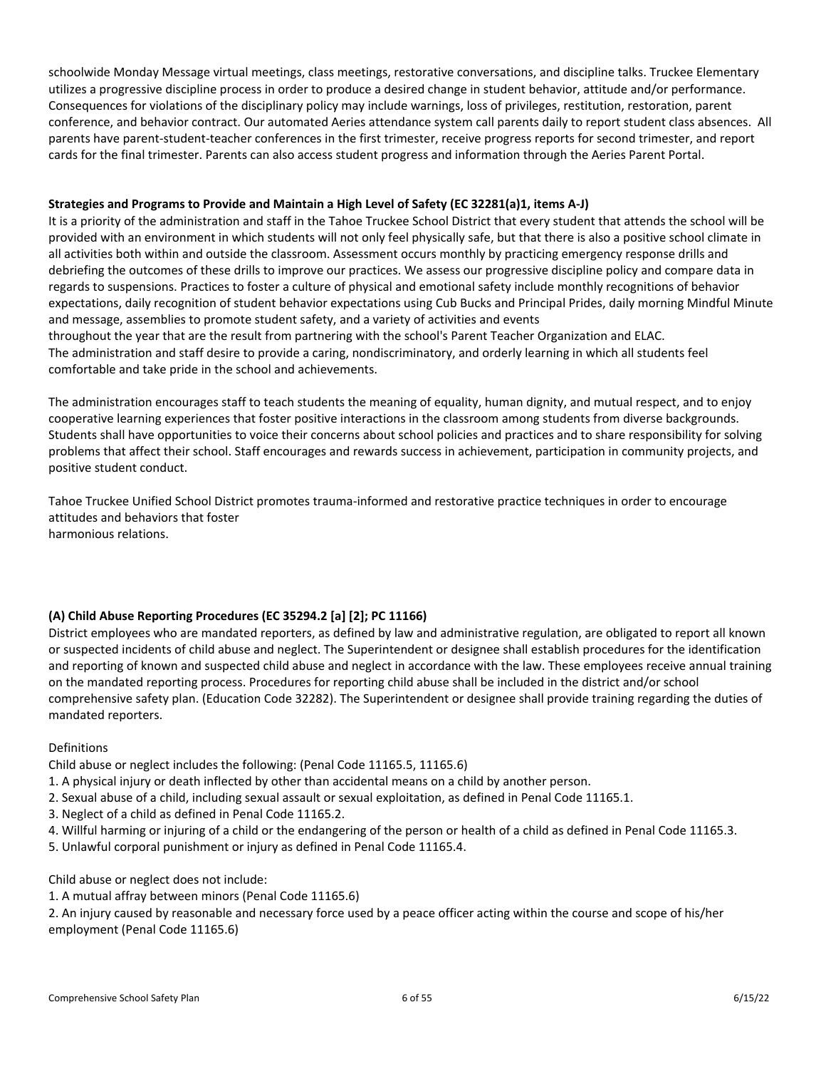schoolwide Monday Message virtual meetings, class meetings, restorative conversations, and discipline talks. Truckee Elementary utilizes a progressive discipline process in order to produce a desired change in student behavior, attitude and/or performance. Consequences for violations of the disciplinary policy may include warnings, loss of privileges, restitution, restoration, parent conference, and behavior contract. Our automated Aeries attendance system call parents daily to report student class absences. All parents have parent-student-teacher conferences in the first trimester, receive progress reports for second trimester, and report cards for the final trimester. Parents can also access student progress and information through the Aeries Parent Portal.

**Strategies and Programs to Provide and Maintain a High Level of Safety (EC 32281(a)1, items A-J)**

It is a priority of the administration and staff in the Tahoe Truckee School District that every student that attends the school will be provided with an environment in which students will not only feel physically safe, but that there is also a positive school climate in all activities both within and outside the classroom. Assessment occurs monthly by practicing emergency response drills and debriefing the outcomes of these drills to improve our practices. We assess our progressive discipline policy and compare data in regards to suspensions. Practices to foster a culture of physical and emotional safety include monthly recognitions of behavior expectations, daily recognition of student behavior expectations using Cub Bucks and Principal Prides, daily morning Mindful Minute and message, assemblies to promote student safety, and a variety of activities and events throughout the year that are the result from partnering with the school's Parent Teacher Organization and ELAC. The administration and staff desire to provide a caring, nondiscriminatory, and orderly learning in which all students feel comfortable and take pride in the school and achievements.

The administration encourages staff to teach students the meaning of equality, human dignity, and mutual respect, and to enjoy cooperative learning experiences that foster positive interactions in the classroom among students from diverse backgrounds. Students shall have opportunities to voice their concerns about school policies and practices and to share responsibility for solving problems that affect their school. Staff encourages and rewards success in achievement, participation in community projects, and positive student conduct.

Tahoe Truckee Unified School District promotes trauma-informed and restorative practice techniques in order to encourage attitudes and behaviors that foster harmonious relations.

**(A) Child Abuse Reporting Procedures (EC 35294.2 [a] [2]; PC 11166)**

District employees who are mandated reporters, as defined by law and administrative regulation, are obligated to report all known or suspected incidents of child abuse and neglect. The Superintendent or designee shall establish procedures for the identification and reporting of known and suspected child abuse and neglect in accordance with the law. These employees receive annual training on the mandated reporting process. Procedures for reporting child abuse shall be included in the district and/or school comprehensive safety plan. (Education Code 32282). The Superintendent or designee shall provide training regarding the duties of mandated reporters.

Definitions

Child abuse or neglect includes the following: (Penal Code 11165.5, 11165.6)

1. A physical injury or death inflicted by other than accidental means on a child by another person.
2. Sexual abuse of a child, including sexual assault or sexual exploitation, as defined in Penal Code 11165.1.
3. Neglect of a child as defined in Penal Code 11165.2.
4. Willful harming or injuring of a child or the endangering of the person or health of a child as defined in Penal Code 11165.3.
5. Unlawful corporal punishment or injury as defined in Penal Code 11165.4.

Child abuse or neglect does not include:

1. A mutual affray between minors (Penal Code 11165.6)
2. An injury caused by reasonable and necessary force used by a peace officer acting within the course and scope of his/her employment (Penal Code 11165.6)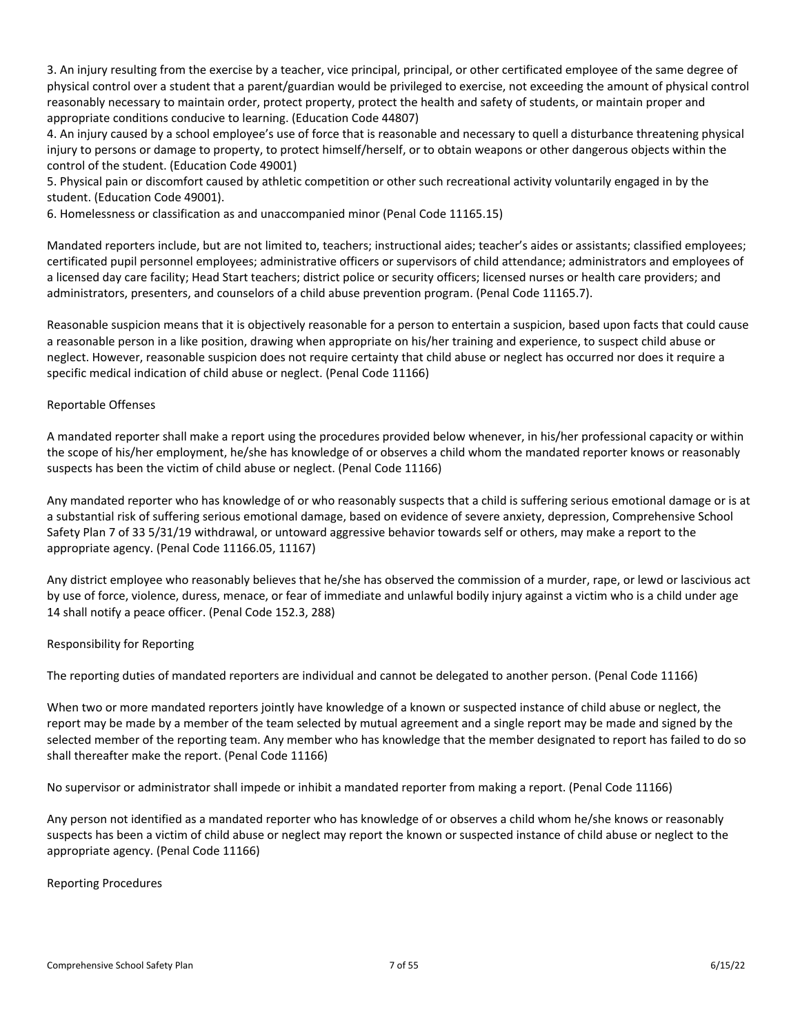3. An injury resulting from the exercise by a teacher, vice principal, principal, or other certificated employee of the same degree of physical control over a student that a parent/guardian would be privileged to exercise, not exceeding the amount of physical control reasonably necessary to maintain order, protect property, protect the health and safety of students, or maintain proper and appropriate conditions conducive to learning. (Education Code 44807)
4. An injury caused by a school employee's use of force that is reasonable and necessary to quell a disturbance threatening physical injury to persons or damage to property, to protect himself/herself, or to obtain weapons or other dangerous objects within the control of the student. (Education Code 49001)
5. Physical pain or discomfort caused by athletic competition or other such recreational activity voluntarily engaged in by the student. (Education Code 49001).
6. Homelessness or classification as and unaccompanied minor (Penal Code 11165.15)

Mandated reporters include, but are not limited to, teachers; instructional aides; teacher's aides or assistants; classified employees; certificated pupil personnel employees; administrative officers or supervisors of child attendance; administrators and employees of a licensed day care facility; Head Start teachers; district police or security officers; licensed nurses or health care providers; and administrators, presenters, and counselors of a child abuse prevention program. (Penal Code 11165.7).

Reasonable suspicion means that it is objectively reasonable for a person to entertain a suspicion, based upon facts that could cause a reasonable person in a like position, drawing when appropriate on his/her training and experience, to suspect child abuse or neglect. However, reasonable suspicion does not require certainty that child abuse or neglect has occurred nor does it require a specific medical indication of child abuse or neglect. (Penal Code 11166)

Reportable Offenses

A mandated reporter shall make a report using the procedures provided below whenever, in his/her professional capacity or within the scope of his/her employment, he/she has knowledge of or observes a child whom the mandated reporter knows or reasonably suspects has been the victim of child abuse or neglect. (Penal Code 11166)

Any mandated reporter who has knowledge of or who reasonably suspects that a child is suffering serious emotional damage or is at a substantial risk of suffering serious emotional damage, based on evidence of severe anxiety, depression, Comprehensive School Safety Plan 7 of 33 5/31/19 withdrawal, or untoward aggressive behavior towards self or others, may make a report to the appropriate agency. (Penal Code 11166.05, 11167)

Any district employee who reasonably believes that he/she has observed the commission of a murder, rape, or lewd or lascivious act by use of force, violence, duress, menace, or fear of immediate and unlawful bodily injury against a victim who is a child under age 14 shall notify a peace officer. (Penal Code 152.3, 288)

Responsibility for Reporting

The reporting duties of mandated reporters are individual and cannot be delegated to another person. (Penal Code 11166)

When two or more mandated reporters jointly have knowledge of a known or suspected instance of child abuse or neglect, the report may be made by a member of the team selected by mutual agreement and a single report may be made and signed by the selected member of the reporting team. Any member who has knowledge that the member designated to report has failed to do so shall thereafter make the report. (Penal Code 11166)

No supervisor or administrator shall impede or inhibit a mandated reporter from making a report. (Penal Code 11166)

Any person not identified as a mandated reporter who has knowledge of or observes a child whom he/she knows or reasonably suspects has been a victim of child abuse or neglect may report the known or suspected instance of child abuse or neglect to the appropriate agency. (Penal Code 11166)

Reporting Procedures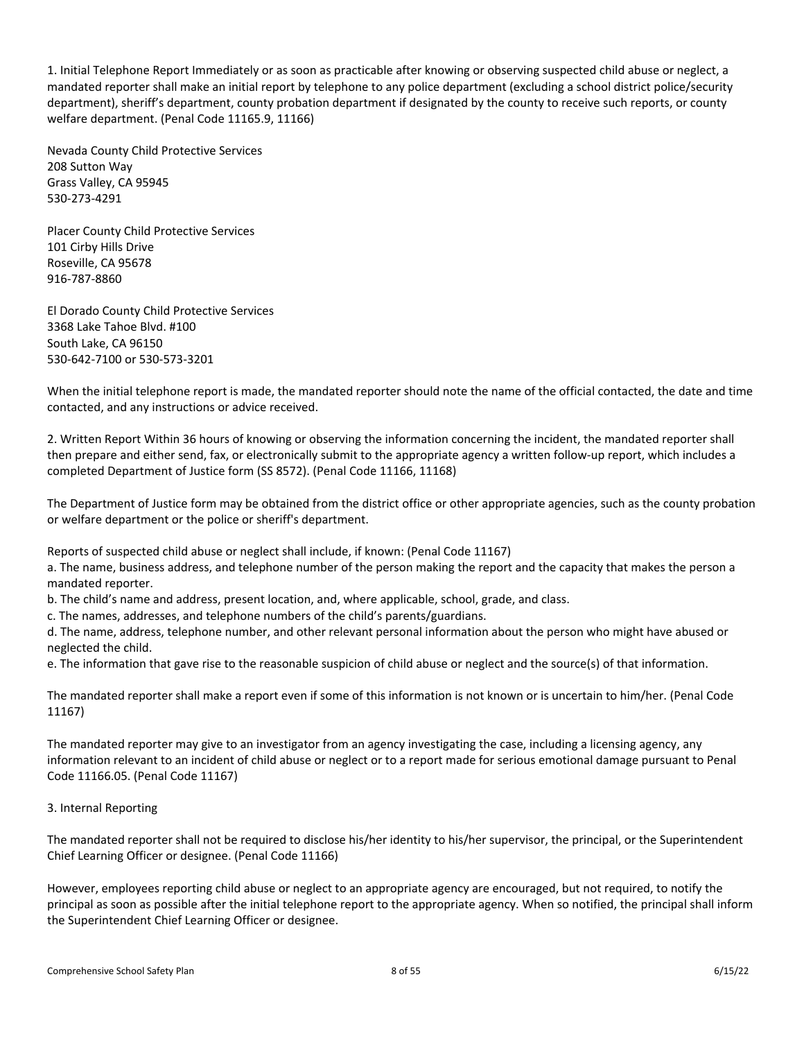1. Initial Telephone Report Immediately or as soon as practicable after knowing or observing suspected child abuse or neglect, a mandated reporter shall make an initial report by telephone to any police department (excluding a school district police/security department), sheriff's department, county probation department if designated by the county to receive such reports, or county welfare department. (Penal Code 11165.9, 11166)

Nevada County Child Protective Services
208 Sutton Way
Grass Valley, CA 95945
530-273-4291

Placer County Child Protective Services
101 Cirby Hills Drive
Roseville, CA 95678
916-787-8860

El Dorado County Child Protective Services
3368 Lake Tahoe Blvd. #100
South Lake, CA 96150
530-642-7100 or 530-573-3201

When the initial telephone report is made, the mandated reporter should note the name of the official contacted, the date and time contacted, and any instructions or advice received.

2. Written Report Within 36 hours of knowing or observing the information concerning the incident, the mandated reporter shall then prepare and either send, fax, or electronically submit to the appropriate agency a written follow-up report, which includes a completed Department of Justice form (SS 8572). (Penal Code 11166, 11168)

The Department of Justice form may be obtained from the district office or other appropriate agencies, such as the county probation or welfare department or the police or sheriff's department.

Reports of suspected child abuse or neglect shall include, if known: (Penal Code 11167)

a. The name, business address, and telephone number of the person making the report and the capacity that makes the person a mandated reporter.

b. The child's name and address, present location, and, where applicable, school, grade, and class.

c. The names, addresses, and telephone numbers of the child's parents/guardians.

d. The name, address, telephone number, and other relevant personal information about the person who might have abused or neglected the child.

e. The information that gave rise to the reasonable suspicion of child abuse or neglect and the source(s) of that information.

The mandated reporter shall make a report even if some of this information is not known or is uncertain to him/her. (Penal Code 11167)

The mandated reporter may give to an investigator from an agency investigating the case, including a licensing agency, any information relevant to an incident of child abuse or neglect or to a report made for serious emotional damage pursuant to Penal Code 11166.05. (Penal Code 11167)

3. Internal Reporting

The mandated reporter shall not be required to disclose his/her identity to his/her supervisor, the principal, or the Superintendent Chief Learning Officer or designee. (Penal Code 11166)

However, employees reporting child abuse or neglect to an appropriate agency are encouraged, but not required, to notify the principal as soon as possible after the initial telephone report to the appropriate agency. When so notified, the principal shall inform the Superintendent Chief Learning Officer or designee.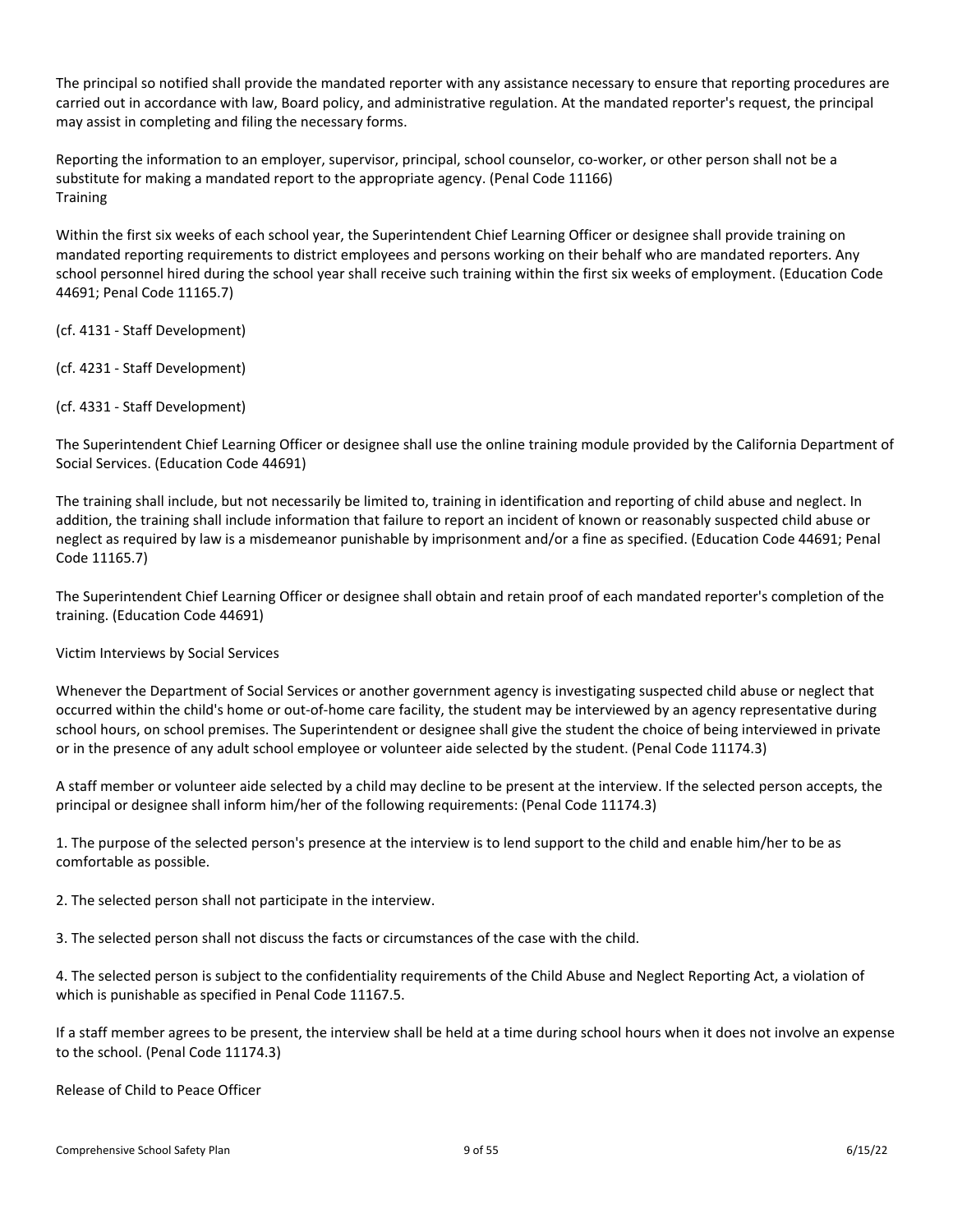The principal so notified shall provide the mandated reporter with any assistance necessary to ensure that reporting procedures are carried out in accordance with law, Board policy, and administrative regulation. At the mandated reporter's request, the principal may assist in completing and filing the necessary forms.

Reporting the information to an employer, supervisor, principal, school counselor, co-worker, or other person shall not be a substitute for making a mandated report to the appropriate agency. (Penal Code 11166)

Training

Within the first six weeks of each school year, the Superintendent Chief Learning Officer or designee shall provide training on mandated reporting requirements to district employees and persons working on their behalf who are mandated reporters. Any school personnel hired during the school year shall receive such training within the first six weeks of employment. (Education Code 44691; Penal Code 11165.7)

(cf. 4131 - Staff Development)

(cf. 4231 - Staff Development)

(cf. 4331 - Staff Development)

The Superintendent Chief Learning Officer or designee shall use the online training module provided by the California Department of Social Services. (Education Code 44691)

The training shall include, but not necessarily be limited to, training in identification and reporting of child abuse and neglect. In addition, the training shall include information that failure to report an incident of known or reasonably suspected child abuse or neglect as required by law is a misdemeanor punishable by imprisonment and/or a fine as specified. (Education Code 44691; Penal Code 11165.7)

The Superintendent Chief Learning Officer or designee shall obtain and retain proof of each mandated reporter's completion of the training. (Education Code 44691)

Victim Interviews by Social Services

Whenever the Department of Social Services or another government agency is investigating suspected child abuse or neglect that occurred within the child's home or out-of-home care facility, the student may be interviewed by an agency representative during school hours, on school premises. The Superintendent or designee shall give the student the choice of being interviewed in private or in the presence of any adult school employee or volunteer aide selected by the student. (Penal Code 11174.3)

A staff member or volunteer aide selected by a child may decline to be present at the interview. If the selected person accepts, the principal or designee shall inform him/her of the following requirements: (Penal Code 11174.3)

1. The purpose of the selected person's presence at the interview is to lend support to the child and enable him/her to be as comfortable as possible.

2. The selected person shall not participate in the interview.

3. The selected person shall not discuss the facts or circumstances of the case with the child.

4. The selected person is subject to the confidentiality requirements of the Child Abuse and Neglect Reporting Act, a violation of which is punishable as specified in Penal Code 11167.5.

If a staff member agrees to be present, the interview shall be held at a time during school hours when it does not involve an expense to the school. (Penal Code 11174.3)

Release of Child to Peace Officer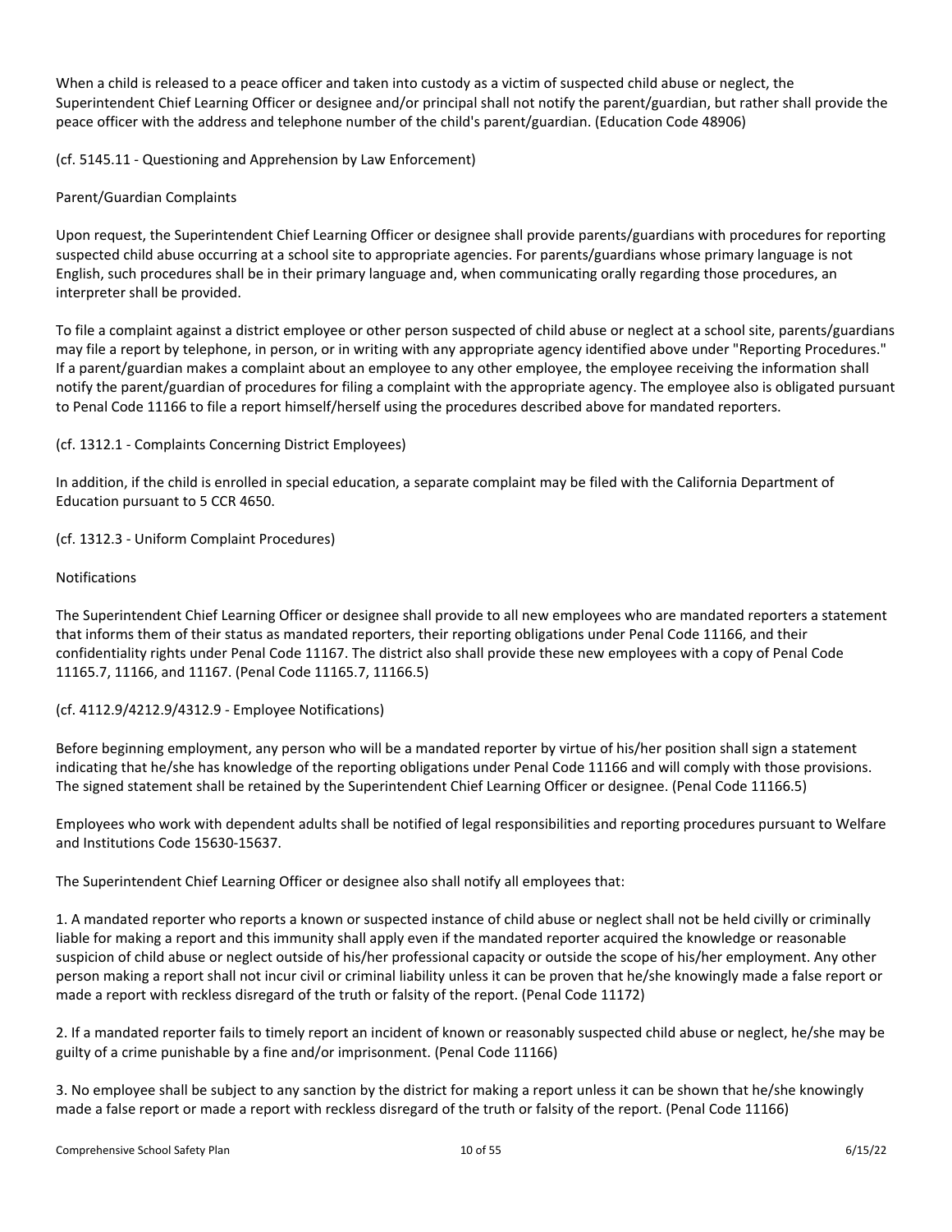When a child is released to a peace officer and taken into custody as a victim of suspected child abuse or neglect, the Superintendent Chief Learning Officer or designee and/or principal shall not notify the parent/guardian, but rather shall provide the peace officer with the address and telephone number of the child's parent/guardian. (Education Code 48906)

(cf. 5145.11 - Questioning and Apprehension by Law Enforcement)

Parent/Guardian Complaints

Upon request, the Superintendent Chief Learning Officer or designee shall provide parents/guardians with procedures for reporting suspected child abuse occurring at a school site to appropriate agencies. For parents/guardians whose primary language is not English, such procedures shall be in their primary language and, when communicating orally regarding those procedures, an interpreter shall be provided.

To file a complaint against a district employee or other person suspected of child abuse or neglect at a school site, parents/guardians may file a report by telephone, in person, or in writing with any appropriate agency identified above under "Reporting Procedures." If a parent/guardian makes a complaint about an employee to any other employee, the employee receiving the information shall notify the parent/guardian of procedures for filing a complaint with the appropriate agency. The employee also is obligated pursuant to Penal Code 11166 to file a report himself/herself using the procedures described above for mandated reporters.

(cf. 1312.1 - Complaints Concerning District Employees)

In addition, if the child is enrolled in special education, a separate complaint may be filed with the California Department of Education pursuant to 5 CCR 4650.

(cf. 1312.3 - Uniform Complaint Procedures)

Notifications

The Superintendent Chief Learning Officer or designee shall provide to all new employees who are mandated reporters a statement that informs them of their status as mandated reporters, their reporting obligations under Penal Code 11166, and their confidentiality rights under Penal Code 11167. The district also shall provide these new employees with a copy of Penal Code 11165.7, 11166, and 11167. (Penal Code 11165.7, 11166.5)

(cf. 4112.9/4212.9/4312.9 - Employee Notifications)

Before beginning employment, any person who will be a mandated reporter by virtue of his/her position shall sign a statement indicating that he/she has knowledge of the reporting obligations under Penal Code 11166 and will comply with those provisions. The signed statement shall be retained by the Superintendent Chief Learning Officer or designee. (Penal Code 11166.5)

Employees who work with dependent adults shall be notified of legal responsibilities and reporting procedures pursuant to Welfare and Institutions Code 15630-15637.

The Superintendent Chief Learning Officer or designee also shall notify all employees that:

1. A mandated reporter who reports a known or suspected instance of child abuse or neglect shall not be held civilly or criminally liable for making a report and this immunity shall apply even if the mandated reporter acquired the knowledge or reasonable suspicion of child abuse or neglect outside of his/her professional capacity or outside the scope of his/her employment. Any other person making a report shall not incur civil or criminal liability unless it can be proven that he/she knowingly made a false report or made a report with reckless disregard of the truth or falsity of the report. (Penal Code 11172)

2. If a mandated reporter fails to timely report an incident of known or reasonably suspected child abuse or neglect, he/she may be guilty of a crime punishable by a fine and/or imprisonment. (Penal Code 11166)

3. No employee shall be subject to any sanction by the district for making a report unless it can be shown that he/she knowingly made a false report or made a report with reckless disregard of the truth or falsity of the report. (Penal Code 11166)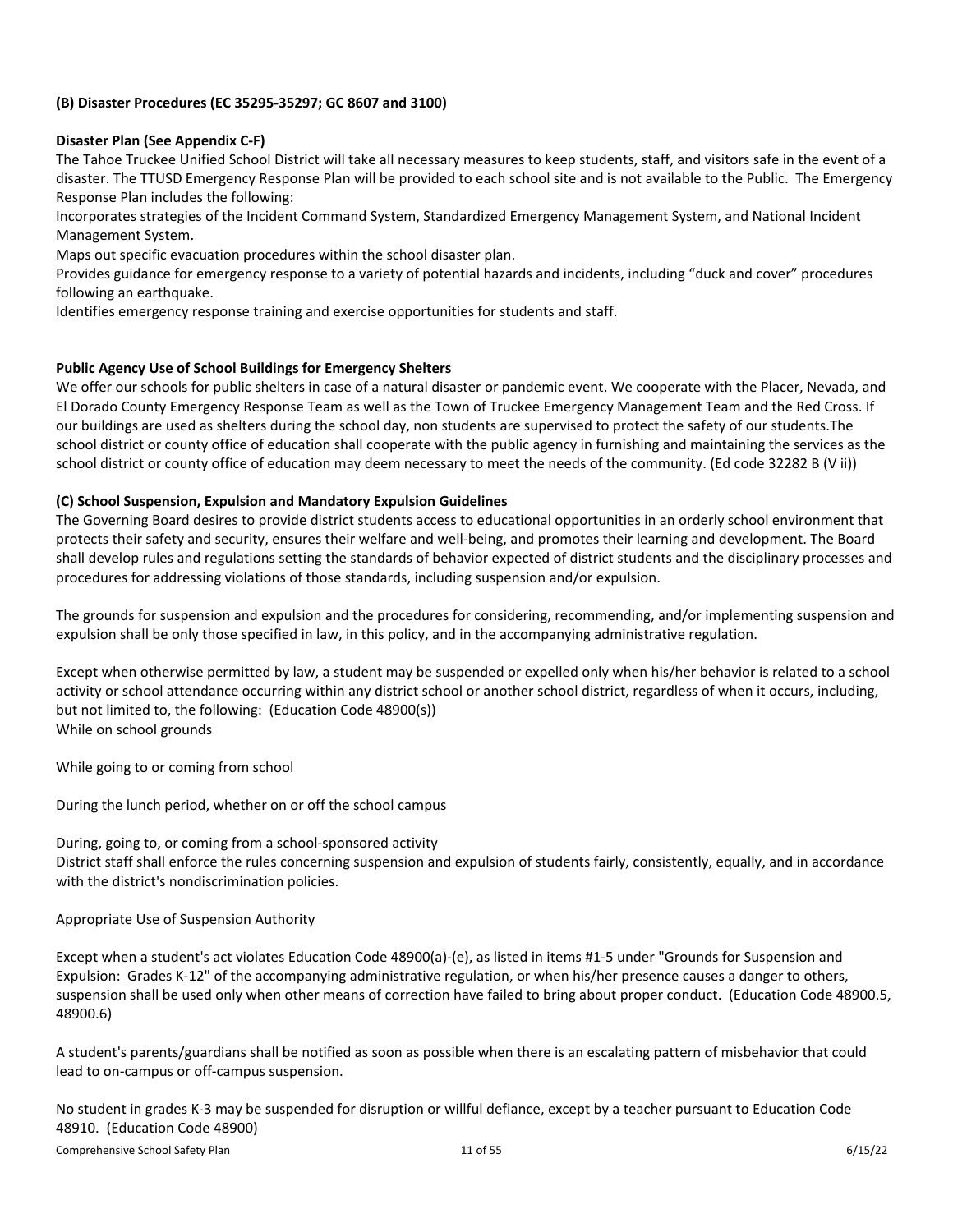**(B) Disaster Procedures (EC 35295-35297; GC 8607 and 3100)**

**Disaster Plan (See Appendix C-F)**

The Tahoe Truckee Unified School District will take all necessary measures to keep students, staff, and visitors safe in the event of a disaster. The TTUSD Emergency Response Plan will be provided to each school site and is not available to the Public. The Emergency Response Plan includes the following:

Incorporates strategies of the Incident Command System, Standardized Emergency Management System, and National Incident Management System.

Maps out specific evacuation procedures within the school disaster plan.

Provides guidance for emergency response to a variety of potential hazards and incidents, including "duck and cover" procedures following an earthquake.

Identifies emergency response training and exercise opportunities for students and staff.

**Public Agency Use of School Buildings for Emergency Shelters**

We offer our schools for public shelters in case of a natural disaster or pandemic event. We cooperate with the Placer, Nevada, and El Dorado County Emergency Response Team as well as the Town of Truckee Emergency Management Team and the Red Cross. If our buildings are used as shelters during the school day, non students are supervised to protect the safety of our students.The school district or county office of education shall cooperate with the public agency in furnishing and maintaining the services as the school district or county office of education may deem necessary to meet the needs of the community. (Ed code 32282 B (V ii))

**(C) School Suspension, Expulsion and Mandatory Expulsion Guidelines**

The Governing Board desires to provide district students access to educational opportunities in an orderly school environment that protects their safety and security, ensures their welfare and well-being, and promotes their learning and development. The Board shall develop rules and regulations setting the standards of behavior expected of district students and the disciplinary processes and procedures for addressing violations of those standards, including suspension and/or expulsion.

The grounds for suspension and expulsion and the procedures for considering, recommending, and/or implementing suspension and expulsion shall be only those specified in law, in this policy, and in the accompanying administrative regulation.

Except when otherwise permitted by law, a student may be suspended or expelled only when his/her behavior is related to a school activity or school attendance occurring within any district school or another school district, regardless of when it occurs, including, but not limited to, the following: (Education Code 48900(s))

While on school grounds

While going to or coming from school

During the lunch period, whether on or off the school campus

During, going to, or coming from a school-sponsored activity

District staff shall enforce the rules concerning suspension and expulsion of students fairly, consistently, equally, and in accordance with the district's nondiscrimination policies.

Appropriate Use of Suspension Authority

Except when a student's act violates Education Code 48900(a)-(e), as listed in items #1-5 under "Grounds for Suspension and Expulsion: Grades K-12" of the accompanying administrative regulation, or when his/her presence causes a danger to others, suspension shall be used only when other means of correction have failed to bring about proper conduct. (Education Code 48900.5, 48900.6)

A student's parents/guardians shall be notified as soon as possible when there is an escalating pattern of misbehavior that could lead to on-campus or off-campus suspension.

No student in grades K-3 may be suspended for disruption or willful defiance, except by a teacher pursuant to Education Code 48910. (Education Code 48900)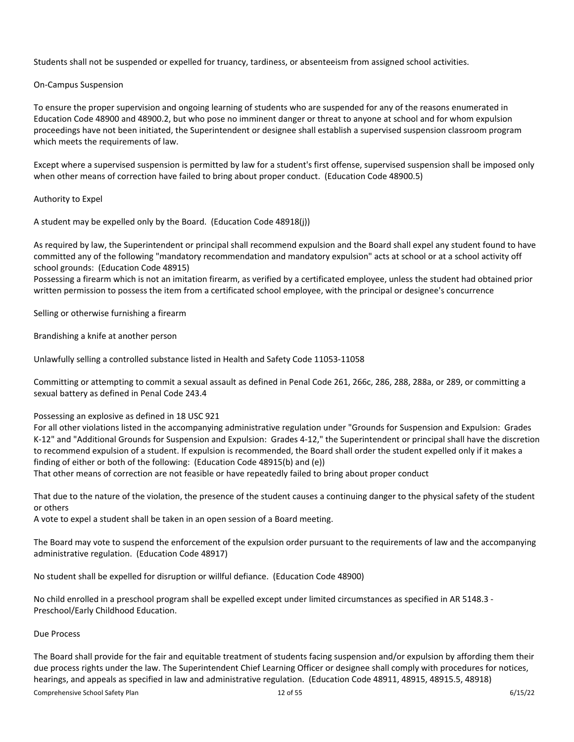Students shall not be suspended or expelled for truancy, tardiness, or absenteeism from assigned school activities.

On-Campus Suspension

To ensure the proper supervision and ongoing learning of students who are suspended for any of the reasons enumerated in Education Code 48900 and 48900.2, but who pose no imminent danger or threat to anyone at school and for whom expulsion proceedings have not been initiated, the Superintendent or designee shall establish a supervised suspension classroom program which meets the requirements of law.

Except where a supervised suspension is permitted by law for a student's first offense, supervised suspension shall be imposed only when other means of correction have failed to bring about proper conduct. (Education Code 48900.5)

Authority to Expel

A student may be expelled only by the Board. (Education Code 48918(j))

As required by law, the Superintendent or principal shall recommend expulsion and the Board shall expel any student found to have committed any of the following "mandatory recommendation and mandatory expulsion" acts at school or at a school activity off school grounds: (Education Code 48915)

Possessing a firearm which is not an imitation firearm, as verified by a certificated employee, unless the student had obtained prior written permission to possess the item from a certificated school employee, with the principal or designee's concurrence

Selling or otherwise furnishing a firearm

Brandishing a knife at another person

Unlawfully selling a controlled substance listed in Health and Safety Code 11053-11058

Committing or attempting to commit a sexual assault as defined in Penal Code 261, 266c, 286, 288, 288a, or 289, or committing a sexual battery as defined in Penal Code 243.4

Possessing an explosive as defined in 18 USC 921

For all other violations listed in the accompanying administrative regulation under "Grounds for Suspension and Expulsion: Grades K-12" and "Additional Grounds for Suspension and Expulsion: Grades 4-12," the Superintendent or principal shall have the discretion to recommend expulsion of a student. If expulsion is recommended, the Board shall order the student expelled only if it makes a finding of either or both of the following: (Education Code 48915(b) and (e))

That other means of correction are not feasible or have repeatedly failed to bring about proper conduct

That due to the nature of the violation, the presence of the student causes a continuing danger to the physical safety of the student or others

A vote to expel a student shall be taken in an open session of a Board meeting.

The Board may vote to suspend the enforcement of the expulsion order pursuant to the requirements of law and the accompanying administrative regulation. (Education Code 48917)

No student shall be expelled for disruption or willful defiance. (Education Code 48900)

No child enrolled in a preschool program shall be expelled except under limited circumstances as specified in AR 5148.3 - Preschool/Early Childhood Education.

Due Process

The Board shall provide for the fair and equitable treatment of students facing suspension and/or expulsion by affording them their due process rights under the law. The Superintendent Chief Learning Officer or designee shall comply with procedures for notices, hearings, and appeals as specified in law and administrative regulation. (Education Code 48911, 48915, 48915.5, 48918)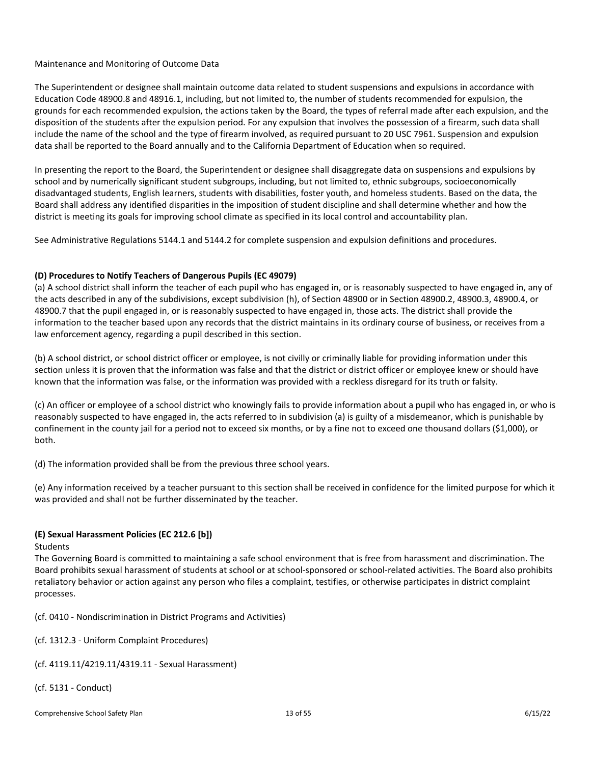Maintenance and Monitoring of Outcome Data

The Superintendent or designee shall maintain outcome data related to student suspensions and expulsions in accordance with Education Code 48900.8 and 48916.1, including, but not limited to, the number of students recommended for expulsion, the grounds for each recommended expulsion, the actions taken by the Board, the types of referral made after each expulsion, and the disposition of the students after the expulsion period. For any expulsion that involves the possession of a firearm, such data shall include the name of the school and the type of firearm involved, as required pursuant to 20 USC 7961. Suspension and expulsion data shall be reported to the Board annually and to the California Department of Education when so required.

In presenting the report to the Board, the Superintendent or designee shall disaggregate data on suspensions and expulsions by school and by numerically significant student subgroups, including, but not limited to, ethnic subgroups, socioeconomically disadvantaged students, English learners, students with disabilities, foster youth, and homeless students. Based on the data, the Board shall address any identified disparities in the imposition of student discipline and shall determine whether and how the district is meeting its goals for improving school climate as specified in its local control and accountability plan.

See Administrative Regulations 5144.1 and 5144.2 for complete suspension and expulsion definitions and procedures.

### (D) Procedures to Notify Teachers of Dangerous Pupils (EC 49079)

(a) A school district shall inform the teacher of each pupil who has engaged in, or is reasonably suspected to have engaged in, any of the acts described in any of the subdivisions, except subdivision (h), of Section 48900 or in Section 48900.2, 48900.3, 48900.4, or 48900.7 that the pupil engaged in, or is reasonably suspected to have engaged in, those acts. The district shall provide the information to the teacher based upon any records that the district maintains in its ordinary course of business, or receives from a law enforcement agency, regarding a pupil described in this section.

(b) A school district, or school district officer or employee, is not civilly or criminally liable for providing information under this section unless it is proven that the information was false and that the district or district officer or employee knew or should have known that the information was false, or the information was provided with a reckless disregard for its truth or falsity.

(c) An officer or employee of a school district who knowingly fails to provide information about a pupil who has engaged in, or who is reasonably suspected to have engaged in, the acts referred to in subdivision (a) is guilty of a misdemeanor, which is punishable by confinement in the county jail for a period not to exceed six months, or by a fine not to exceed one thousand dollars ($1,000), or both.

(d) The information provided shall be from the previous three school years.

(e) Any information received by a teacher pursuant to this section shall be received in confidence for the limited purpose for which it was provided and shall not be further disseminated by the teacher.

### (E) Sexual Harassment Policies (EC 212.6 [b])

Students

The Governing Board is committed to maintaining a safe school environment that is free from harassment and discrimination. The Board prohibits sexual harassment of students at school or at school-sponsored or school-related activities. The Board also prohibits retaliatory behavior or action against any person who files a complaint, testifies, or otherwise participates in district complaint processes.

(cf. 0410 - Nondiscrimination in District Programs and Activities)

(cf. 1312.3 - Uniform Complaint Procedures)

(cf. 4119.11/4219.11/4319.11 - Sexual Harassment)

(cf. 5131 - Conduct)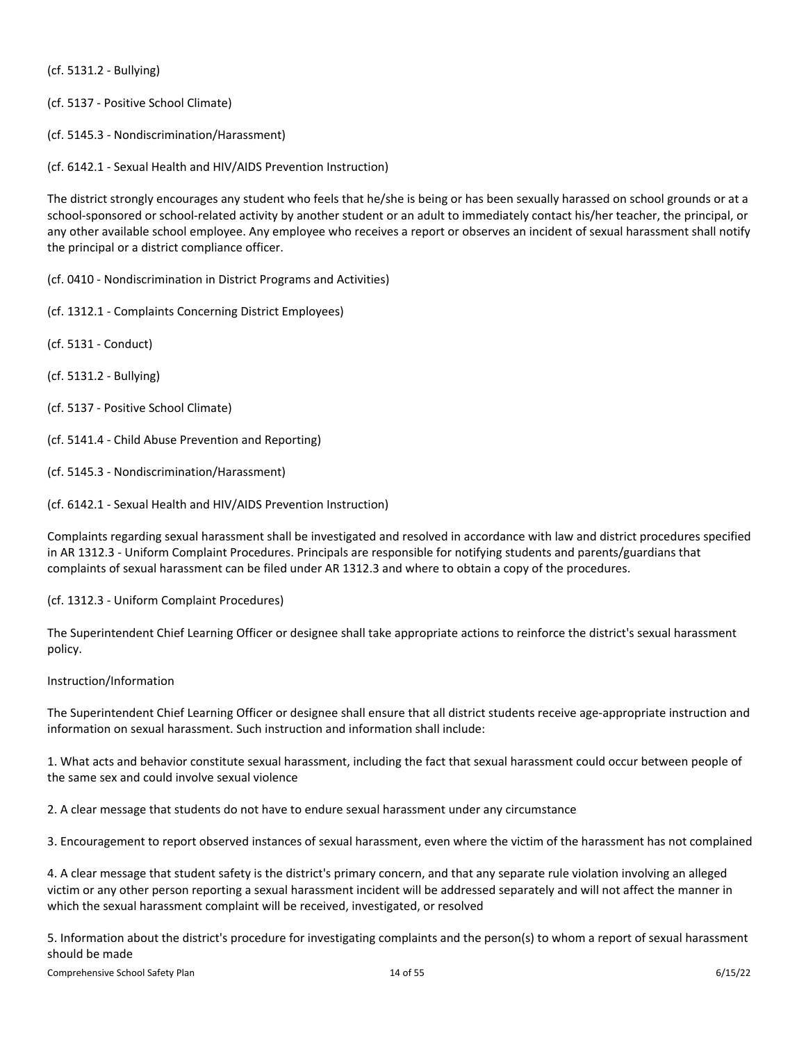(cf. 5131.2 - Bullying)

(cf. 5137 - Positive School Climate)

(cf. 5145.3 - Nondiscrimination/Harassment)

(cf. 6142.1 - Sexual Health and HIV/AIDS Prevention Instruction)

The district strongly encourages any student who feels that he/she is being or has been sexually harassed on school grounds or at a school-sponsored or school-related activity by another student or an adult to immediately contact his/her teacher, the principal, or any other available school employee. Any employee who receives a report or observes an incident of sexual harassment shall notify the principal or a district compliance officer.

(cf. 0410 - Nondiscrimination in District Programs and Activities)

(cf. 1312.1 - Complaints Concerning District Employees)

(cf. 5131 - Conduct)

(cf. 5131.2 - Bullying)

(cf. 5137 - Positive School Climate)

(cf. 5141.4 - Child Abuse Prevention and Reporting)

(cf. 5145.3 - Nondiscrimination/Harassment)

(cf. 6142.1 - Sexual Health and HIV/AIDS Prevention Instruction)

Complaints regarding sexual harassment shall be investigated and resolved in accordance with law and district procedures specified in AR 1312.3 - Uniform Complaint Procedures. Principals are responsible for notifying students and parents/guardians that complaints of sexual harassment can be filed under AR 1312.3 and where to obtain a copy of the procedures.

(cf. 1312.3 - Uniform Complaint Procedures)

The Superintendent Chief Learning Officer or designee shall take appropriate actions to reinforce the district's sexual harassment policy.

Instruction/Information

The Superintendent Chief Learning Officer or designee shall ensure that all district students receive age-appropriate instruction and information on sexual harassment. Such instruction and information shall include:

1. What acts and behavior constitute sexual harassment, including the fact that sexual harassment could occur between people of the same sex and could involve sexual violence

2. A clear message that students do not have to endure sexual harassment under any circumstance

3. Encouragement to report observed instances of sexual harassment, even where the victim of the harassment has not complained

4. A clear message that student safety is the district's primary concern, and that any separate rule violation involving an alleged victim or any other person reporting a sexual harassment incident will be addressed separately and will not affect the manner in which the sexual harassment complaint will be received, investigated, or resolved

5. Information about the district's procedure for investigating complaints and the person(s) to whom a report of sexual harassment should be made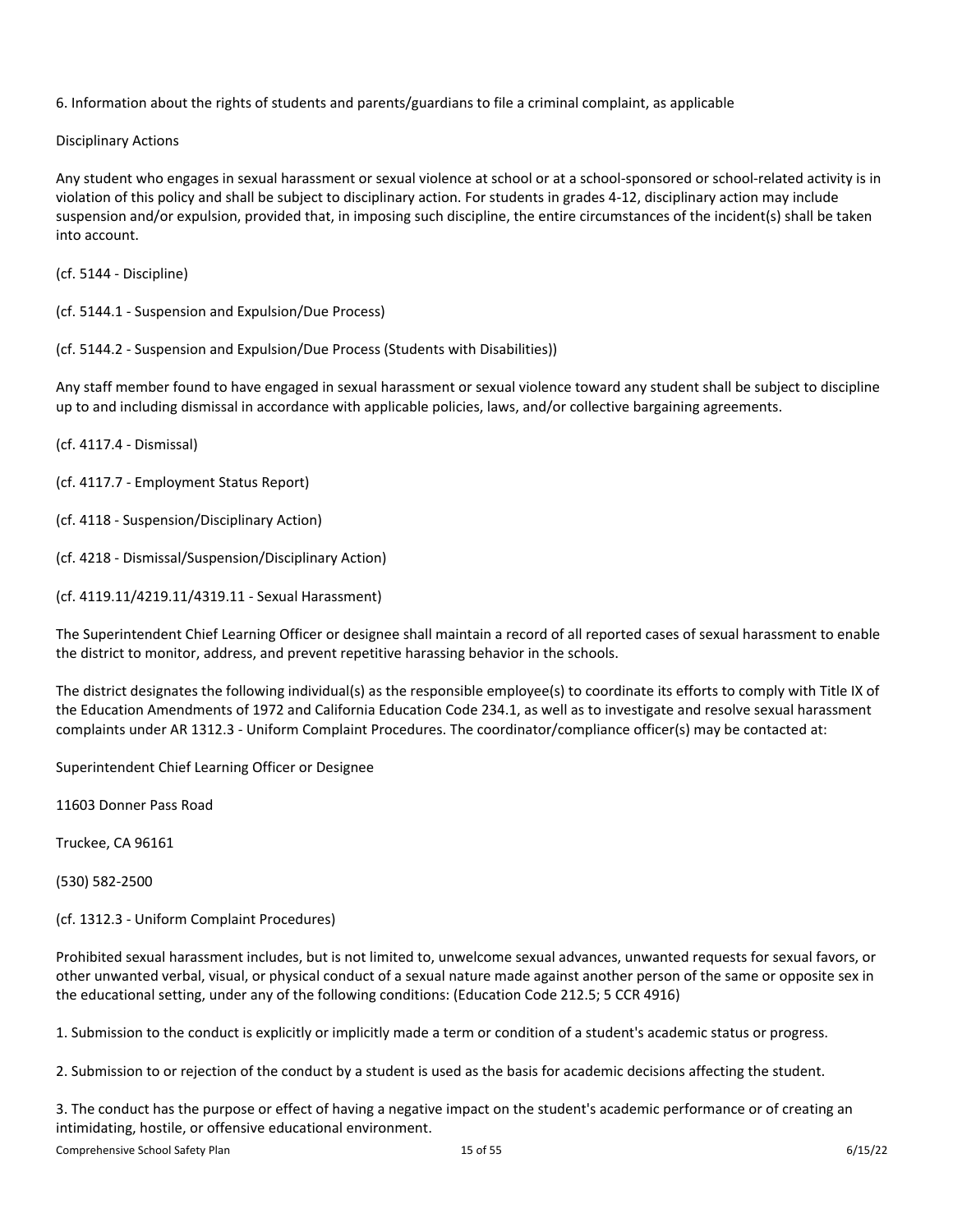6. Information about the rights of students and parents/guardians to file a criminal complaint, as applicable

Disciplinary Actions

Any student who engages in sexual harassment or sexual violence at school or at a school-sponsored or school-related activity is in violation of this policy and shall be subject to disciplinary action. For students in grades 4-12, disciplinary action may include suspension and/or expulsion, provided that, in imposing such discipline, the entire circumstances of the incident(s) shall be taken into account.

(cf. 5144 - Discipline)

(cf. 5144.1 - Suspension and Expulsion/Due Process)

(cf. 5144.2 - Suspension and Expulsion/Due Process (Students with Disabilities))

Any staff member found to have engaged in sexual harassment or sexual violence toward any student shall be subject to discipline up to and including dismissal in accordance with applicable policies, laws, and/or collective bargaining agreements.

(cf. 4117.4 - Dismissal)

(cf. 4117.7 - Employment Status Report)

(cf. 4118 - Suspension/Disciplinary Action)

(cf. 4218 - Dismissal/Suspension/Disciplinary Action)

(cf. 4119.11/4219.11/4319.11 - Sexual Harassment)

The Superintendent Chief Learning Officer or designee shall maintain a record of all reported cases of sexual harassment to enable the district to monitor, address, and prevent repetitive harassing behavior in the schools.

The district designates the following individual(s) as the responsible employee(s) to coordinate its efforts to comply with Title IX of the Education Amendments of 1972 and California Education Code 234.1, as well as to investigate and resolve sexual harassment complaints under AR 1312.3 - Uniform Complaint Procedures. The coordinator/compliance officer(s) may be contacted at:

Superintendent Chief Learning Officer or Designee

11603 Donner Pass Road

Truckee, CA 96161

(530) 582-2500

(cf. 1312.3 - Uniform Complaint Procedures)

Prohibited sexual harassment includes, but is not limited to, unwelcome sexual advances, unwanted requests for sexual favors, or other unwanted verbal, visual, or physical conduct of a sexual nature made against another person of the same or opposite sex in the educational setting, under any of the following conditions: (Education Code 212.5; 5 CCR 4916)

1. Submission to the conduct is explicitly or implicitly made a term or condition of a student's academic status or progress.

2. Submission to or rejection of the conduct by a student is used as the basis for academic decisions affecting the student.

3. The conduct has the purpose or effect of having a negative impact on the student's academic performance or of creating an intimidating, hostile, or offensive educational environment.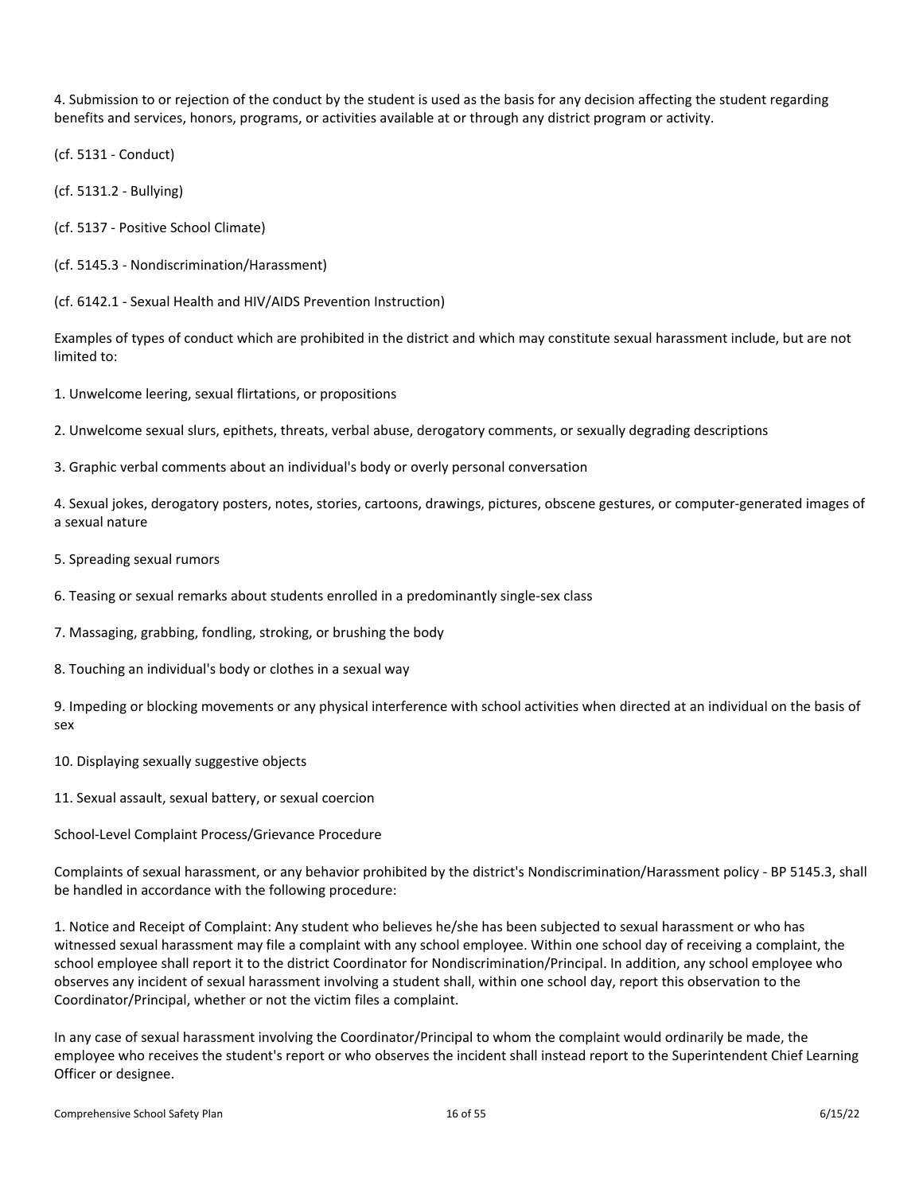4. Submission to or rejection of the conduct by the student is used as the basis for any decision affecting the student regarding benefits and services, honors, programs, or activities available at or through any district program or activity.

(cf. 5131 - Conduct)

(cf. 5131.2 - Bullying)

(cf. 5137 - Positive School Climate)

(cf. 5145.3 - Nondiscrimination/Harassment)

(cf. 6142.1 - Sexual Health and HIV/AIDS Prevention Instruction)

Examples of types of conduct which are prohibited in the district and which may constitute sexual harassment include, but are not limited to:

1. Unwelcome leering, sexual flirtations, or propositions

2. Unwelcome sexual slurs, epithets, threats, verbal abuse, derogatory comments, or sexually degrading descriptions

3. Graphic verbal comments about an individual's body or overly personal conversation

4. Sexual jokes, derogatory posters, notes, stories, cartoons, drawings, pictures, obscene gestures, or computer-generated images of a sexual nature

5. Spreading sexual rumors

6. Teasing or sexual remarks about students enrolled in a predominantly single-sex class

7. Massaging, grabbing, fondling, stroking, or brushing the body

8. Touching an individual's body or clothes in a sexual way

9. Impeding or blocking movements or any physical interference with school activities when directed at an individual on the basis of sex

10. Displaying sexually suggestive objects

11. Sexual assault, sexual battery, or sexual coercion

School-Level Complaint Process/Grievance Procedure

Complaints of sexual harassment, or any behavior prohibited by the district's Nondiscrimination/Harassment policy - BP 5145.3, shall be handled in accordance with the following procedure:

1. Notice and Receipt of Complaint: Any student who believes he/she has been subjected to sexual harassment or who has witnessed sexual harassment may file a complaint with any school employee. Within one school day of receiving a complaint, the school employee shall report it to the district Coordinator for Nondiscrimination/Principal. In addition, any school employee who observes any incident of sexual harassment involving a student shall, within one school day, report this observation to the Coordinator/Principal, whether or not the victim files a complaint.

In any case of sexual harassment involving the Coordinator/Principal to whom the complaint would ordinarily be made, the employee who receives the student's report or who observes the incident shall instead report to the Superintendent Chief Learning Officer or designee.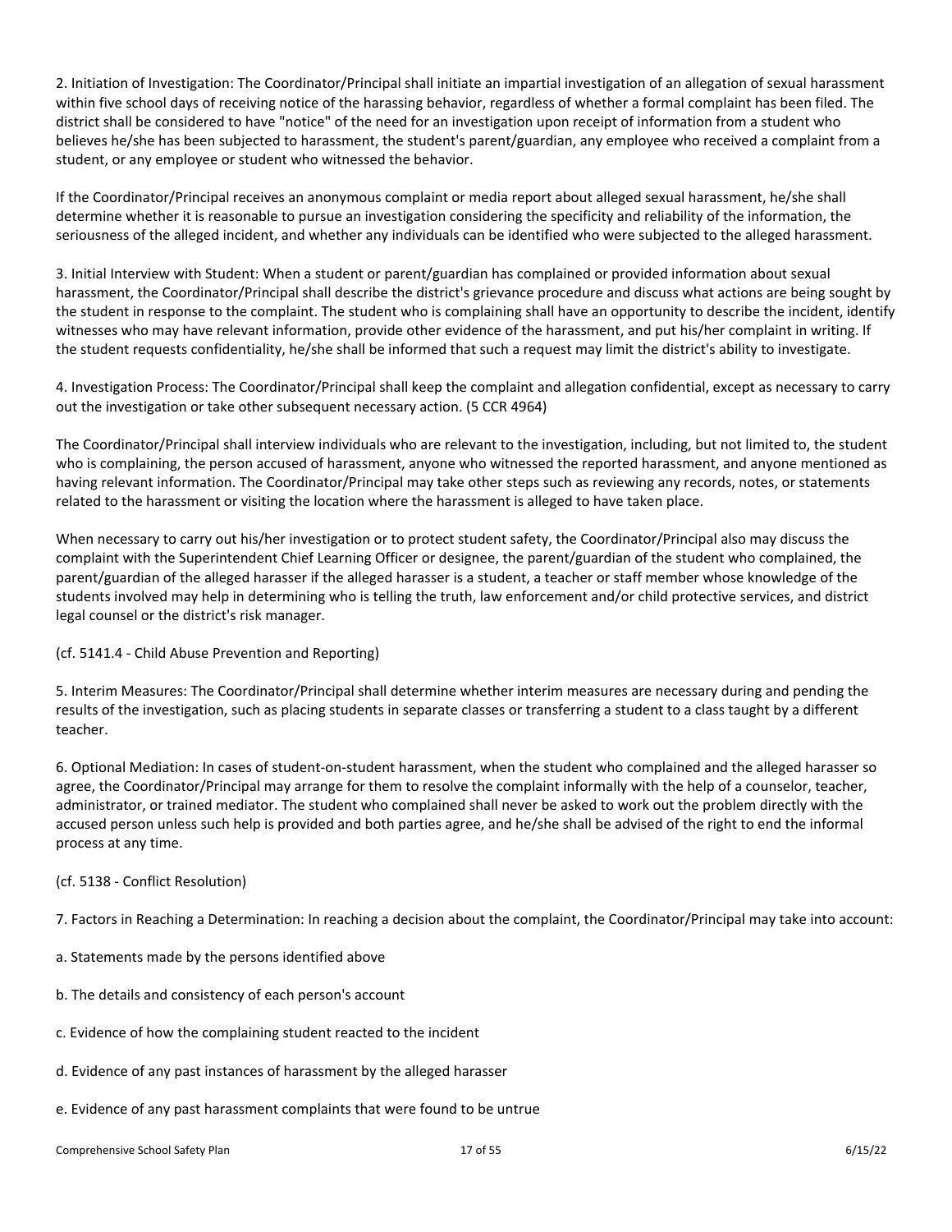2. Initiation of Investigation: The Coordinator/Principal shall initiate an impartial investigation of an allegation of sexual harassment within five school days of receiving notice of the harassing behavior, regardless of whether a formal complaint has been filed. The district shall be considered to have "notice" of the need for an investigation upon receipt of information from a student who believes he/she has been subjected to harassment, the student's parent/guardian, any employee who received a complaint from a student, or any employee or student who witnessed the behavior.

If the Coordinator/Principal receives an anonymous complaint or media report about alleged sexual harassment, he/she shall determine whether it is reasonable to pursue an investigation considering the specificity and reliability of the information, the seriousness of the alleged incident, and whether any individuals can be identified who were subjected to the alleged harassment.

3. Initial Interview with Student: When a student or parent/guardian has complained or provided information about sexual harassment, the Coordinator/Principal shall describe the district's grievance procedure and discuss what actions are being sought by the student in response to the complaint. The student who is complaining shall have an opportunity to describe the incident, identify witnesses who may have relevant information, provide other evidence of the harassment, and put his/her complaint in writing. If the student requests confidentiality, he/she shall be informed that such a request may limit the district's ability to investigate.

4. Investigation Process: The Coordinator/Principal shall keep the complaint and allegation confidential, except as necessary to carry out the investigation or take other subsequent necessary action. (5 CCR 4964)

The Coordinator/Principal shall interview individuals who are relevant to the investigation, including, but not limited to, the student who is complaining, the person accused of harassment, anyone who witnessed the reported harassment, and anyone mentioned as having relevant information. The Coordinator/Principal may take other steps such as reviewing any records, notes, or statements related to the harassment or visiting the location where the harassment is alleged to have taken place.

When necessary to carry out his/her investigation or to protect student safety, the Coordinator/Principal also may discuss the complaint with the Superintendent Chief Learning Officer or designee, the parent/guardian of the student who complained, the parent/guardian of the alleged harasser if the alleged harasser is a student, a teacher or staff member whose knowledge of the students involved may help in determining who is telling the truth, law enforcement and/or child protective services, and district legal counsel or the district's risk manager.

(cf. 5141.4 - Child Abuse Prevention and Reporting)

5. Interim Measures: The Coordinator/Principal shall determine whether interim measures are necessary during and pending the results of the investigation, such as placing students in separate classes or transferring a student to a class taught by a different teacher.

6. Optional Mediation: In cases of student-on-student harassment, when the student who complained and the alleged harasser so agree, the Coordinator/Principal may arrange for them to resolve the complaint informally with the help of a counselor, teacher, administrator, or trained mediator. The student who complained shall never be asked to work out the problem directly with the accused person unless such help is provided and both parties agree, and he/she shall be advised of the right to end the informal process at any time.

(cf. 5138 - Conflict Resolution)

7. Factors in Reaching a Determination: In reaching a decision about the complaint, the Coordinator/Principal may take into account:

a. Statements made by the persons identified above

b. The details and consistency of each person's account

c. Evidence of how the complaining student reacted to the incident

d. Evidence of any past instances of harassment by the alleged harasser

e. Evidence of any past harassment complaints that were found to be untrue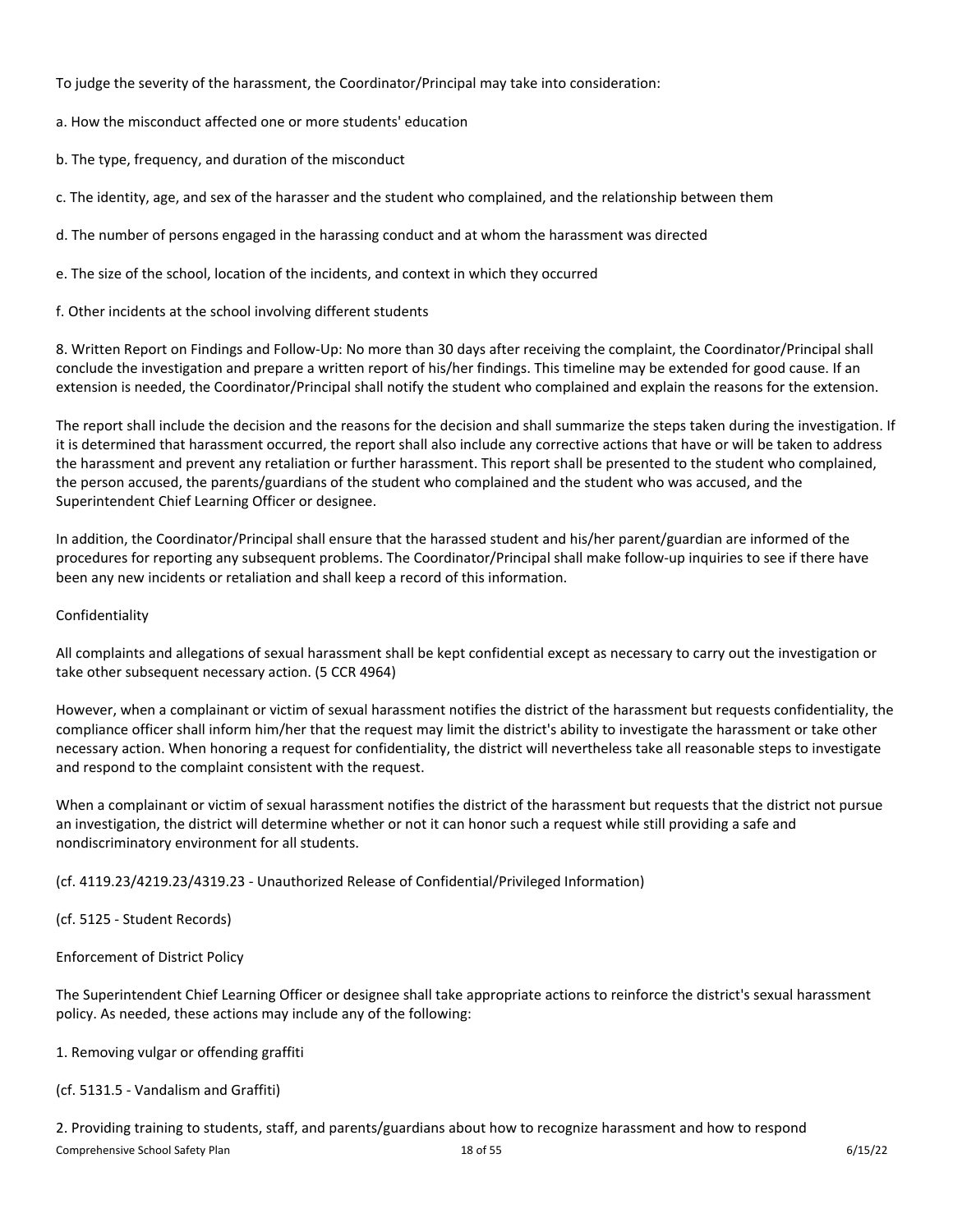To judge the severity of the harassment, the Coordinator/Principal may take into consideration:

a. How the misconduct affected one or more students' education

b. The type, frequency, and duration of the misconduct

c. The identity, age, and sex of the harasser and the student who complained, and the relationship between them

d. The number of persons engaged in the harassing conduct and at whom the harassment was directed

e. The size of the school, location of the incidents, and context in which they occurred

f. Other incidents at the school involving different students

8. Written Report on Findings and Follow-Up: No more than 30 days after receiving the complaint, the Coordinator/Principal shall conclude the investigation and prepare a written report of his/her findings. This timeline may be extended for good cause. If an extension is needed, the Coordinator/Principal shall notify the student who complained and explain the reasons for the extension.

The report shall include the decision and the reasons for the decision and shall summarize the steps taken during the investigation. If it is determined that harassment occurred, the report shall also include any corrective actions that have or will be taken to address the harassment and prevent any retaliation or further harassment. This report shall be presented to the student who complained, the person accused, the parents/guardians of the student who complained and the student who was accused, and the Superintendent Chief Learning Officer or designee.

In addition, the Coordinator/Principal shall ensure that the harassed student and his/her parent/guardian are informed of the procedures for reporting any subsequent problems. The Coordinator/Principal shall make follow-up inquiries to see if there have been any new incidents or retaliation and shall keep a record of this information.

Confidentiality

All complaints and allegations of sexual harassment shall be kept confidential except as necessary to carry out the investigation or take other subsequent necessary action. (5 CCR 4964)

However, when a complainant or victim of sexual harassment notifies the district of the harassment but requests confidentiality, the compliance officer shall inform him/her that the request may limit the district's ability to investigate the harassment or take other necessary action. When honoring a request for confidentiality, the district will nevertheless take all reasonable steps to investigate and respond to the complaint consistent with the request.

When a complainant or victim of sexual harassment notifies the district of the harassment but requests that the district not pursue an investigation, the district will determine whether or not it can honor such a request while still providing a safe and nondiscriminatory environment for all students.

(cf. 4119.23/4219.23/4319.23 - Unauthorized Release of Confidential/Privileged Information)

(cf. 5125 - Student Records)

Enforcement of District Policy

The Superintendent Chief Learning Officer or designee shall take appropriate actions to reinforce the district's sexual harassment policy. As needed, these actions may include any of the following:

1. Removing vulgar or offending graffiti

(cf. 5131.5 - Vandalism and Graffiti)

2. Providing training to students, staff, and parents/guardians about how to recognize harassment and how to respond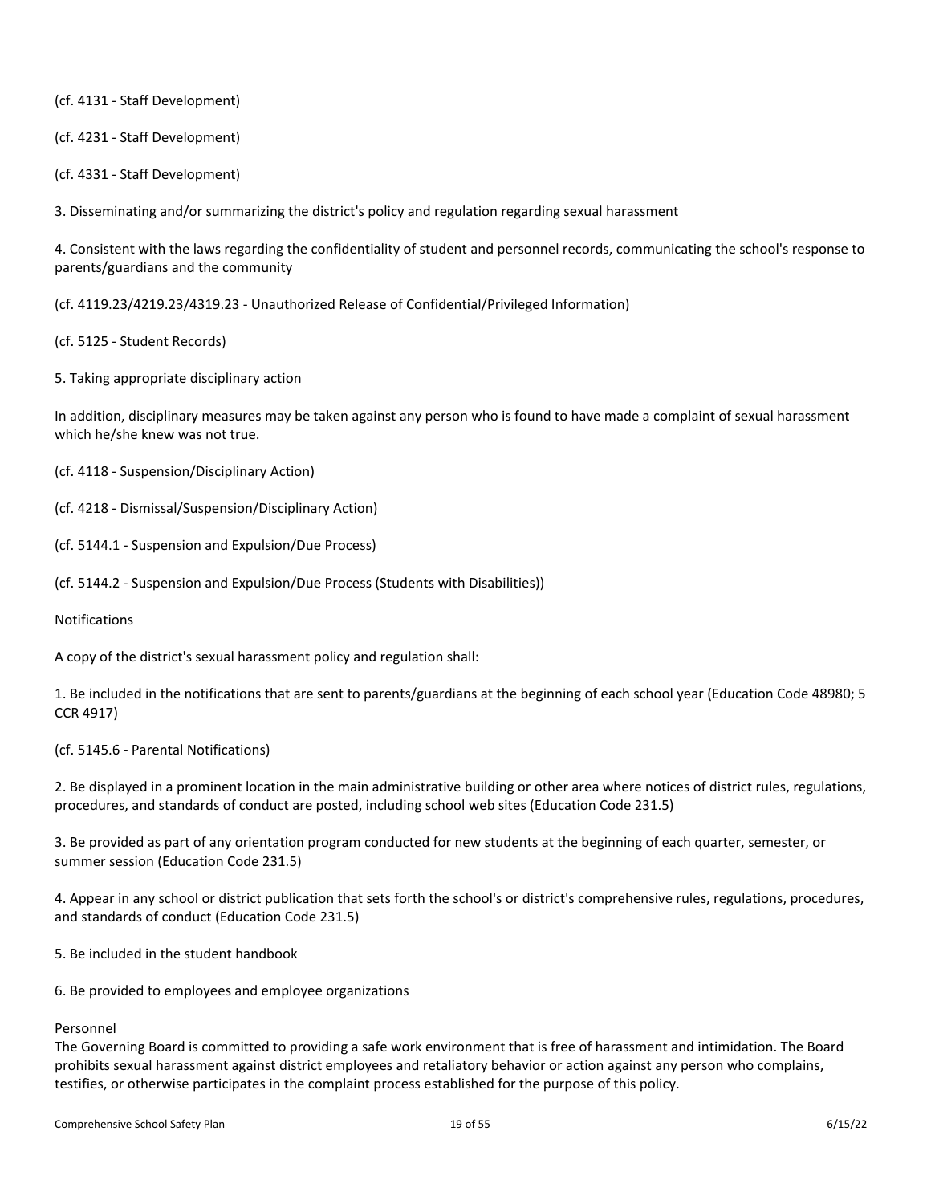(cf. 4131 - Staff Development)

(cf. 4231 - Staff Development)

(cf. 4331 - Staff Development)

3. Disseminating and/or summarizing the district's policy and regulation regarding sexual harassment

4. Consistent with the laws regarding the confidentiality of student and personnel records, communicating the school's response to parents/guardians and the community

(cf. 4119.23/4219.23/4319.23 - Unauthorized Release of Confidential/Privileged Information)

(cf. 5125 - Student Records)

5. Taking appropriate disciplinary action

In addition, disciplinary measures may be taken against any person who is found to have made a complaint of sexual harassment which he/she knew was not true.

(cf. 4118 - Suspension/Disciplinary Action)

(cf. 4218 - Dismissal/Suspension/Disciplinary Action)

(cf. 5144.1 - Suspension and Expulsion/Due Process)

(cf. 5144.2 - Suspension and Expulsion/Due Process (Students with Disabilities))

Notifications

A copy of the district's sexual harassment policy and regulation shall:

1. Be included in the notifications that are sent to parents/guardians at the beginning of each school year (Education Code 48980; 5 CCR 4917)

(cf. 5145.6 - Parental Notifications)

2. Be displayed in a prominent location in the main administrative building or other area where notices of district rules, regulations, procedures, and standards of conduct are posted, including school web sites (Education Code 231.5)

3. Be provided as part of any orientation program conducted for new students at the beginning of each quarter, semester, or summer session (Education Code 231.5)

4. Appear in any school or district publication that sets forth the school's or district's comprehensive rules, regulations, procedures, and standards of conduct (Education Code 231.5)

5. Be included in the student handbook

6. Be provided to employees and employee organizations

Personnel

The Governing Board is committed to providing a safe work environment that is free of harassment and intimidation. The Board prohibits sexual harassment against district employees and retaliatory behavior or action against any person who complains, testifies, or otherwise participates in the complaint process established for the purpose of this policy.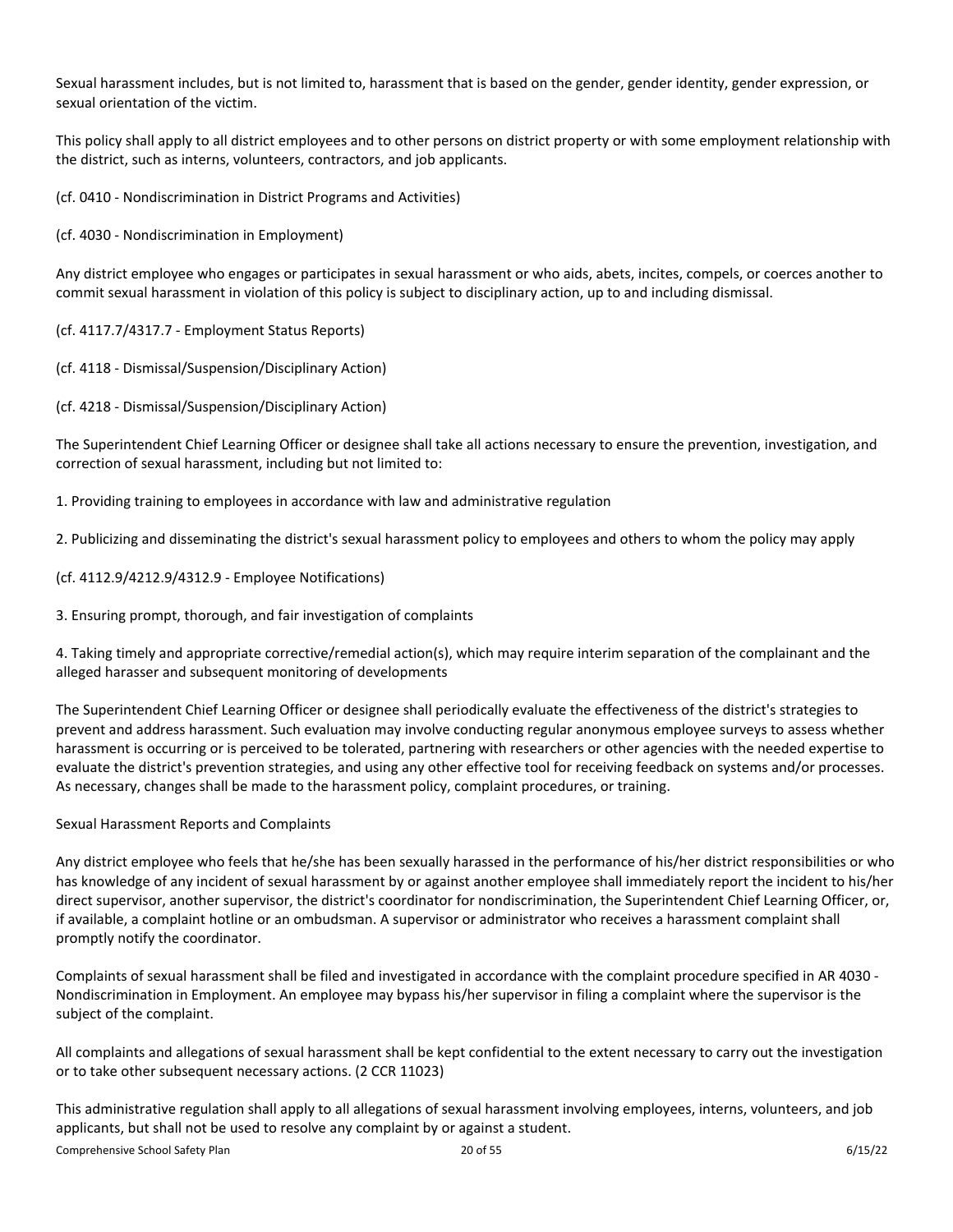Sexual harassment includes, but is not limited to, harassment that is based on the gender, gender identity, gender expression, or sexual orientation of the victim.

This policy shall apply to all district employees and to other persons on district property or with some employment relationship with the district, such as interns, volunteers, contractors, and job applicants.

(cf. 0410 - Nondiscrimination in District Programs and Activities)

(cf. 4030 - Nondiscrimination in Employment)

Any district employee who engages or participates in sexual harassment or who aids, abets, incites, compels, or coerces another to commit sexual harassment in violation of this policy is subject to disciplinary action, up to and including dismissal.

(cf. 4117.7/4317.7 - Employment Status Reports)

(cf. 4118 - Dismissal/Suspension/Disciplinary Action)

(cf. 4218 - Dismissal/Suspension/Disciplinary Action)

The Superintendent Chief Learning Officer or designee shall take all actions necessary to ensure the prevention, investigation, and correction of sexual harassment, including but not limited to:

1. Providing training to employees in accordance with law and administrative regulation

2. Publicizing and disseminating the district's sexual harassment policy to employees and others to whom the policy may apply

(cf. 4112.9/4212.9/4312.9 - Employee Notifications)

3. Ensuring prompt, thorough, and fair investigation of complaints

4. Taking timely and appropriate corrective/remedial action(s), which may require interim separation of the complainant and the alleged harasser and subsequent monitoring of developments

The Superintendent Chief Learning Officer or designee shall periodically evaluate the effectiveness of the district's strategies to prevent and address harassment. Such evaluation may involve conducting regular anonymous employee surveys to assess whether harassment is occurring or is perceived to be tolerated, partnering with researchers or other agencies with the needed expertise to evaluate the district's prevention strategies, and using any other effective tool for receiving feedback on systems and/or processes. As necessary, changes shall be made to the harassment policy, complaint procedures, or training.

Sexual Harassment Reports and Complaints

Any district employee who feels that he/she has been sexually harassed in the performance of his/her district responsibilities or who has knowledge of any incident of sexual harassment by or against another employee shall immediately report the incident to his/her direct supervisor, another supervisor, the district's coordinator for nondiscrimination, the Superintendent Chief Learning Officer, or, if available, a complaint hotline or an ombudsman. A supervisor or administrator who receives a harassment complaint shall promptly notify the coordinator.

Complaints of sexual harassment shall be filed and investigated in accordance with the complaint procedure specified in AR 4030 - Nondiscrimination in Employment. An employee may bypass his/her supervisor in filing a complaint where the supervisor is the subject of the complaint.

All complaints and allegations of sexual harassment shall be kept confidential to the extent necessary to carry out the investigation or to take other subsequent necessary actions. (2 CCR 11023)

This administrative regulation shall apply to all allegations of sexual harassment involving employees, interns, volunteers, and job applicants, but shall not be used to resolve any complaint by or against a student.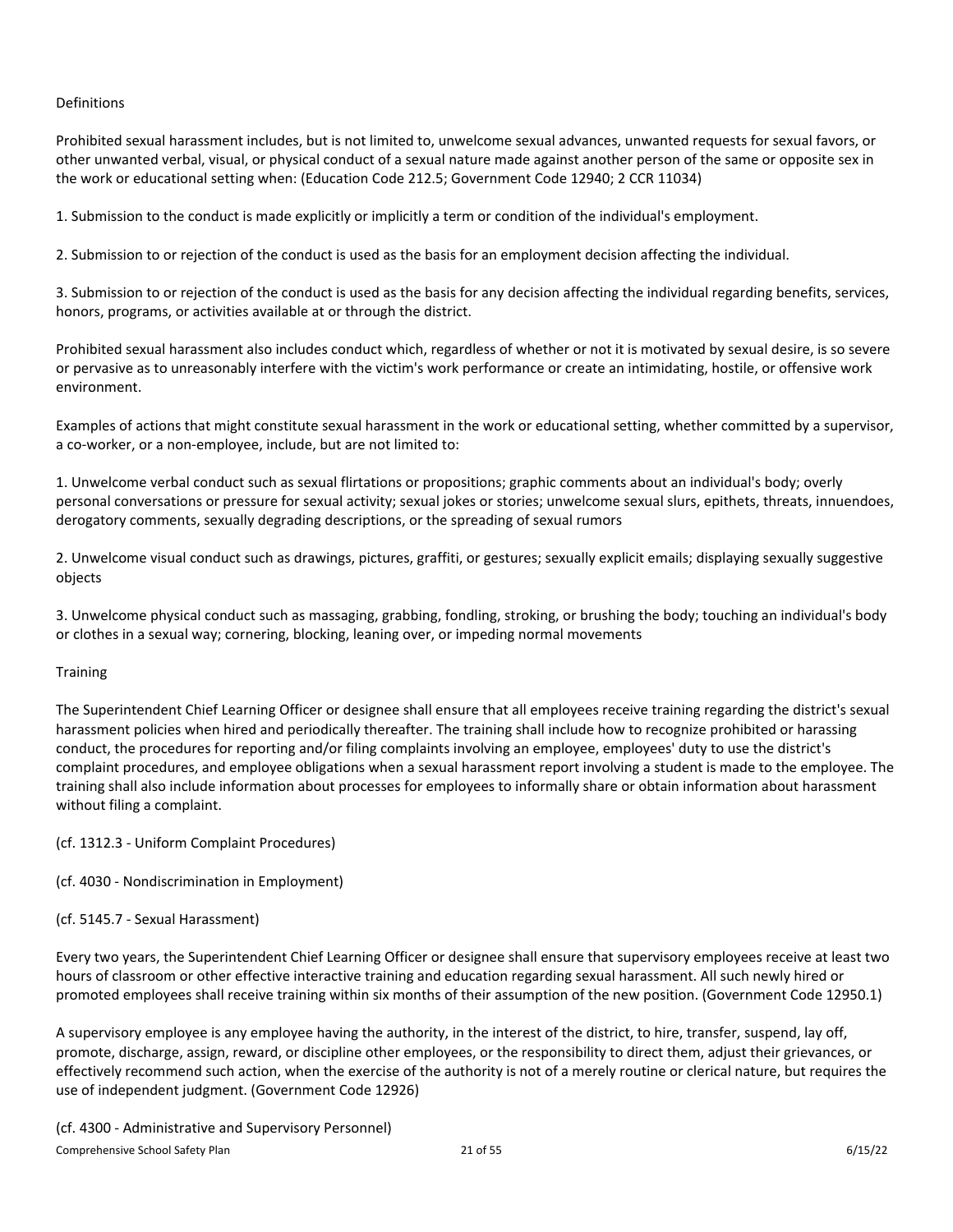Definitions

Prohibited sexual harassment includes, but is not limited to, unwelcome sexual advances, unwanted requests for sexual favors, or other unwanted verbal, visual, or physical conduct of a sexual nature made against another person of the same or opposite sex in the work or educational setting when: (Education Code 212.5; Government Code 12940; 2 CCR 11034)

1. Submission to the conduct is made explicitly or implicitly a term or condition of the individual's employment.

2. Submission to or rejection of the conduct is used as the basis for an employment decision affecting the individual.

3. Submission to or rejection of the conduct is used as the basis for any decision affecting the individual regarding benefits, services, honors, programs, or activities available at or through the district.

Prohibited sexual harassment also includes conduct which, regardless of whether or not it is motivated by sexual desire, is so severe or pervasive as to unreasonably interfere with the victim's work performance or create an intimidating, hostile, or offensive work environment.

Examples of actions that might constitute sexual harassment in the work or educational setting, whether committed by a supervisor, a co-worker, or a non-employee, include, but are not limited to:

1. Unwelcome verbal conduct such as sexual flirtations or propositions; graphic comments about an individual's body; overly personal conversations or pressure for sexual activity; sexual jokes or stories; unwelcome sexual slurs, epithets, threats, innuendoes, derogatory comments, sexually degrading descriptions, or the spreading of sexual rumors

2. Unwelcome visual conduct such as drawings, pictures, graffiti, or gestures; sexually explicit emails; displaying sexually suggestive objects

3. Unwelcome physical conduct such as massaging, grabbing, fondling, stroking, or brushing the body; touching an individual's body or clothes in a sexual way; cornering, blocking, leaning over, or impeding normal movements

Training

The Superintendent Chief Learning Officer or designee shall ensure that all employees receive training regarding the district's sexual harassment policies when hired and periodically thereafter. The training shall include how to recognize prohibited or harassing conduct, the procedures for reporting and/or filing complaints involving an employee, employees' duty to use the district's complaint procedures, and employee obligations when a sexual harassment report involving a student is made to the employee. The training shall also include information about processes for employees to informally share or obtain information about harassment without filing a complaint.

(cf. 1312.3 - Uniform Complaint Procedures)

(cf. 4030 - Nondiscrimination in Employment)

(cf. 5145.7 - Sexual Harassment)

Every two years, the Superintendent Chief Learning Officer or designee shall ensure that supervisory employees receive at least two hours of classroom or other effective interactive training and education regarding sexual harassment. All such newly hired or promoted employees shall receive training within six months of their assumption of the new position. (Government Code 12950.1)

A supervisory employee is any employee having the authority, in the interest of the district, to hire, transfer, suspend, lay off, promote, discharge, assign, reward, or discipline other employees, or the responsibility to direct them, adjust their grievances, or effectively recommend such action, when the exercise of the authority is not of a merely routine or clerical nature, but requires the use of independent judgment. (Government Code 12926)

(cf. 4300 - Administrative and Supervisory Personnel)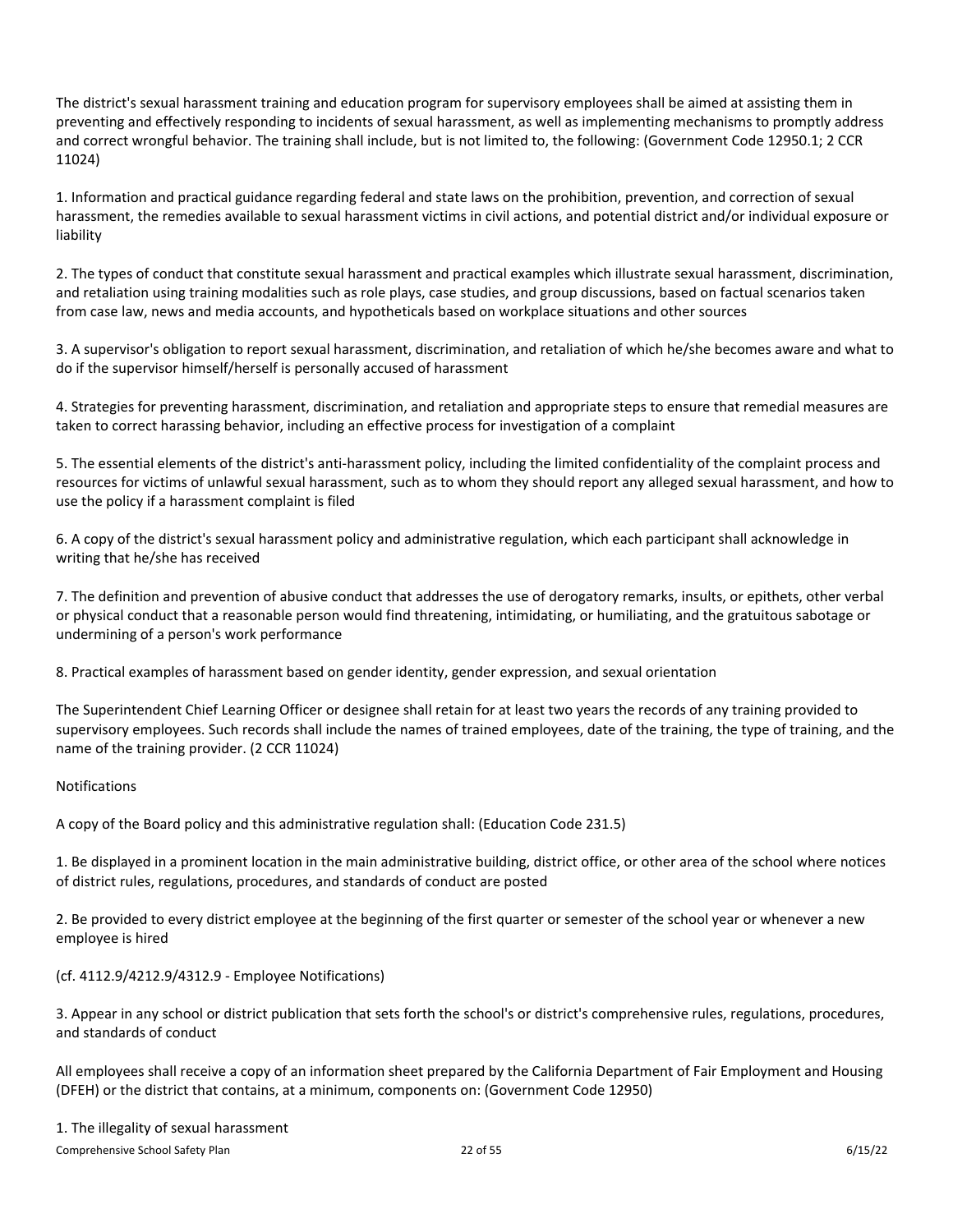The district's sexual harassment training and education program for supervisory employees shall be aimed at assisting them in preventing and effectively responding to incidents of sexual harassment, as well as implementing mechanisms to promptly address and correct wrongful behavior. The training shall include, but is not limited to, the following: (Government Code 12950.1; 2 CCR 11024)

1. Information and practical guidance regarding federal and state laws on the prohibition, prevention, and correction of sexual harassment, the remedies available to sexual harassment victims in civil actions, and potential district and/or individual exposure or liability

2. The types of conduct that constitute sexual harassment and practical examples which illustrate sexual harassment, discrimination, and retaliation using training modalities such as role plays, case studies, and group discussions, based on factual scenarios taken from case law, news and media accounts, and hypotheticals based on workplace situations and other sources

3. A supervisor's obligation to report sexual harassment, discrimination, and retaliation of which he/she becomes aware and what to do if the supervisor himself/herself is personally accused of harassment

4. Strategies for preventing harassment, discrimination, and retaliation and appropriate steps to ensure that remedial measures are taken to correct harassing behavior, including an effective process for investigation of a complaint

5. The essential elements of the district's anti-harassment policy, including the limited confidentiality of the complaint process and resources for victims of unlawful sexual harassment, such as to whom they should report any alleged sexual harassment, and how to use the policy if a harassment complaint is filed

6. A copy of the district's sexual harassment policy and administrative regulation, which each participant shall acknowledge in writing that he/she has received

7. The definition and prevention of abusive conduct that addresses the use of derogatory remarks, insults, or epithets, other verbal or physical conduct that a reasonable person would find threatening, intimidating, or humiliating, and the gratuitous sabotage or undermining of a person's work performance

8. Practical examples of harassment based on gender identity, gender expression, and sexual orientation

The Superintendent Chief Learning Officer or designee shall retain for at least two years the records of any training provided to supervisory employees. Such records shall include the names of trained employees, date of the training, the type of training, and the name of the training provider. (2 CCR 11024)

Notifications

A copy of the Board policy and this administrative regulation shall: (Education Code 231.5)

1. Be displayed in a prominent location in the main administrative building, district office, or other area of the school where notices of district rules, regulations, procedures, and standards of conduct are posted

2. Be provided to every district employee at the beginning of the first quarter or semester of the school year or whenever a new employee is hired

(cf. 4112.9/4212.9/4312.9 - Employee Notifications)

3. Appear in any school or district publication that sets forth the school's or district's comprehensive rules, regulations, procedures, and standards of conduct

All employees shall receive a copy of an information sheet prepared by the California Department of Fair Employment and Housing (DFEH) or the district that contains, at a minimum, components on: (Government Code 12950)

1. The illegality of sexual harassment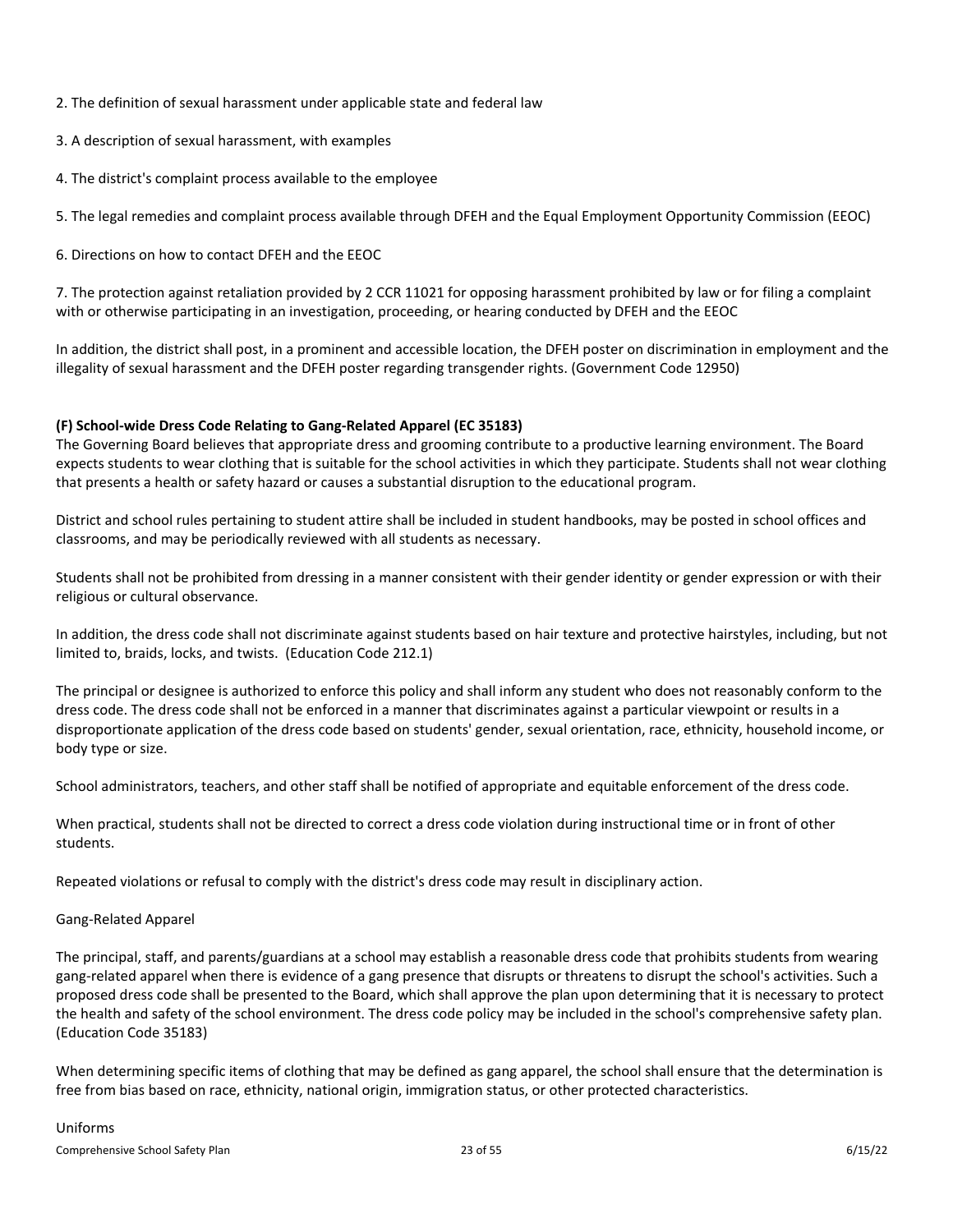2. The definition of sexual harassment under applicable state and federal law

3. A description of sexual harassment, with examples

4. The district's complaint process available to the employee

5. The legal remedies and complaint process available through DFEH and the Equal Employment Opportunity Commission (EEOC)

6. Directions on how to contact DFEH and the EEOC

7. The protection against retaliation provided by 2 CCR 11021 for opposing harassment prohibited by law or for filing a complaint with or otherwise participating in an investigation, proceeding, or hearing conducted by DFEH and the EEOC

In addition, the district shall post, in a prominent and accessible location, the DFEH poster on discrimination in employment and the illegality of sexual harassment and the DFEH poster regarding transgender rights. (Government Code 12950)

**(F) School-wide Dress Code Relating to Gang-Related Apparel (EC 35183)**

The Governing Board believes that appropriate dress and grooming contribute to a productive learning environment. The Board expects students to wear clothing that is suitable for the school activities in which they participate. Students shall not wear clothing that presents a health or safety hazard or causes a substantial disruption to the educational program.

District and school rules pertaining to student attire shall be included in student handbooks, may be posted in school offices and classrooms, and may be periodically reviewed with all students as necessary.

Students shall not be prohibited from dressing in a manner consistent with their gender identity or gender expression or with their religious or cultural observance.

In addition, the dress code shall not discriminate against students based on hair texture and protective hairstyles, including, but not limited to, braids, locks, and twists. (Education Code 212.1)

The principal or designee is authorized to enforce this policy and shall inform any student who does not reasonably conform to the dress code. The dress code shall not be enforced in a manner that discriminates against a particular viewpoint or results in a disproportionate application of the dress code based on students' gender, sexual orientation, race, ethnicity, household income, or body type or size.

School administrators, teachers, and other staff shall be notified of appropriate and equitable enforcement of the dress code.

When practical, students shall not be directed to correct a dress code violation during instructional time or in front of other students.

Repeated violations or refusal to comply with the district's dress code may result in disciplinary action.

Gang-Related Apparel

The principal, staff, and parents/guardians at a school may establish a reasonable dress code that prohibits students from wearing gang-related apparel when there is evidence of a gang presence that disrupts or threatens to disrupt the school's activities. Such a proposed dress code shall be presented to the Board, which shall approve the plan upon determining that it is necessary to protect the health and safety of the school environment. The dress code policy may be included in the school's comprehensive safety plan. (Education Code 35183)

When determining specific items of clothing that may be defined as gang apparel, the school shall ensure that the determination is free from bias based on race, ethnicity, national origin, immigration status, or other protected characteristics.

Uniforms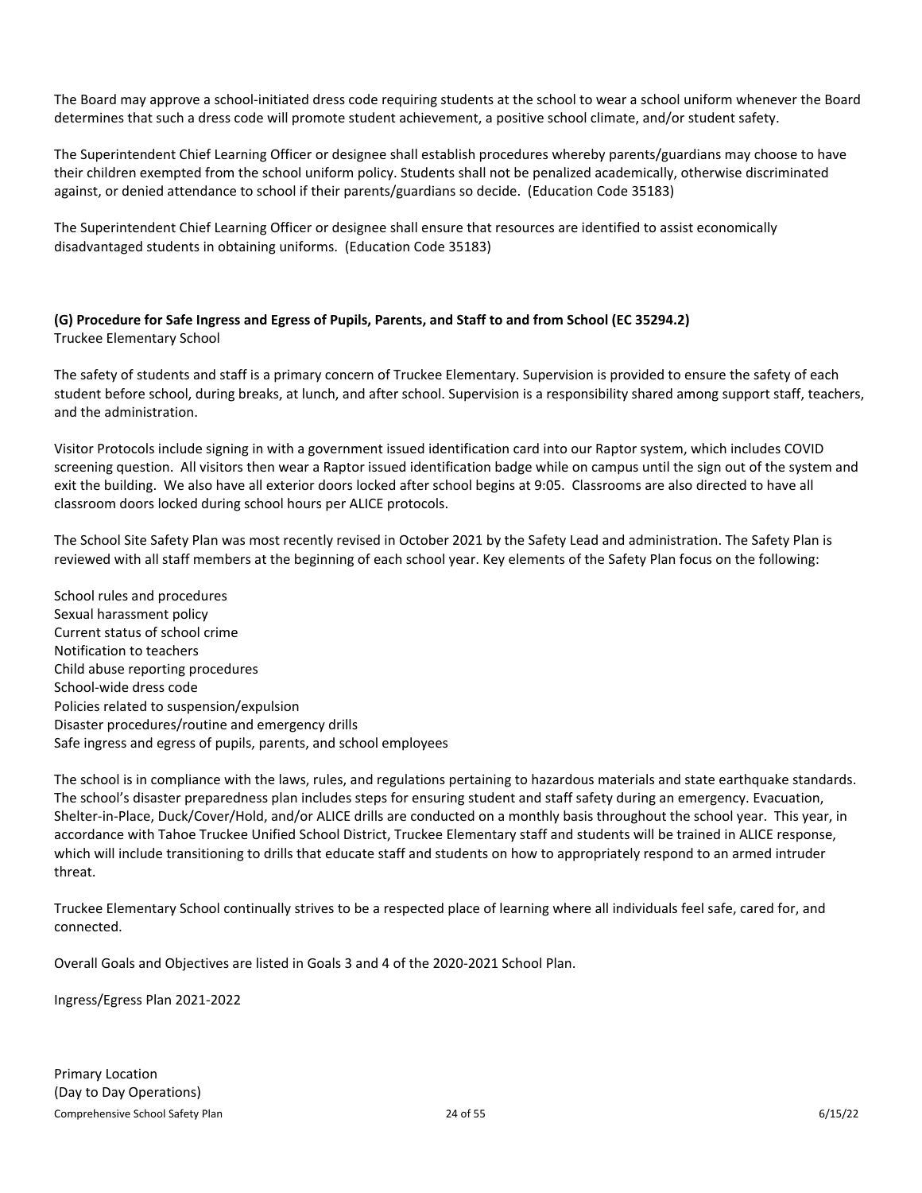The Board may approve a school-initiated dress code requiring students at the school to wear a school uniform whenever the Board determines that such a dress code will promote student achievement, a positive school climate, and/or student safety.

The Superintendent Chief Learning Officer or designee shall establish procedures whereby parents/guardians may choose to have their children exempted from the school uniform policy. Students shall not be penalized academically, otherwise discriminated against, or denied attendance to school if their parents/guardians so decide. (Education Code 35183)

The Superintendent Chief Learning Officer or designee shall ensure that resources are identified to assist economically disadvantaged students in obtaining uniforms. (Education Code 35183)

### (G) Procedure for Safe Ingress and Egress of Pupils, Parents, and Staff to and from School (EC 35294.2)

Truckee Elementary School

The safety of students and staff is a primary concern of Truckee Elementary. Supervision is provided to ensure the safety of each student before school, during breaks, at lunch, and after school. Supervision is a responsibility shared among support staff, teachers, and the administration.

Visitor Protocols include signing in with a government issued identification card into our Raptor system, which includes COVID screening question. All visitors then wear a Raptor issued identification badge while on campus until the sign out of the system and exit the building. We also have all exterior doors locked after school begins at 9:05. Classrooms are also directed to have all classroom doors locked during school hours per ALICE protocols.

The School Site Safety Plan was most recently revised in October 2021 by the Safety Lead and administration. The Safety Plan is reviewed with all staff members at the beginning of each school year. Key elements of the Safety Plan focus on the following:

School rules and procedures
Sexual harassment policy
Current status of school crime
Notification to teachers
Child abuse reporting procedures
School-wide dress code
Policies related to suspension/expulsion
Disaster procedures/routine and emergency drills
Safe ingress and egress of pupils, parents, and school employees

The school is in compliance with the laws, rules, and regulations pertaining to hazardous materials and state earthquake standards. The school's disaster preparedness plan includes steps for ensuring student and staff safety during an emergency. Evacuation, Shelter-in-Place, Duck/Cover/Hold, and/or ALICE drills are conducted on a monthly basis throughout the school year. This year, in accordance with Tahoe Truckee Unified School District, Truckee Elementary staff and students will be trained in ALICE response, which will include transitioning to drills that educate staff and students on how to appropriately respond to an armed intruder threat.

Truckee Elementary School continually strives to be a respected place of learning where all individuals feel safe, cared for, and connected.

Overall Goals and Objectives are listed in Goals 3 and 4 of the 2020-2021 School Plan.

Ingress/Egress Plan 2021-2022

Primary Location
(Day to Day Operations)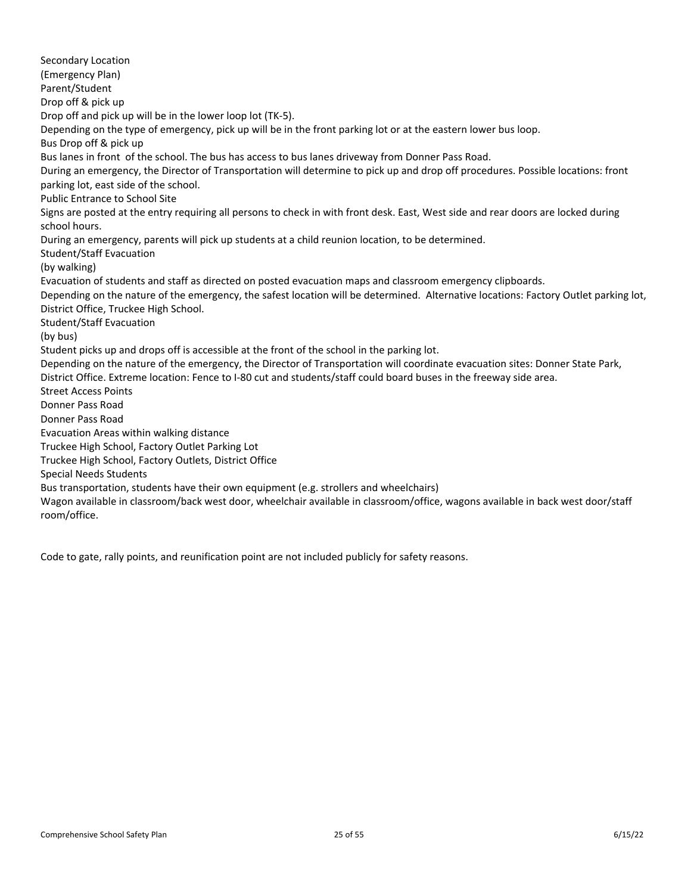Secondary Location
(Emergency Plan)
Parent/Student
Drop off & pick up
Drop off and pick up will be in the lower loop lot (TK-5).
Depending on the type of emergency, pick up will be in the front parking lot or at the eastern lower bus loop.
Bus Drop off & pick up
Bus lanes in front of the school. The bus has access to bus lanes driveway from Donner Pass Road.
During an emergency, the Director of Transportation will determine to pick up and drop off procedures. Possible locations: front parking lot, east side of the school.
Public Entrance to School Site
Signs are posted at the entry requiring all persons to check in with front desk. East, West side and rear doors are locked during school hours.
During an emergency, parents will pick up students at a child reunion location, to be determined.
Student/Staff Evacuation
(by walking)
Evacuation of students and staff as directed on posted evacuation maps and classroom emergency clipboards.
Depending on the nature of the emergency, the safest location will be determined. Alternative locations: Factory Outlet parking lot, District Office, Truckee High School.
Student/Staff Evacuation
(by bus)
Student picks up and drops off is accessible at the front of the school in the parking lot.
Depending on the nature of the emergency, the Director of Transportation will coordinate evacuation sites: Donner State Park, District Office. Extreme location: Fence to I-80 cut and students/staff could board buses in the freeway side area.
Street Access Points
Donner Pass Road
Donner Pass Road
Evacuation Areas within walking distance
Truckee High School, Factory Outlet Parking Lot
Truckee High School, Factory Outlets, District Office
Special Needs Students
Bus transportation, students have their own equipment (e.g. strollers and wheelchairs)
Wagon available in classroom/back west door, wheelchair available in classroom/office, wagons available in back west door/staff room/office.

Code to gate, rally points, and reunification point are not included publicly for safety reasons.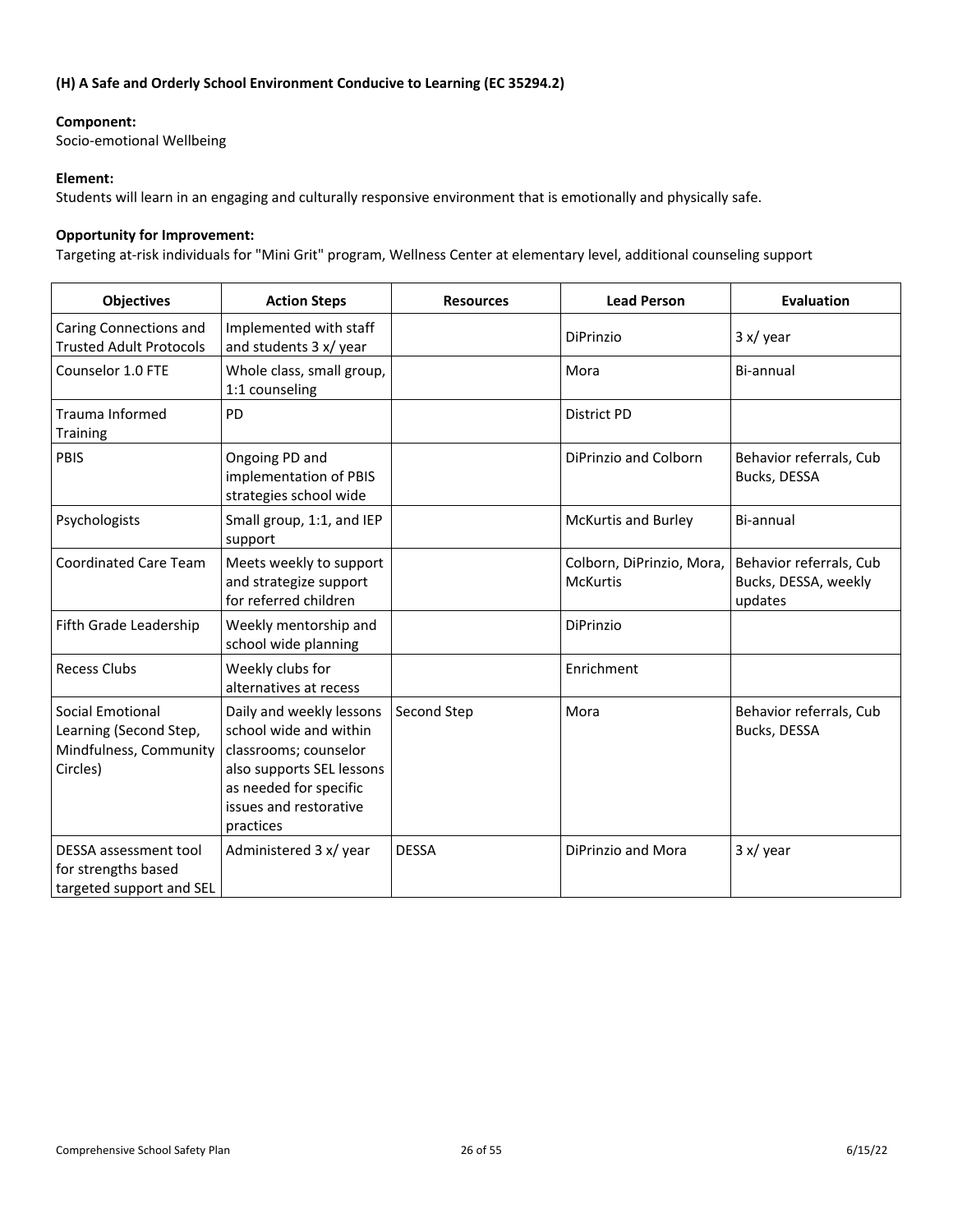**(H) A Safe and Orderly School Environment Conducive to Learning (EC 35294.2)**

**Component:**
Socio-emotional Wellbeing

**Element:**
Students will learn in an engaging and culturally responsive environment that is emotionally and physically safe.

**Opportunity for Improvement:**
Targeting at-risk individuals for "Mini Grit" program, Wellness Center at elementary level, additional counseling support

| Objectives | Action Steps | Resources | Lead Person | Evaluation |
|---|---|---|---|---|
| Caring Connections and Trusted Adult Protocols | Implemented with staff and students 3 x/ year | | DiPrinzio | 3 x/ year |
| Counselor 1.0 FTE | Whole class, small group, 1:1 counseling | | Mora | Bi-annual |
| Trauma Informed Training | PD | | District PD | |
| PBIS | Ongoing PD and implementation of PBIS strategies school wide | | DiPrinzio and Colborn | Behavior referrals, Cub Bucks, DESSA |
| Psychologists | Small group, 1:1, and IEP support | | McKurtis and Burley | Bi-annual |
| Coordinated Care Team | Meets weekly to support and strategize support for referred children | | Colborn, DiPrinzio, Mora, McKurtis | Behavior referrals, Cub Bucks, DESSA, weekly updates |
| Fifth Grade Leadership | Weekly mentorship and school wide planning | | DiPrinzio | |
| Recess Clubs | Weekly clubs for alternatives at recess | | Enrichment | |
| Social Emotional Learning (Second Step, Mindfulness, Community Circles) | Daily and weekly lessons school wide and within classrooms; counselor also supports SEL lessons as needed for specific issues and restorative practices | Second Step | Mora | Behavior referrals, Cub Bucks, DESSA |
| DESSA assessment tool for strengths based targeted support and SEL | Administered 3 x/ year | DESSA | DiPrinzio and Mora | 3 x/ year |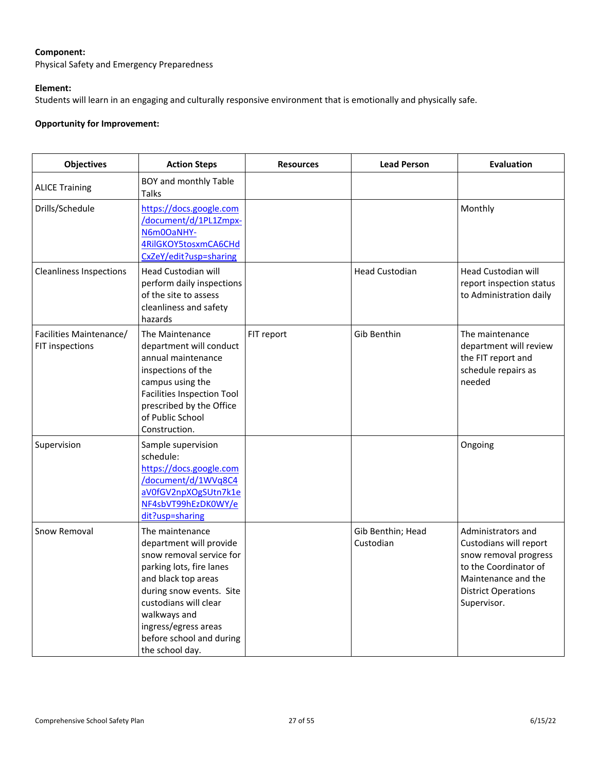**Component:**
Physical Safety and Emergency Preparedness

**Element:**
Students will learn in an engaging and culturally responsive environment that is emotionally and physically safe.

**Opportunity for Improvement:**

| Objectives | Action Steps | Resources | Lead Person | Evaluation |
|---|---|---|---|---|
| ALICE Training | BOY and monthly Table Talks | | | |
| Drills/Schedule | https://docs.google.com/document/d/1PL1Zmpx-N6m0OaNHY-4RilGKOY5tosxmCA6CHdCxZeY/edit?usp=sharing | | | Monthly |
| Cleanliness Inspections | Head Custodian will perform daily inspections of the site to assess cleanliness and safety hazards | | Head Custodian | Head Custodian will report inspection status to Administration daily |
| Facilities Maintenance/ FIT inspections | The Maintenance department will conduct annual maintenance inspections of the campus using the Facilities Inspection Tool prescribed by the Office of Public School Construction. | FIT report | Gib Benthin | The maintenance department will review the FIT report and schedule repairs as needed |
| Supervision | Sample supervision schedule: https://docs.google.com/document/d/1WVq8C4aV0fGV2npXOgSUtn7k1eNF4sbVT99hEzDK0WY/edit?usp=sharing | | | Ongoing |
| Snow Removal | The maintenance department will provide snow removal service for parking lots, fire lanes and black top areas during snow events. Site custodians will clear walkways and ingress/egress areas before school and during the school day. | | Gib Benthin; Head Custodian | Administrators and Custodians will report snow removal progress to the Coordinator of Maintenance and the District Operations Supervisor. |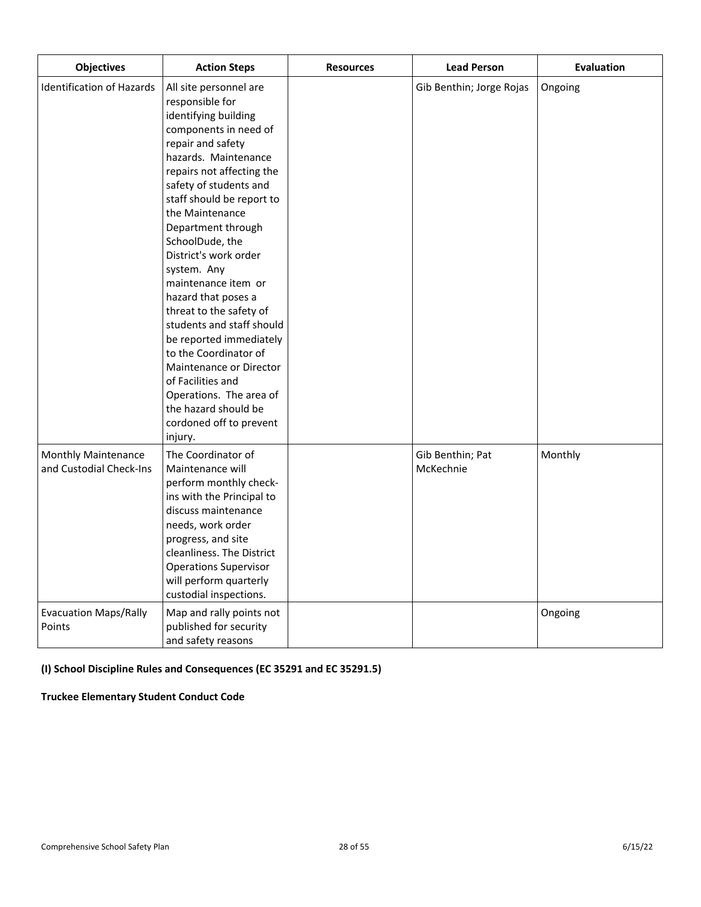| Objectives | Action Steps | Resources | Lead Person | Evaluation |
|---|---|---|---|---|
| Identification of Hazards | All site personnel are responsible for identifying building components in need of repair and safety hazards. Maintenance repairs not affecting the safety of students and staff should be report to the Maintenance Department through SchoolDude, the District's work order system. Any maintenance item or hazard that poses a threat to the safety of students and staff should be reported immediately to the Coordinator of Maintenance or Director of Facilities and Operations. The area of the hazard should be cordoned off to prevent injury. | | Gib Benthin; Jorge Rojas | Ongoing |
| Monthly Maintenance and Custodial Check-Ins | The Coordinator of Maintenance will perform monthly check-ins with the Principal to discuss maintenance needs, work order progress, and site cleanliness. The District Operations Supervisor will perform quarterly custodial inspections. | | Gib Benthin; Pat McKechnie | Monthly |
| Evacuation Maps/Rally Points | Map and rally points not published for security and safety reasons | | | Ongoing |

**(I) School Discipline Rules and Consequences (EC 35291 and EC 35291.5)**

**Truckee Elementary Student Conduct Code**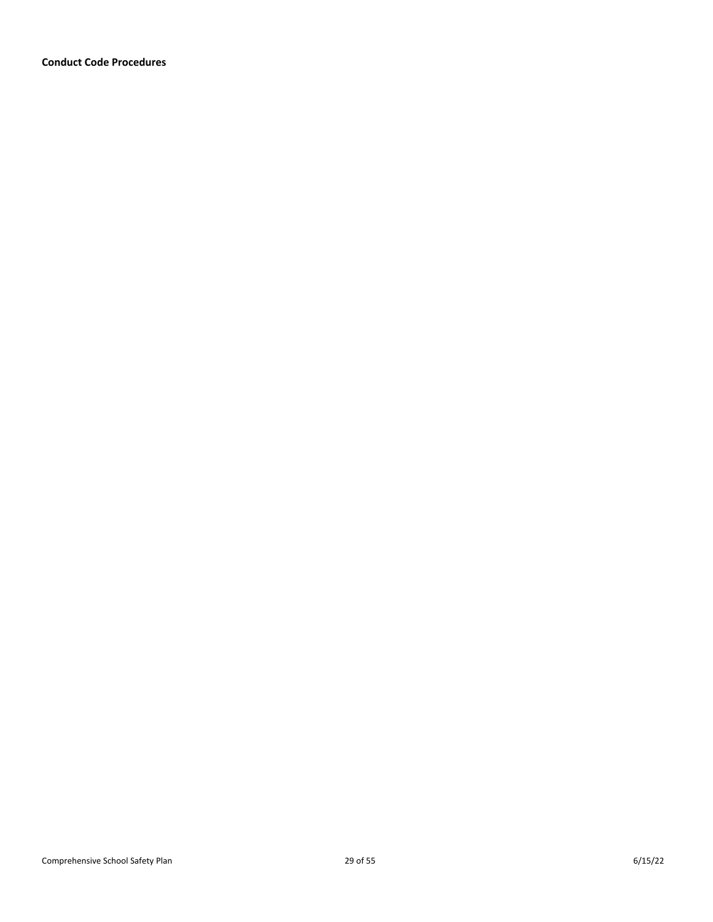**Conduct Code Procedures**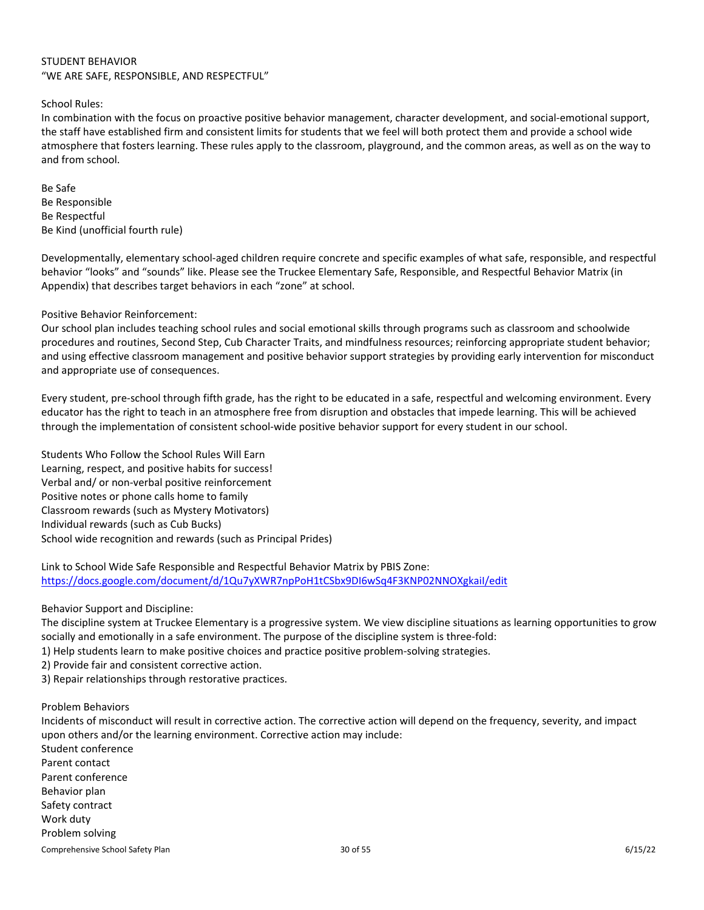STUDENT BEHAVIOR
"WE ARE SAFE, RESPONSIBLE, AND RESPECTFUL"

School Rules:
In combination with the focus on proactive positive behavior management, character development, and social-emotional support, the staff have established firm and consistent limits for students that we feel will both protect them and provide a school wide atmosphere that fosters learning. These rules apply to the classroom, playground, and the common areas, as well as on the way to and from school.

Be Safe
Be Responsible
Be Respectful
Be Kind (unofficial fourth rule)

Developmentally, elementary school-aged children require concrete and specific examples of what safe, responsible, and respectful behavior "looks" and "sounds" like. Please see the Truckee Elementary Safe, Responsible, and Respectful Behavior Matrix (in Appendix) that describes target behaviors in each "zone" at school.

Positive Behavior Reinforcement:
Our school plan includes teaching school rules and social emotional skills through programs such as classroom and schoolwide procedures and routines, Second Step, Cub Character Traits, and mindfulness resources; reinforcing appropriate student behavior; and using effective classroom management and positive behavior support strategies by providing early intervention for misconduct and appropriate use of consequences.

Every student, pre-school through fifth grade, has the right to be educated in a safe, respectful and welcoming environment. Every educator has the right to teach in an atmosphere free from disruption and obstacles that impede learning. This will be achieved through the implementation of consistent school-wide positive behavior support for every student in our school.

Students Who Follow the School Rules Will Earn
Learning, respect, and positive habits for success!
Verbal and/ or non-verbal positive reinforcement
Positive notes or phone calls home to family
Classroom rewards (such as Mystery Motivators)
Individual rewards (such as Cub Bucks)
School wide recognition and rewards (such as Principal Prides)

Link to School Wide Safe Responsible and Respectful Behavior Matrix by PBIS Zone:
https://docs.google.com/document/d/1Qu7yXWR7npPoH1tCSbx9DI6wSq4F3KNP02NNOXgkaiI/edit

Behavior Support and Discipline:
The discipline system at Truckee Elementary is a progressive system. We view discipline situations as learning opportunities to grow socially and emotionally in a safe environment. The purpose of the discipline system is three-fold:
1) Help students learn to make positive choices and practice positive problem-solving strategies.
2) Provide fair and consistent corrective action.
3) Repair relationships through restorative practices.

Problem Behaviors
Incidents of misconduct will result in corrective action. The corrective action will depend on the frequency, severity, and impact upon others and/or the learning environment. Corrective action may include:
Student conference
Parent contact
Parent conference
Behavior plan
Safety contract
Work duty
Problem solving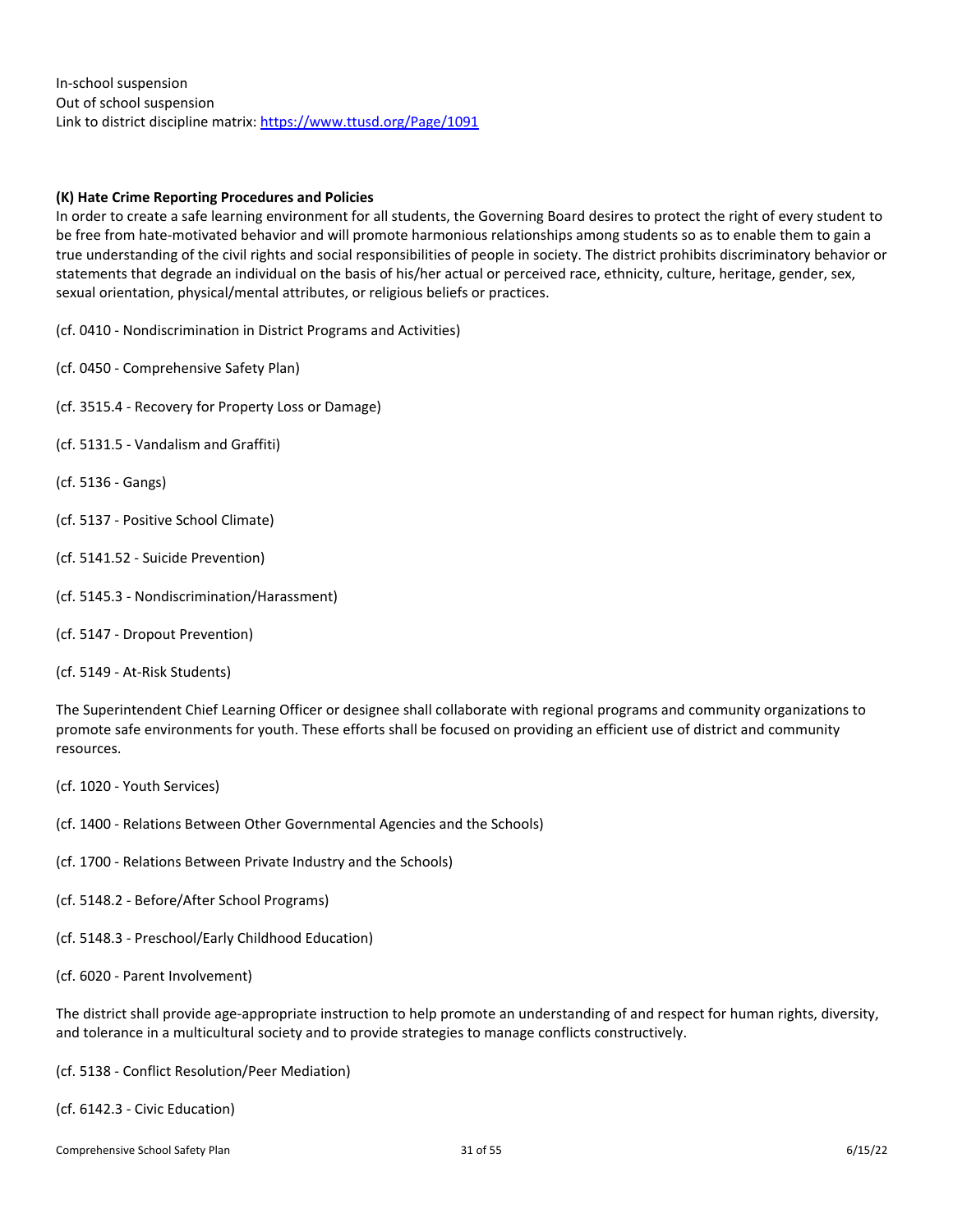In-school suspension
Out of school suspension
Link to district discipline matrix: [https://www.ttusd.org/Page/1091](https://www.ttusd.org/Page/1091)

**(K) Hate Crime Reporting Procedures and Policies**

In order to create a safe learning environment for all students, the Governing Board desires to protect the right of every student to be free from hate-motivated behavior and will promote harmonious relationships among students so as to enable them to gain a true understanding of the civil rights and social responsibilities of people in society. The district prohibits discriminatory behavior or statements that degrade an individual on the basis of his/her actual or perceived race, ethnicity, culture, heritage, gender, sex, sexual orientation, physical/mental attributes, or religious beliefs or practices.

(cf. 0410 - Nondiscrimination in District Programs and Activities)

(cf. 0450 - Comprehensive Safety Plan)

(cf. 3515.4 - Recovery for Property Loss or Damage)

(cf. 5131.5 - Vandalism and Graffiti)

(cf. 5136 - Gangs)

(cf. 5137 - Positive School Climate)

(cf. 5141.52 - Suicide Prevention)

(cf. 5145.3 - Nondiscrimination/Harassment)

(cf. 5147 - Dropout Prevention)

(cf. 5149 - At-Risk Students)

The Superintendent Chief Learning Officer or designee shall collaborate with regional programs and community organizations to promote safe environments for youth. These efforts shall be focused on providing an efficient use of district and community resources.

(cf. 1020 - Youth Services)

(cf. 1400 - Relations Between Other Governmental Agencies and the Schools)

(cf. 1700 - Relations Between Private Industry and the Schools)

(cf. 5148.2 - Before/After School Programs)

(cf. 5148.3 - Preschool/Early Childhood Education)

(cf. 6020 - Parent Involvement)

The district shall provide age-appropriate instruction to help promote an understanding of and respect for human rights, diversity, and tolerance in a multicultural society and to provide strategies to manage conflicts constructively.

(cf. 5138 - Conflict Resolution/Peer Mediation)

(cf. 6142.3 - Civic Education)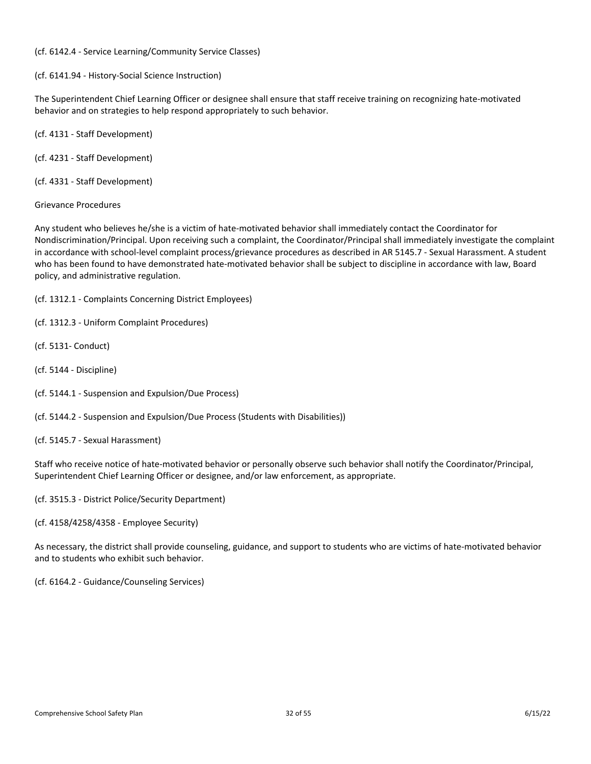(cf. 6142.4 - Service Learning/Community Service Classes)

(cf. 6141.94 - History-Social Science Instruction)

The Superintendent Chief Learning Officer or designee shall ensure that staff receive training on recognizing hate-motivated behavior and on strategies to help respond appropriately to such behavior.

(cf. 4131 - Staff Development)

(cf. 4231 - Staff Development)

(cf. 4331 - Staff Development)

Grievance Procedures

Any student who believes he/she is a victim of hate-motivated behavior shall immediately contact the Coordinator for Nondiscrimination/Principal. Upon receiving such a complaint, the Coordinator/Principal shall immediately investigate the complaint in accordance with school-level complaint process/grievance procedures as described in AR 5145.7 - Sexual Harassment. A student who has been found to have demonstrated hate-motivated behavior shall be subject to discipline in accordance with law, Board policy, and administrative regulation.

(cf. 1312.1 - Complaints Concerning District Employees)

(cf. 1312.3 - Uniform Complaint Procedures)

(cf. 5131- Conduct)

(cf. 5144 - Discipline)

(cf. 5144.1 - Suspension and Expulsion/Due Process)

(cf. 5144.2 - Suspension and Expulsion/Due Process (Students with Disabilities))

(cf. 5145.7 - Sexual Harassment)

Staff who receive notice of hate-motivated behavior or personally observe such behavior shall notify the Coordinator/Principal, Superintendent Chief Learning Officer or designee, and/or law enforcement, as appropriate.

(cf. 3515.3 - District Police/Security Department)

(cf. 4158/4258/4358 - Employee Security)

As necessary, the district shall provide counseling, guidance, and support to students who are victims of hate-motivated behavior and to students who exhibit such behavior.

(cf. 6164.2 - Guidance/Counseling Services)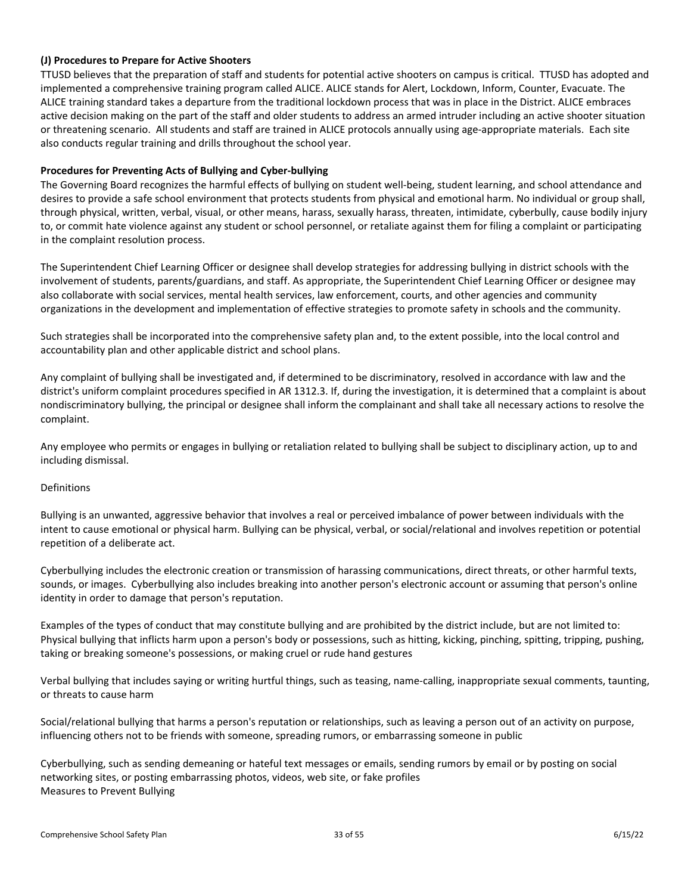**(J) Procedures to Prepare for Active Shooters**

TTUSD believes that the preparation of staff and students for potential active shooters on campus is critical. TTUSD has adopted and implemented a comprehensive training program called ALICE. ALICE stands for Alert, Lockdown, Inform, Counter, Evacuate. The ALICE training standard takes a departure from the traditional lockdown process that was in place in the District. ALICE embraces active decision making on the part of the staff and older students to address an armed intruder including an active shooter situation or threatening scenario. All students and staff are trained in ALICE protocols annually using age-appropriate materials. Each site also conducts regular training and drills throughout the school year.

**Procedures for Preventing Acts of Bullying and Cyber-bullying**

The Governing Board recognizes the harmful effects of bullying on student well-being, student learning, and school attendance and desires to provide a safe school environment that protects students from physical and emotional harm. No individual or group shall, through physical, written, verbal, visual, or other means, harass, sexually harass, threaten, intimidate, cyberbully, cause bodily injury to, or commit hate violence against any student or school personnel, or retaliate against them for filing a complaint or participating in the complaint resolution process.

The Superintendent Chief Learning Officer or designee shall develop strategies for addressing bullying in district schools with the involvement of students, parents/guardians, and staff. As appropriate, the Superintendent Chief Learning Officer or designee may also collaborate with social services, mental health services, law enforcement, courts, and other agencies and community organizations in the development and implementation of effective strategies to promote safety in schools and the community.

Such strategies shall be incorporated into the comprehensive safety plan and, to the extent possible, into the local control and accountability plan and other applicable district and school plans.

Any complaint of bullying shall be investigated and, if determined to be discriminatory, resolved in accordance with law and the district's uniform complaint procedures specified in AR 1312.3. If, during the investigation, it is determined that a complaint is about nondiscriminatory bullying, the principal or designee shall inform the complainant and shall take all necessary actions to resolve the complaint.

Any employee who permits or engages in bullying or retaliation related to bullying shall be subject to disciplinary action, up to and including dismissal.

Definitions

Bullying is an unwanted, aggressive behavior that involves a real or perceived imbalance of power between individuals with the intent to cause emotional or physical harm. Bullying can be physical, verbal, or social/relational and involves repetition or potential repetition of a deliberate act.

Cyberbullying includes the electronic creation or transmission of harassing communications, direct threats, or other harmful texts, sounds, or images. Cyberbullying also includes breaking into another person's electronic account or assuming that person's online identity in order to damage that person's reputation.

Examples of the types of conduct that may constitute bullying and are prohibited by the district include, but are not limited to:
Physical bullying that inflicts harm upon a person's body or possessions, such as hitting, kicking, pinching, spitting, tripping, pushing, taking or breaking someone's possessions, or making cruel or rude hand gestures

Verbal bullying that includes saying or writing hurtful things, such as teasing, name-calling, inappropriate sexual comments, taunting, or threats to cause harm

Social/relational bullying that harms a person's reputation or relationships, such as leaving a person out of an activity on purpose, influencing others not to be friends with someone, spreading rumors, or embarrassing someone in public

Cyberbullying, such as sending demeaning or hateful text messages or emails, sending rumors by email or by posting on social networking sites, or posting embarrassing photos, videos, web site, or fake profiles
Measures to Prevent Bullying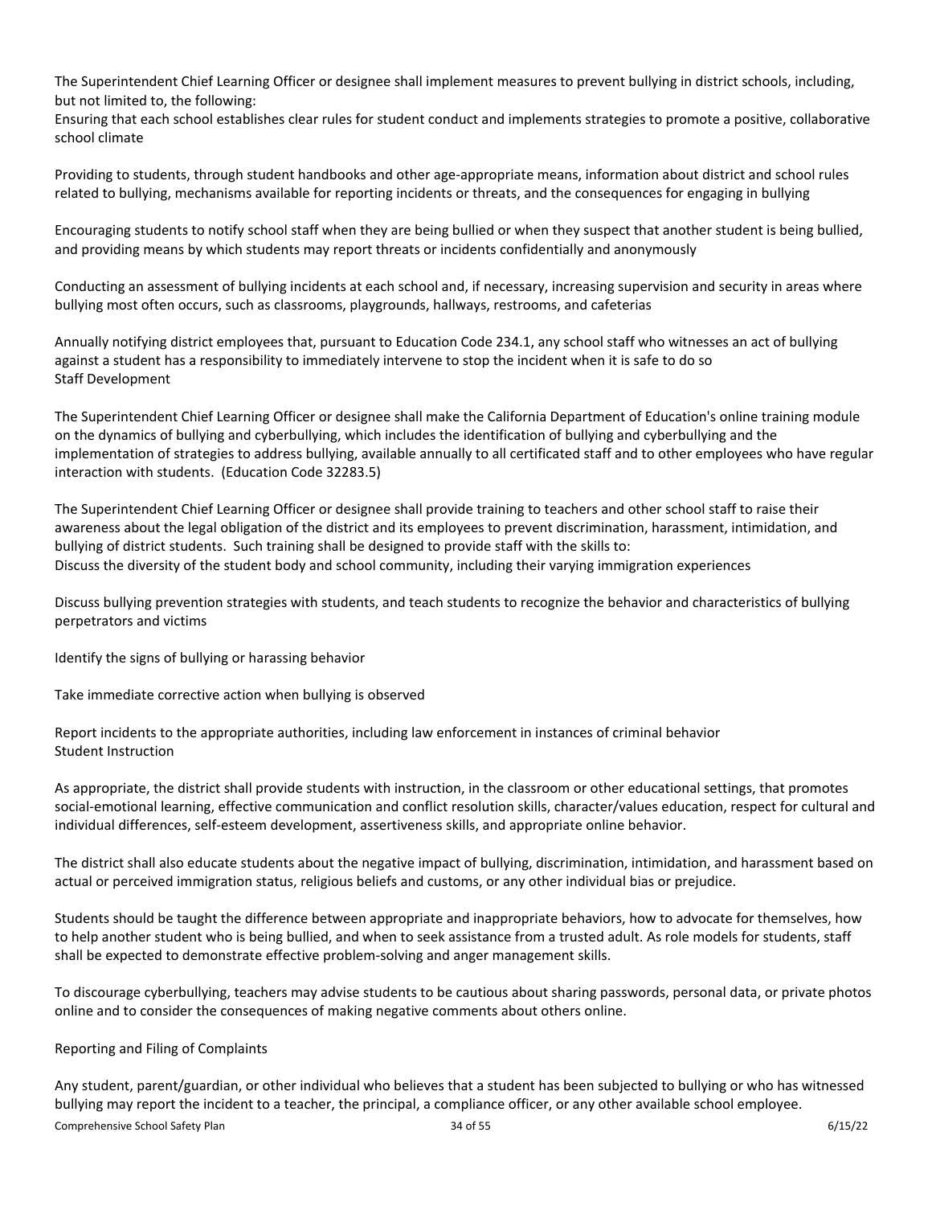The Superintendent Chief Learning Officer or designee shall implement measures to prevent bullying in district schools, including, but not limited to, the following:

Ensuring that each school establishes clear rules for student conduct and implements strategies to promote a positive, collaborative school climate

Providing to students, through student handbooks and other age-appropriate means, information about district and school rules related to bullying, mechanisms available for reporting incidents or threats, and the consequences for engaging in bullying

Encouraging students to notify school staff when they are being bullied or when they suspect that another student is being bullied, and providing means by which students may report threats or incidents confidentially and anonymously

Conducting an assessment of bullying incidents at each school and, if necessary, increasing supervision and security in areas where bullying most often occurs, such as classrooms, playgrounds, hallways, restrooms, and cafeterias

Annually notifying district employees that, pursuant to Education Code 234.1, any school staff who witnesses an act of bullying against a student has a responsibility to immediately intervene to stop the incident when it is safe to do so

Staff Development

The Superintendent Chief Learning Officer or designee shall make the California Department of Education's online training module on the dynamics of bullying and cyberbullying, which includes the identification of bullying and cyberbullying and the implementation of strategies to address bullying, available annually to all certificated staff and to other employees who have regular interaction with students. (Education Code 32283.5)

The Superintendent Chief Learning Officer or designee shall provide training to teachers and other school staff to raise their awareness about the legal obligation of the district and its employees to prevent discrimination, harassment, intimidation, and bullying of district students. Such training shall be designed to provide staff with the skills to:

Discuss the diversity of the student body and school community, including their varying immigration experiences

Discuss bullying prevention strategies with students, and teach students to recognize the behavior and characteristics of bullying perpetrators and victims

Identify the signs of bullying or harassing behavior

Take immediate corrective action when bullying is observed

Report incidents to the appropriate authorities, including law enforcement in instances of criminal behavior

Student Instruction

As appropriate, the district shall provide students with instruction, in the classroom or other educational settings, that promotes social-emotional learning, effective communication and conflict resolution skills, character/values education, respect for cultural and individual differences, self-esteem development, assertiveness skills, and appropriate online behavior.

The district shall also educate students about the negative impact of bullying, discrimination, intimidation, and harassment based on actual or perceived immigration status, religious beliefs and customs, or any other individual bias or prejudice.

Students should be taught the difference between appropriate and inappropriate behaviors, how to advocate for themselves, how to help another student who is being bullied, and when to seek assistance from a trusted adult. As role models for students, staff shall be expected to demonstrate effective problem-solving and anger management skills.

To discourage cyberbullying, teachers may advise students to be cautious about sharing passwords, personal data, or private photos online and to consider the consequences of making negative comments about others online.

Reporting and Filing of Complaints

Any student, parent/guardian, or other individual who believes that a student has been subjected to bullying or who has witnessed bullying may report the incident to a teacher, the principal, a compliance officer, or any other available school employee.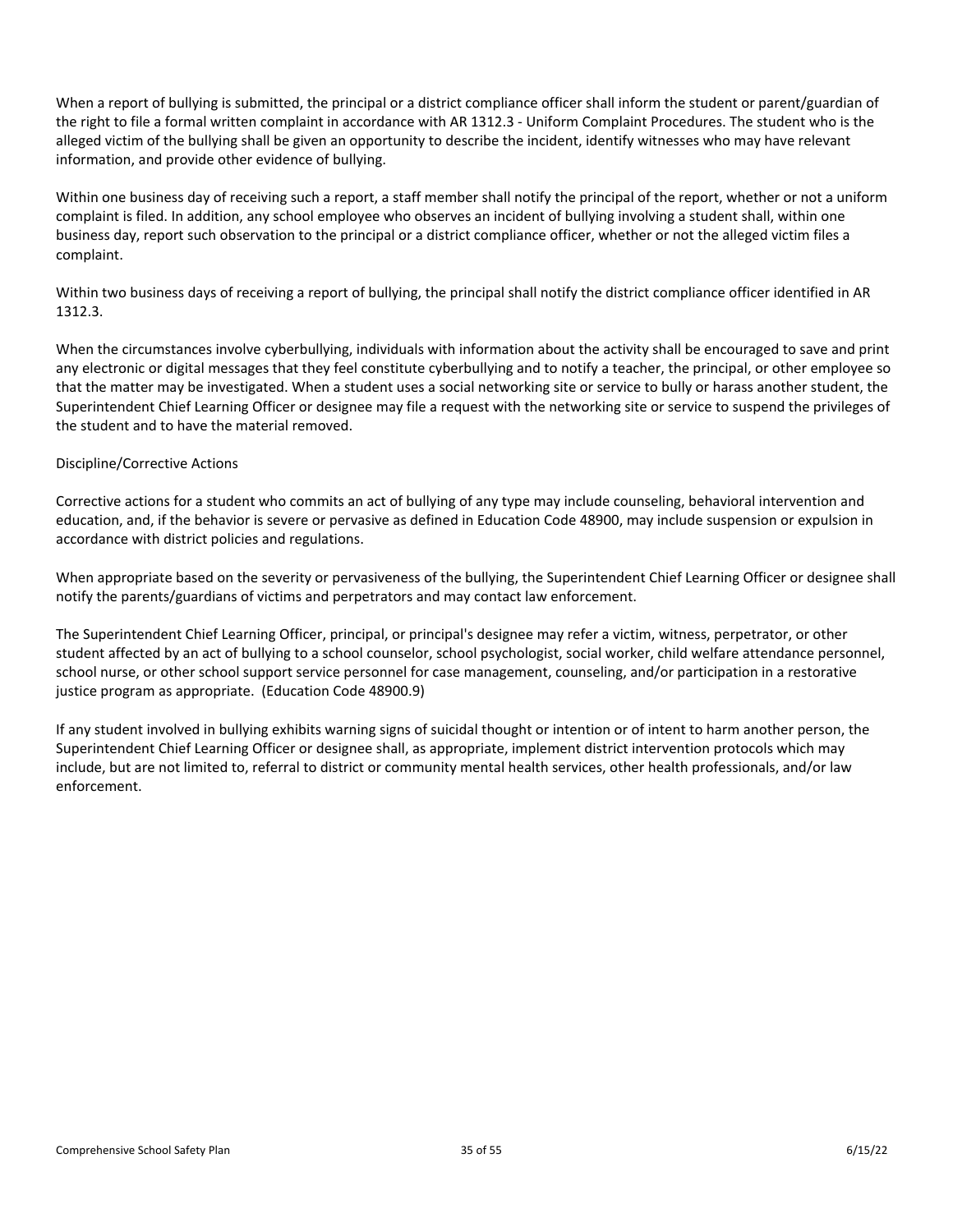When a report of bullying is submitted, the principal or a district compliance officer shall inform the student or parent/guardian of the right to file a formal written complaint in accordance with AR 1312.3 - Uniform Complaint Procedures. The student who is the alleged victim of the bullying shall be given an opportunity to describe the incident, identify witnesses who may have relevant information, and provide other evidence of bullying.

Within one business day of receiving such a report, a staff member shall notify the principal of the report, whether or not a uniform complaint is filed. In addition, any school employee who observes an incident of bullying involving a student shall, within one business day, report such observation to the principal or a district compliance officer, whether or not the alleged victim files a complaint.

Within two business days of receiving a report of bullying, the principal shall notify the district compliance officer identified in AR 1312.3.

When the circumstances involve cyberbullying, individuals with information about the activity shall be encouraged to save and print any electronic or digital messages that they feel constitute cyberbullying and to notify a teacher, the principal, or other employee so that the matter may be investigated. When a student uses a social networking site or service to bully or harass another student, the Superintendent Chief Learning Officer or designee may file a request with the networking site or service to suspend the privileges of the student and to have the material removed.

Discipline/Corrective Actions

Corrective actions for a student who commits an act of bullying of any type may include counseling, behavioral intervention and education, and, if the behavior is severe or pervasive as defined in Education Code 48900, may include suspension or expulsion in accordance with district policies and regulations.

When appropriate based on the severity or pervasiveness of the bullying, the Superintendent Chief Learning Officer or designee shall notify the parents/guardians of victims and perpetrators and may contact law enforcement.

The Superintendent Chief Learning Officer, principal, or principal's designee may refer a victim, witness, perpetrator, or other student affected by an act of bullying to a school counselor, school psychologist, social worker, child welfare attendance personnel, school nurse, or other school support service personnel for case management, counseling, and/or participation in a restorative justice program as appropriate. (Education Code 48900.9)

If any student involved in bullying exhibits warning signs of suicidal thought or intention or of intent to harm another person, the Superintendent Chief Learning Officer or designee shall, as appropriate, implement district intervention protocols which may include, but are not limited to, referral to district or community mental health services, other health professionals, and/or law enforcement.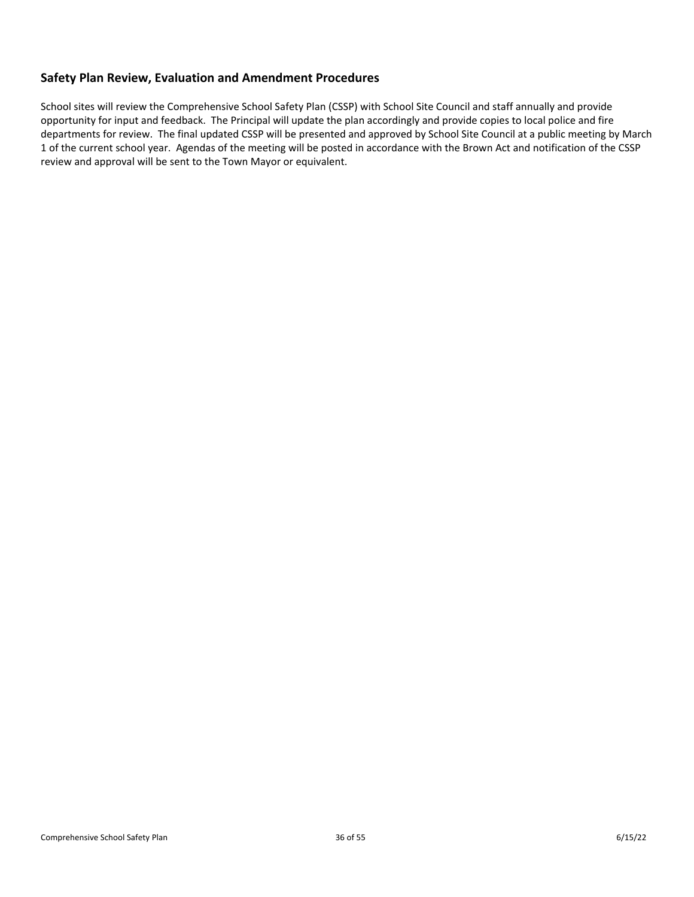## Safety Plan Review, Evaluation and Amendment Procedures

School sites will review the Comprehensive School Safety Plan (CSSP) with School Site Council and staff annually and provide opportunity for input and feedback. The Principal will update the plan accordingly and provide copies to local police and fire departments for review. The final updated CSSP will be presented and approved by School Site Council at a public meeting by March 1 of the current school year. Agendas of the meeting will be posted in accordance with the Brown Act and notification of the CSSP review and approval will be sent to the Town Mayor or equivalent.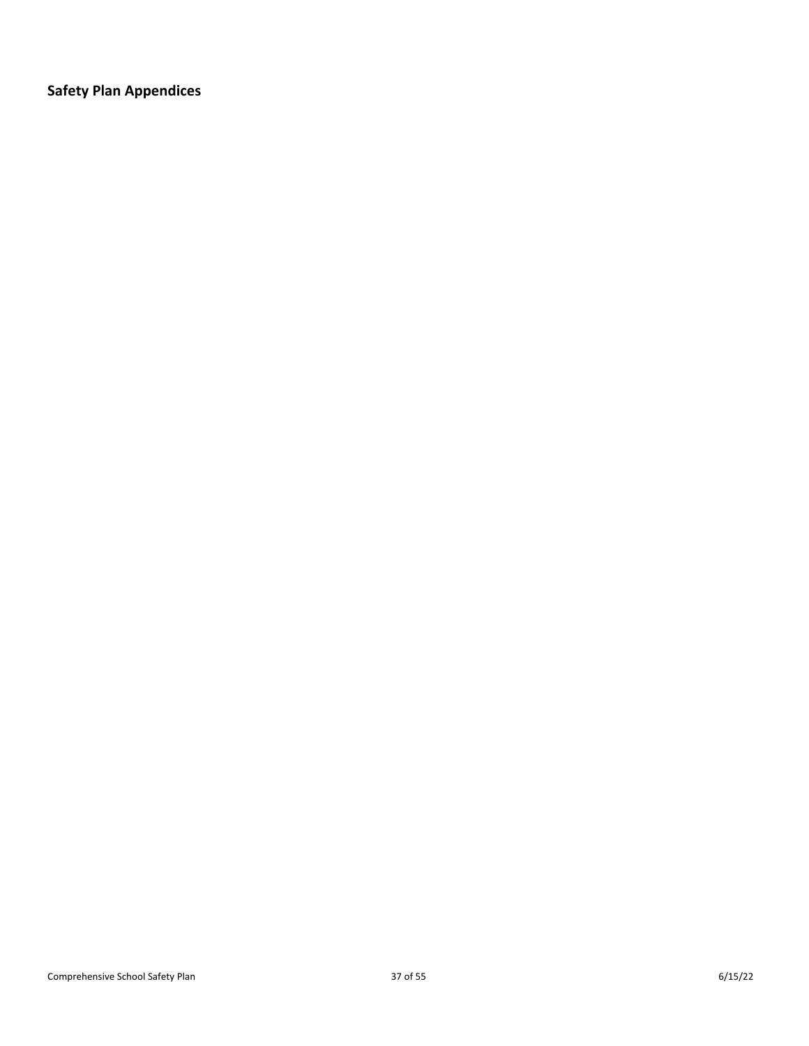## Safety Plan Appendices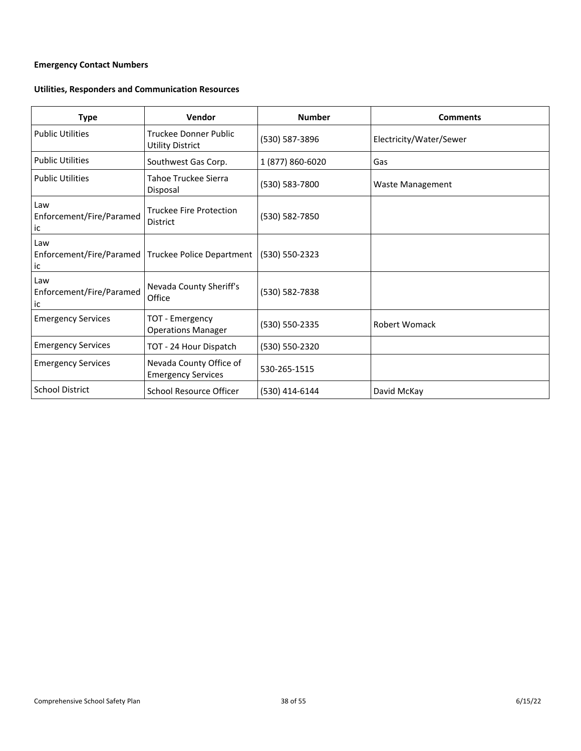**Emergency Contact Numbers**

**Utilities, Responders and Communication Resources**

| Type | Vendor | Number | Comments |
|---|---|---|---|
| Public Utilities | Truckee Donner Public Utility District | (530) 587-3896 | Electricity/Water/Sewer |
| Public Utilities | Southwest Gas Corp. | 1 (877) 860-6020 | Gas |
| Public Utilities | Tahoe Truckee Sierra Disposal | (530) 583-7800 | Waste Management |
| Law Enforcement/Fire/Paramedic | Truckee Fire Protection District | (530) 582-7850 | |
| Law Enforcement/Fire/Paramedic | Truckee Police Department | (530) 550-2323 | |
| Law Enforcement/Fire/Paramedic | Nevada County Sheriff's Office | (530) 582-7838 | |
| Emergency Services | TOT - Emergency Operations Manager | (530) 550-2335 | Robert Womack |
| Emergency Services | TOT - 24 Hour Dispatch | (530) 550-2320 | |
| Emergency Services | Nevada County Office of Emergency Services | 530-265-1515 | |
| School District | School Resource Officer | (530) 414-6144 | David McKay |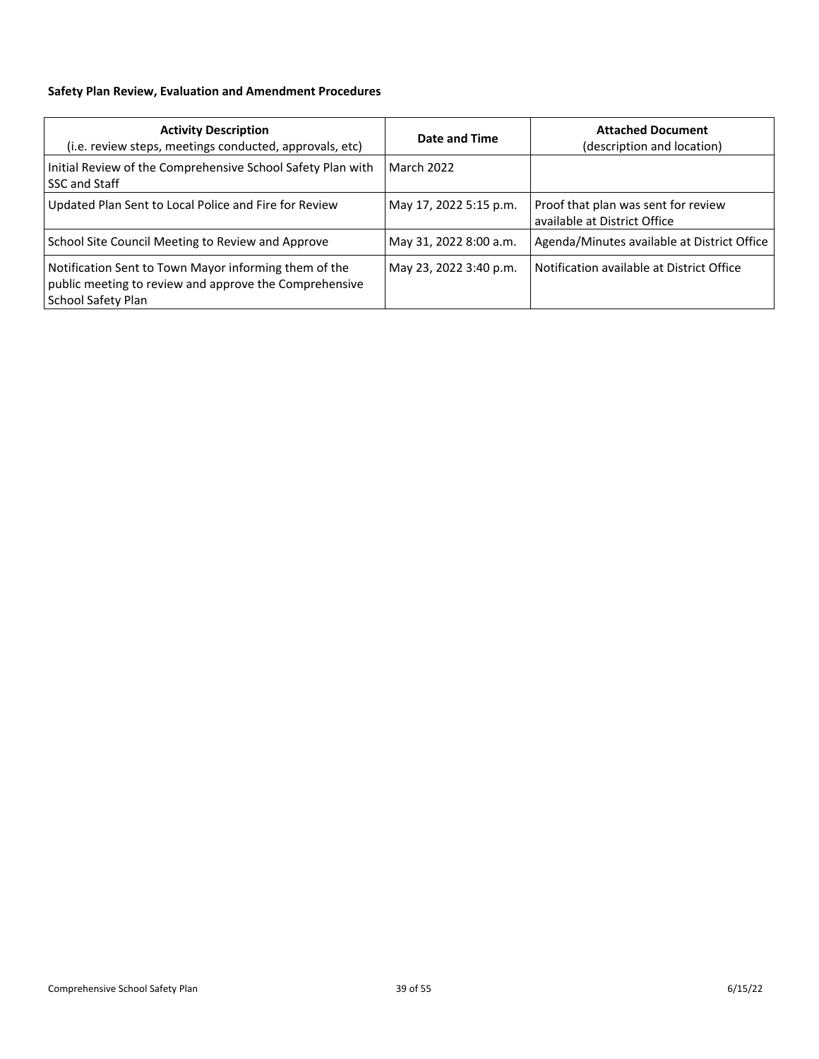**Safety Plan Review, Evaluation and Amendment Procedures**

| **Activity Description**<br>(i.e. review steps, meetings conducted, approvals, etc) | **Date and Time** | **Attached Document**<br>(description and location) |
|---|---|---|
| Initial Review of the Comprehensive School Safety Plan with SSC and Staff | March 2022 | |
| Updated Plan Sent to Local Police and Fire for Review | May 17, 2022 5:15 p.m. | Proof that plan was sent for review available at District Office |
| School Site Council Meeting to Review and Approve | May 31, 2022 8:00 a.m. | Agenda/Minutes available at District Office |
| Notification Sent to Town Mayor informing them of the public meeting to review and approve the Comprehensive School Safety Plan | May 23, 2022 3:40 p.m. | Notification available at District Office |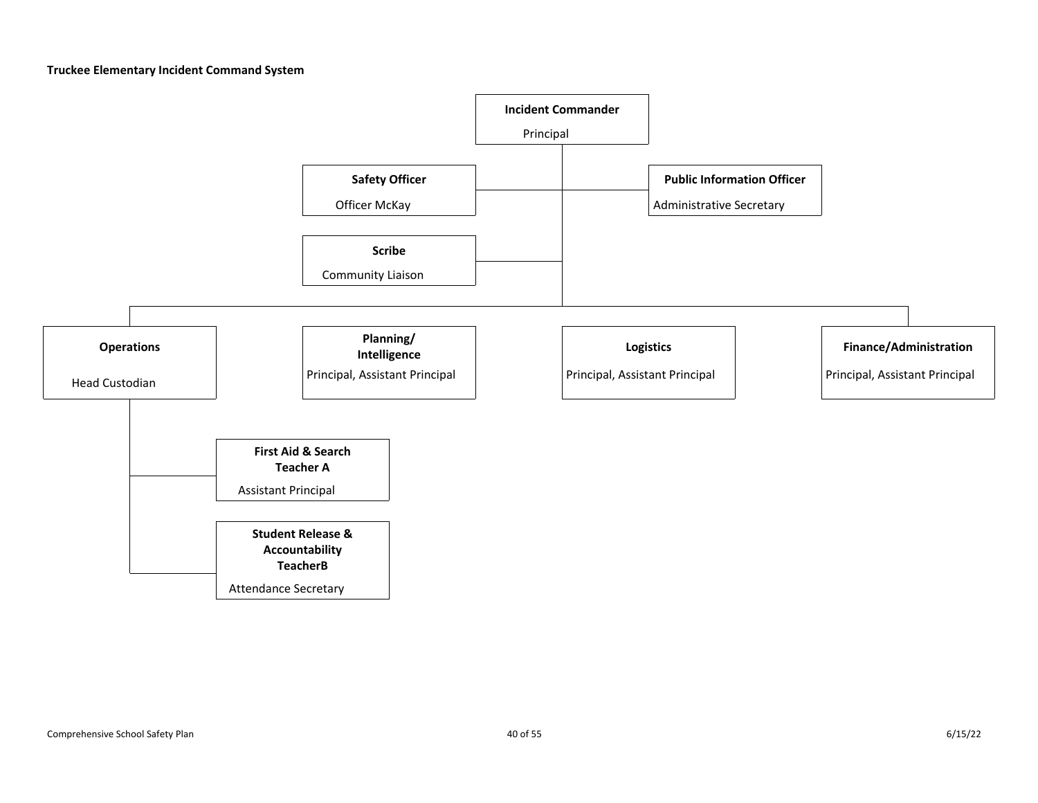**Truckee Elementary Incident Command System**

**Incident Commander**
Principal

**Safety Officer**
Officer McKay

**Public Information Officer**
Administrative Secretary

**Scribe**
Community Liaison

**Operations**
Head Custodian

**Planning/ Intelligence**
Principal, Assistant Principal

**Logistics**
Principal, Assistant Principal

**Finance/Administration**
Principal, Assistant Principal

**First Aid & Search Teacher A**
Assistant Principal

**Student Release & Accountability TeacherB**
Attendance Secretary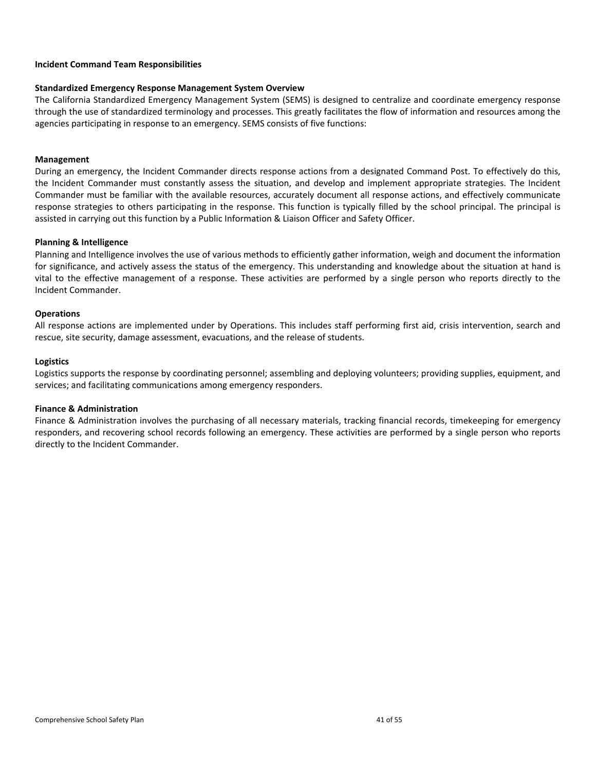**Incident Command Team Responsibilities**

**Standardized Emergency Response Management System Overview**

The California Standardized Emergency Management System (SEMS) is designed to centralize and coordinate emergency response through the use of standardized terminology and processes. This greatly facilitates the flow of information and resources among the agencies participating in response to an emergency. SEMS consists of five functions:

**Management**

During an emergency, the Incident Commander directs response actions from a designated Command Post. To effectively do this, the Incident Commander must constantly assess the situation, and develop and implement appropriate strategies. The Incident Commander must be familiar with the available resources, accurately document all response actions, and effectively communicate response strategies to others participating in the response. This function is typically filled by the school principal. The principal is assisted in carrying out this function by a Public Information & Liaison Officer and Safety Officer.

**Planning & Intelligence**

Planning and Intelligence involves the use of various methods to efficiently gather information, weigh and document the information for significance, and actively assess the status of the emergency. This understanding and knowledge about the situation at hand is vital to the effective management of a response. These activities are performed by a single person who reports directly to the Incident Commander.

**Operations**

All response actions are implemented under by Operations. This includes staff performing first aid, crisis intervention, search and rescue, site security, damage assessment, evacuations, and the release of students.

**Logistics**

Logistics supports the response by coordinating personnel; assembling and deploying volunteers; providing supplies, equipment, and services; and facilitating communications among emergency responders.

**Finance & Administration**

Finance & Administration involves the purchasing of all necessary materials, tracking financial records, timekeeping for emergency responders, and recovering school records following an emergency. These activities are performed by a single person who reports directly to the Incident Commander.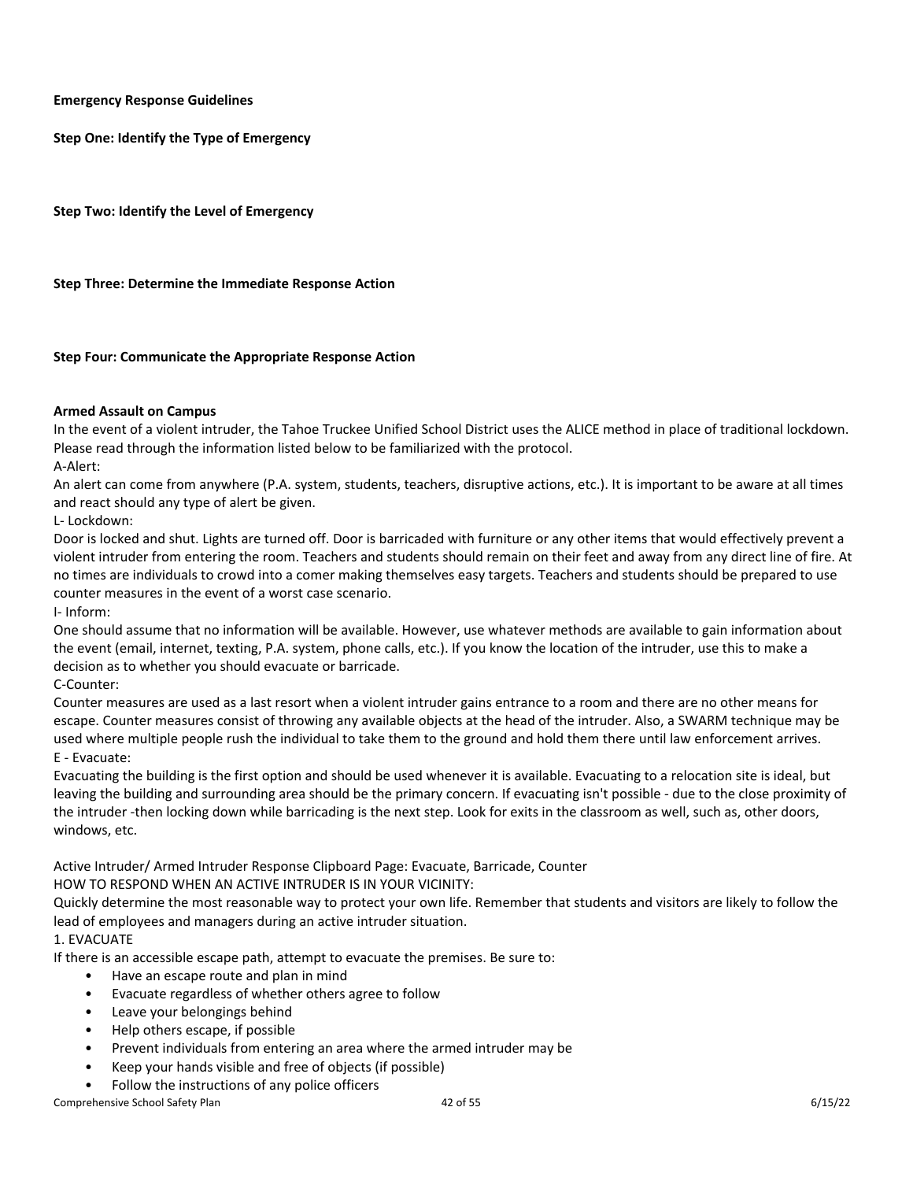**Emergency Response Guidelines**

**Step One: Identify the Type of Emergency**

**Step Two: Identify the Level of Emergency**

**Step Three: Determine the Immediate Response Action**

**Step Four: Communicate the Appropriate Response Action**

**Armed Assault on Campus**

In the event of a violent intruder, the Tahoe Truckee Unified School District uses the ALICE method in place of traditional lockdown. Please read through the information listed below to be familiarized with the protocol.

A-Alert:

An alert can come from anywhere (P.A. system, students, teachers, disruptive actions, etc.). It is important to be aware at all times and react should any type of alert be given.

L- Lockdown:

Door is locked and shut. Lights are turned off. Door is barricaded with furniture or any other items that would effectively prevent a violent intruder from entering the room. Teachers and students should remain on their feet and away from any direct line of fire. At no times are individuals to crowd into a comer making themselves easy targets. Teachers and students should be prepared to use counter measures in the event of a worst case scenario.

I- Inform:

One should assume that no information will be available. However, use whatever methods are available to gain information about the event (email, internet, texting, P.A. system, phone calls, etc.). If you know the location of the intruder, use this to make a decision as to whether you should evacuate or barricade.

C-Counter:

Counter measures are used as a last resort when a violent intruder gains entrance to a room and there are no other means for escape. Counter measures consist of throwing any available objects at the head of the intruder. Also, a SWARM technique may be used where multiple people rush the individual to take them to the ground and hold them there until law enforcement arrives.

E - Evacuate:

Evacuating the building is the first option and should be used whenever it is available. Evacuating to a relocation site is ideal, but leaving the building and surrounding area should be the primary concern. If evacuating isn't possible - due to the close proximity of the intruder -then locking down while barricading is the next step. Look for exits in the classroom as well, such as, other doors, windows, etc.

Active Intruder/ Armed Intruder Response Clipboard Page: Evacuate, Barricade, Counter

HOW TO RESPOND WHEN AN ACTIVE INTRUDER IS IN YOUR VICINITY:

Quickly determine the most reasonable way to protect your own life. Remember that students and visitors are likely to follow the lead of employees and managers during an active intruder situation.

1. EVACUATE

If there is an accessible escape path, attempt to evacuate the premises. Be sure to:

- Have an escape route and plan in mind
- Evacuate regardless of whether others agree to follow
- Leave your belongings behind
- Help others escape, if possible
- Prevent individuals from entering an area where the armed intruder may be
- Keep your hands visible and free of objects (if possible)
- Follow the instructions of any police officers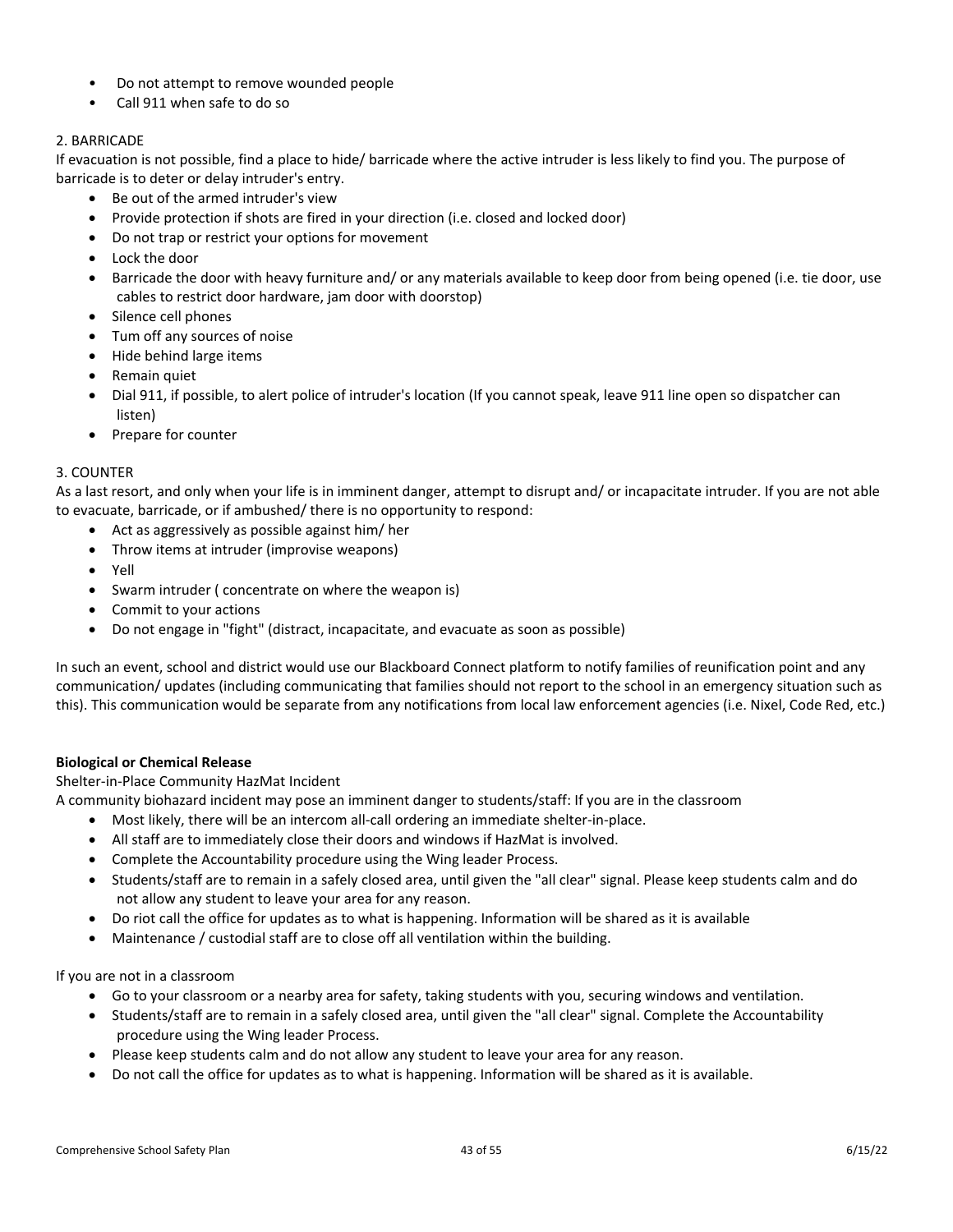- Do not attempt to remove wounded people
- Call 911 when safe to do so

2. BARRICADE

If evacuation is not possible, find a place to hide/ barricade where the active intruder is less likely to find you. The purpose of barricade is to deter or delay intruder's entry.

- Be out of the armed intruder's view
- Provide protection if shots are fired in your direction (i.e. closed and locked door)
- Do not trap or restrict your options for movement
- Lock the door
- Barricade the door with heavy furniture and/ or any materials available to keep door from being opened (i.e. tie door, use cables to restrict door hardware, jam door with doorstop)
- Silence cell phones
- Tum off any sources of noise
- Hide behind large items
- Remain quiet
- Dial 911, if possible, to alert police of intruder's location (If you cannot speak, leave 911 line open so dispatcher can listen)
- Prepare for counter

3. COUNTER

As a last resort, and only when your life is in imminent danger, attempt to disrupt and/ or incapacitate intruder. If you are not able to evacuate, barricade, or if ambushed/ there is no opportunity to respond:

- Act as aggressively as possible against him/ her
- Throw items at intruder (improvise weapons)
- Yell
- Swarm intruder ( concentrate on where the weapon is)
- Commit to your actions
- Do not engage in "fight" (distract, incapacitate, and evacuate as soon as possible)

In such an event, school and district would use our Blackboard Connect platform to notify families of reunification point and any communication/ updates (including communicating that families should not report to the school in an emergency situation such as this). This communication would be separate from any notifications from local law enforcement agencies (i.e. Nixel, Code Red, etc.)

**Biological or Chemical Release**

Shelter-in-Place Community HazMat Incident

A community biohazard incident may pose an imminent danger to students/staff: If you are in the classroom

- Most likely, there will be an intercom all-call ordering an immediate shelter-in-place.
- All staff are to immediately close their doors and windows if HazMat is involved.
- Complete the Accountability procedure using the Wing leader Process.
- Students/staff are to remain in a safely closed area, until given the "all clear" signal. Please keep students calm and do not allow any student to leave your area for any reason.
- Do riot call the office for updates as to what is happening. Information will be shared as it is available
- Maintenance / custodial staff are to close off all ventilation within the building.

If you are not in a classroom

- Go to your classroom or a nearby area for safety, taking students with you, securing windows and ventilation.
- Students/staff are to remain in a safely closed area, until given the "all clear" signal. Complete the Accountability procedure using the Wing leader Process.
- Please keep students calm and do not allow any student to leave your area for any reason.
- Do not call the office for updates as to what is happening. Information will be shared as it is available.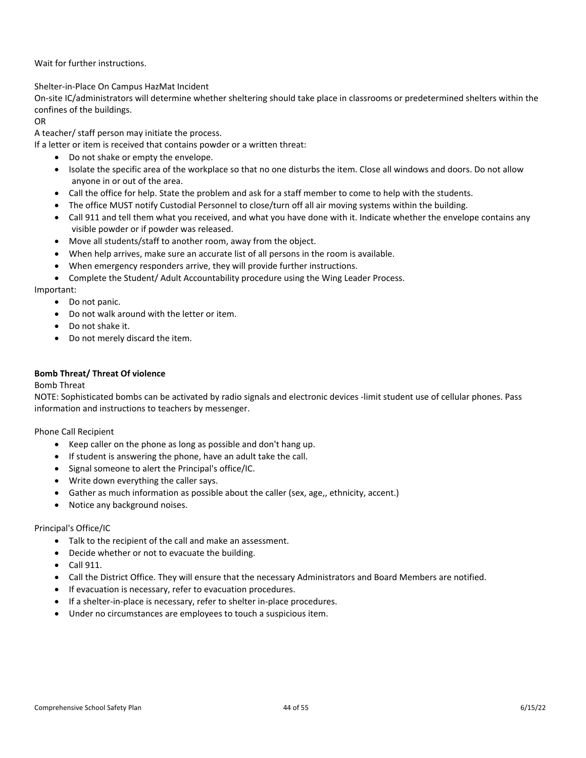Wait for further instructions.

Shelter-in-Place On Campus HazMat Incident

On-site IC/administrators will determine whether sheltering should take place in classrooms or predetermined shelters within the confines of the buildings.

OR

A teacher/ staff person may initiate the process.

If a letter or item is received that contains powder or a written threat:

- Do not shake or empty the envelope.
- Isolate the specific area of the workplace so that no one disturbs the item. Close all windows and doors. Do not allow anyone in or out of the area.
- Call the office for help. State the problem and ask for a staff member to come to help with the students.
- The office MUST notify Custodial Personnel to close/turn off all air moving systems within the building.
- Call 911 and tell them what you received, and what you have done with it. Indicate whether the envelope contains any visible powder or if powder was released.
- Move all students/staff to another room, away from the object.
- When help arrives, make sure an accurate list of all persons in the room is available.
- When emergency responders arrive, they will provide further instructions.
- Complete the Student/ Adult Accountability procedure using the Wing Leader Process.

Important:

- Do not panic.
- Do not walk around with the letter or item.
- Do not shake it.
- Do not merely discard the item.

**Bomb Threat/ Threat Of violence**

Bomb Threat

NOTE: Sophisticated bombs can be activated by radio signals and electronic devices -limit student use of cellular phones. Pass information and instructions to teachers by messenger.

Phone Call Recipient

- Keep caller on the phone as long as possible and don't hang up.
- If student is answering the phone, have an adult take the call.
- Signal someone to alert the Principal's office/IC.
- Write down everything the caller says.
- Gather as much information as possible about the caller (sex, age,, ethnicity, accent.)
- Notice any background noises.

Principal's Office/IC

- Talk to the recipient of the call and make an assessment.
- Decide whether or not to evacuate the building.
- Call 911.
- Call the District Office. They will ensure that the necessary Administrators and Board Members are notified.
- If evacuation is necessary, refer to evacuation procedures.
- If a shelter-in-place is necessary, refer to shelter in-place procedures.
- Under no circumstances are employees to touch a suspicious item.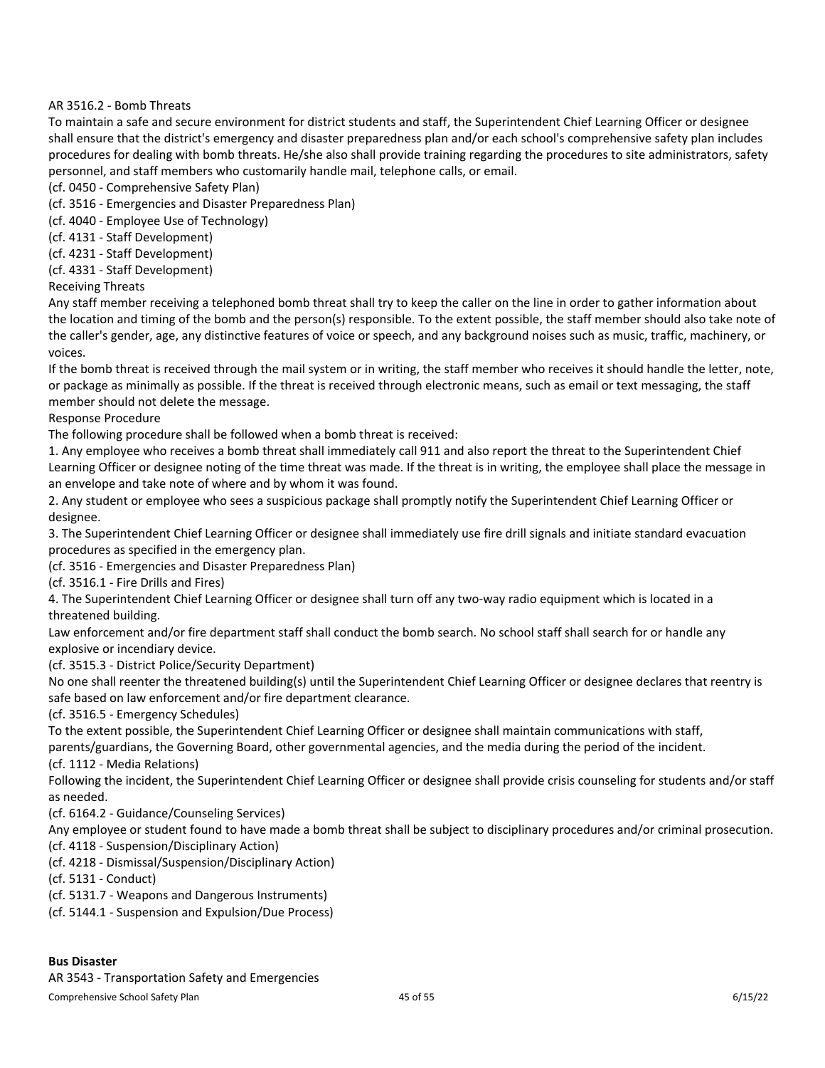AR 3516.2 - Bomb Threats

To maintain a safe and secure environment for district students and staff, the Superintendent Chief Learning Officer or designee shall ensure that the district's emergency and disaster preparedness plan and/or each school's comprehensive safety plan includes procedures for dealing with bomb threats. He/she also shall provide training regarding the procedures to site administrators, safety personnel, and staff members who customarily handle mail, telephone calls, or email.

(cf. 0450 - Comprehensive Safety Plan)
(cf. 3516 - Emergencies and Disaster Preparedness Plan)
(cf. 4040 - Employee Use of Technology)
(cf. 4131 - Staff Development)
(cf. 4231 - Staff Development)
(cf. 4331 - Staff Development)

Receiving Threats

Any staff member receiving a telephoned bomb threat shall try to keep the caller on the line in order to gather information about the location and timing of the bomb and the person(s) responsible. To the extent possible, the staff member should also take note of the caller's gender, age, any distinctive features of voice or speech, and any background noises such as music, traffic, machinery, or voices.

If the bomb threat is received through the mail system or in writing, the staff member who receives it should handle the letter, note, or package as minimally as possible. If the threat is received through electronic means, such as email or text messaging, the staff member should not delete the message.

Response Procedure

The following procedure shall be followed when a bomb threat is received:

1. Any employee who receives a bomb threat shall immediately call 911 and also report the threat to the Superintendent Chief Learning Officer or designee noting of the time threat was made. If the threat is in writing, the employee shall place the message in an envelope and take note of where and by whom it was found.
2. Any student or employee who sees a suspicious package shall promptly notify the Superintendent Chief Learning Officer or designee.
3. The Superintendent Chief Learning Officer or designee shall immediately use fire drill signals and initiate standard evacuation procedures as specified in the emergency plan.

(cf. 3516 - Emergencies and Disaster Preparedness Plan)
(cf. 3516.1 - Fire Drills and Fires)

4. The Superintendent Chief Learning Officer or designee shall turn off any two-way radio equipment which is located in a threatened building.

Law enforcement and/or fire department staff shall conduct the bomb search. No school staff shall search for or handle any explosive or incendiary device.

(cf. 3515.3 - District Police/Security Department)

No one shall reenter the threatened building(s) until the Superintendent Chief Learning Officer or designee declares that reentry is safe based on law enforcement and/or fire department clearance.

(cf. 3516.5 - Emergency Schedules)

To the extent possible, the Superintendent Chief Learning Officer or designee shall maintain communications with staff, parents/guardians, the Governing Board, other governmental agencies, and the media during the period of the incident.

(cf. 1112 - Media Relations)

Following the incident, the Superintendent Chief Learning Officer or designee shall provide crisis counseling for students and/or staff as needed.

(cf. 6164.2 - Guidance/Counseling Services)

Any employee or student found to have made a bomb threat shall be subject to disciplinary procedures and/or criminal prosecution.

(cf. 4118 - Suspension/Disciplinary Action)
(cf. 4218 - Dismissal/Suspension/Disciplinary Action)
(cf. 5131 - Conduct)
(cf. 5131.7 - Weapons and Dangerous Instruments)
(cf. 5144.1 - Suspension and Expulsion/Due Process)

**Bus Disaster**

AR 3543 - Transportation Safety and Emergencies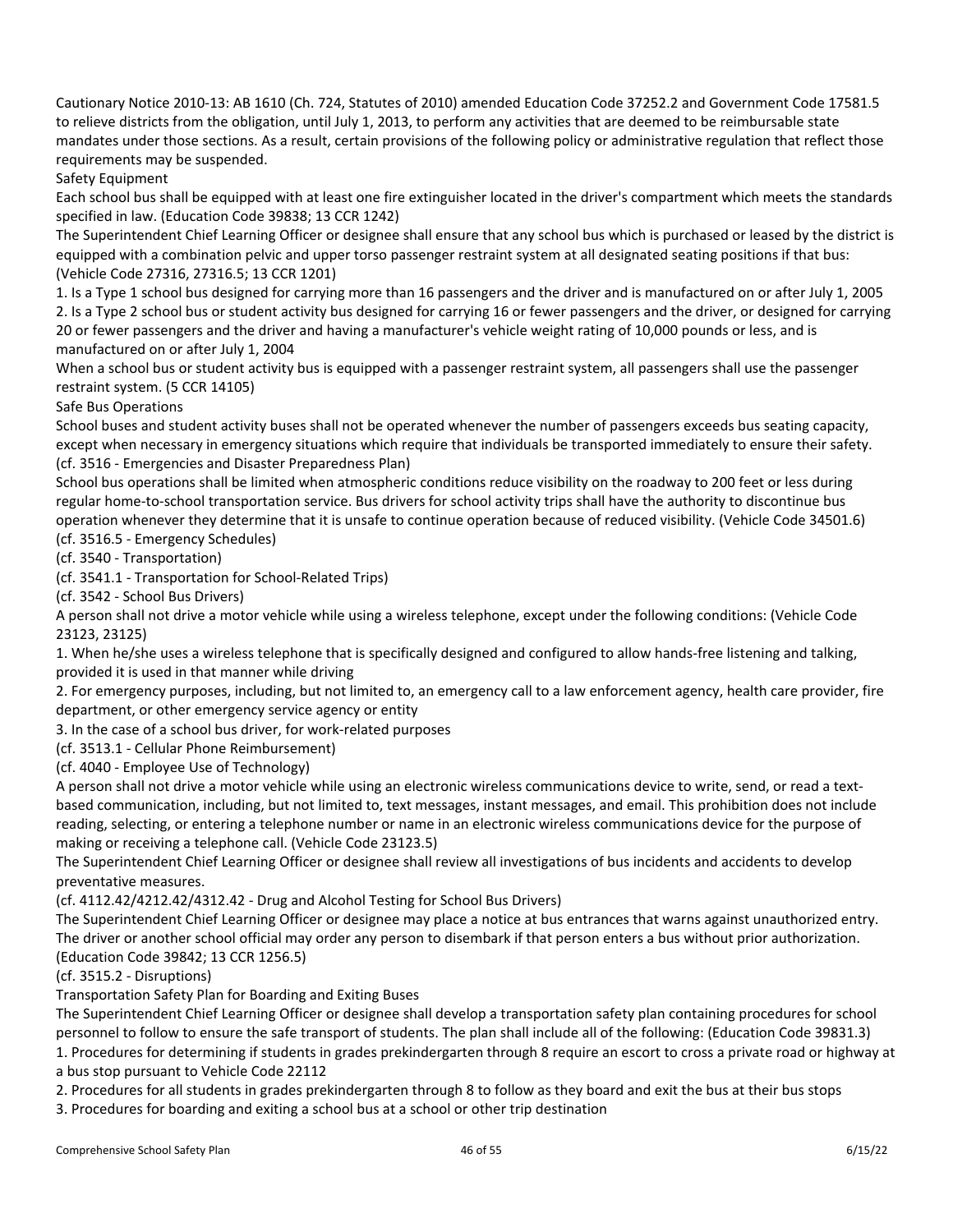Cautionary Notice 2010-13: AB 1610 (Ch. 724, Statutes of 2010) amended Education Code 37252.2 and Government Code 17581.5 to relieve districts from the obligation, until July 1, 2013, to perform any activities that are deemed to be reimbursable state mandates under those sections. As a result, certain provisions of the following policy or administrative regulation that reflect those requirements may be suspended.

## Safety Equipment

Each school bus shall be equipped with at least one fire extinguisher located in the driver's compartment which meets the standards specified in law. (Education Code 39838; 13 CCR 1242)

The Superintendent Chief Learning Officer or designee shall ensure that any school bus which is purchased or leased by the district is equipped with a combination pelvic and upper torso passenger restraint system at all designated seating positions if that bus: (Vehicle Code 27316, 27316.5; 13 CCR 1201)

1. Is a Type 1 school bus designed for carrying more than 16 passengers and the driver and is manufactured on or after July 1, 2005
2. Is a Type 2 school bus or student activity bus designed for carrying 16 or fewer passengers and the driver, or designed for carrying 20 or fewer passengers and the driver and having a manufacturer's vehicle weight rating of 10,000 pounds or less, and is manufactured on or after July 1, 2004

When a school bus or student activity bus is equipped with a passenger restraint system, all passengers shall use the passenger restraint system. (5 CCR 14105)

## Safe Bus Operations

School buses and student activity buses shall not be operated whenever the number of passengers exceeds bus seating capacity, except when necessary in emergency situations which require that individuals be transported immediately to ensure their safety.

(cf. 3516 - Emergencies and Disaster Preparedness Plan)

School bus operations shall be limited when atmospheric conditions reduce visibility on the roadway to 200 feet or less during regular home-to-school transportation service. Bus drivers for school activity trips shall have the authority to discontinue bus operation whenever they determine that it is unsafe to continue operation because of reduced visibility. (Vehicle Code 34501.6)

(cf. 3516.5 - Emergency Schedules)

(cf. 3540 - Transportation)

(cf. 3541.1 - Transportation for School-Related Trips)

(cf. 3542 - School Bus Drivers)

A person shall not drive a motor vehicle while using a wireless telephone, except under the following conditions: (Vehicle Code 23123, 23125)

1. When he/she uses a wireless telephone that is specifically designed and configured to allow hands-free listening and talking, provided it is used in that manner while driving
2. For emergency purposes, including, but not limited to, an emergency call to a law enforcement agency, health care provider, fire department, or other emergency service agency or entity
3. In the case of a school bus driver, for work-related purposes

(cf. 3513.1 - Cellular Phone Reimbursement)

(cf. 4040 - Employee Use of Technology)

A person shall not drive a motor vehicle while using an electronic wireless communications device to write, send, or read a text-based communication, including, but not limited to, text messages, instant messages, and email. This prohibition does not include reading, selecting, or entering a telephone number or name in an electronic wireless communications device for the purpose of making or receiving a telephone call. (Vehicle Code 23123.5)

The Superintendent Chief Learning Officer or designee shall review all investigations of bus incidents and accidents to develop preventative measures.

(cf. 4112.42/4212.42/4312.42 - Drug and Alcohol Testing for School Bus Drivers)

The Superintendent Chief Learning Officer or designee may place a notice at bus entrances that warns against unauthorized entry. The driver or another school official may order any person to disembark if that person enters a bus without prior authorization. (Education Code 39842; 13 CCR 1256.5)

(cf. 3515.2 - Disruptions)

## Transportation Safety Plan for Boarding and Exiting Buses

The Superintendent Chief Learning Officer or designee shall develop a transportation safety plan containing procedures for school personnel to follow to ensure the safe transport of students. The plan shall include all of the following: (Education Code 39831.3)

1. Procedures for determining if students in grades prekindergarten through 8 require an escort to cross a private road or highway at a bus stop pursuant to Vehicle Code 22112
2. Procedures for all students in grades prekindergarten through 8 to follow as they board and exit the bus at their bus stops
3. Procedures for boarding and exiting a school bus at a school or other trip destination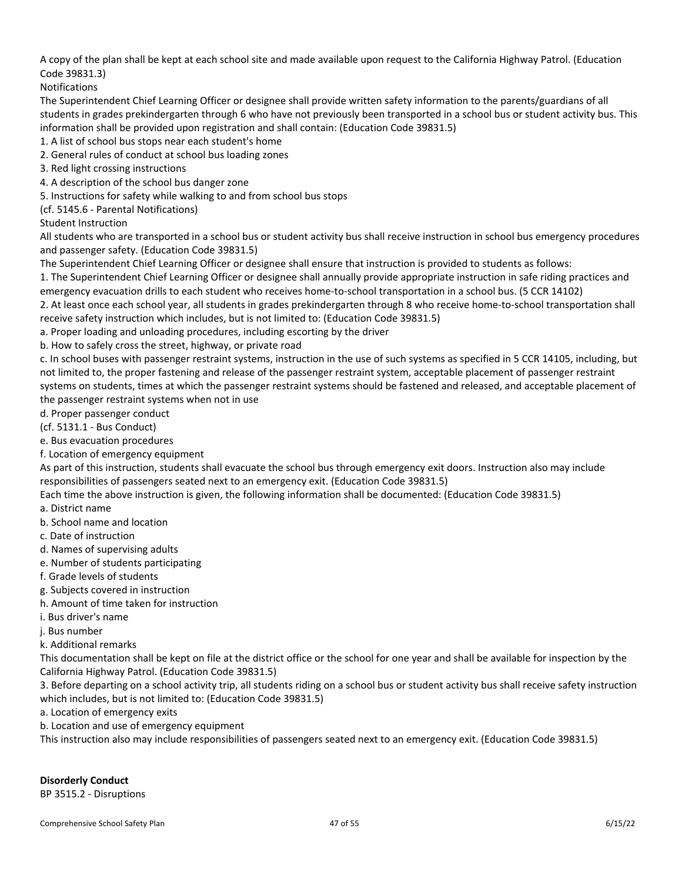A copy of the plan shall be kept at each school site and made available upon request to the California Highway Patrol. (Education Code 39831.3)

Notifications

The Superintendent Chief Learning Officer or designee shall provide written safety information to the parents/guardians of all students in grades prekindergarten through 6 who have not previously been transported in a school bus or student activity bus. This information shall be provided upon registration and shall contain: (Education Code 39831.5)

1. A list of school bus stops near each student's home
2. General rules of conduct at school bus loading zones
3. Red light crossing instructions
4. A description of the school bus danger zone
5. Instructions for safety while walking to and from school bus stops

(cf. 5145.6 - Parental Notifications)

Student Instruction

All students who are transported in a school bus or student activity bus shall receive instruction in school bus emergency procedures and passenger safety. (Education Code 39831.5)

The Superintendent Chief Learning Officer or designee shall ensure that instruction is provided to students as follows:

1. The Superintendent Chief Learning Officer or designee shall annually provide appropriate instruction in safe riding practices and emergency evacuation drills to each student who receives home-to-school transportation in a school bus. (5 CCR 14102)

2. At least once each school year, all students in grades prekindergarten through 8 who receive home-to-school transportation shall receive safety instruction which includes, but is not limited to: (Education Code 39831.5)

a. Proper loading and unloading procedures, including escorting by the driver

b. How to safely cross the street, highway, or private road

c. In school buses with passenger restraint systems, instruction in the use of such systems as specified in 5 CCR 14105, including, but not limited to, the proper fastening and release of the passenger restraint system, acceptable placement of passenger restraint systems on students, times at which the passenger restraint systems should be fastened and released, and acceptable placement of the passenger restraint systems when not in use

d. Proper passenger conduct

(cf. 5131.1 - Bus Conduct)

e. Bus evacuation procedures

f. Location of emergency equipment

As part of this instruction, students shall evacuate the school bus through emergency exit doors. Instruction also may include responsibilities of passengers seated next to an emergency exit. (Education Code 39831.5)

Each time the above instruction is given, the following information shall be documented: (Education Code 39831.5)

a. District name

b. School name and location

c. Date of instruction

d. Names of supervising adults

e. Number of students participating

f. Grade levels of students

g. Subjects covered in instruction

h. Amount of time taken for instruction

i. Bus driver's name

j. Bus number

k. Additional remarks

This documentation shall be kept on file at the district office or the school for one year and shall be available for inspection by the California Highway Patrol. (Education Code 39831.5)

3. Before departing on a school activity trip, all students riding on a school bus or student activity bus shall receive safety instruction which includes, but is not limited to: (Education Code 39831.5)

a. Location of emergency exits

b. Location and use of emergency equipment

This instruction also may include responsibilities of passengers seated next to an emergency exit. (Education Code 39831.5)

**Disorderly Conduct**

BP 3515.2 - Disruptions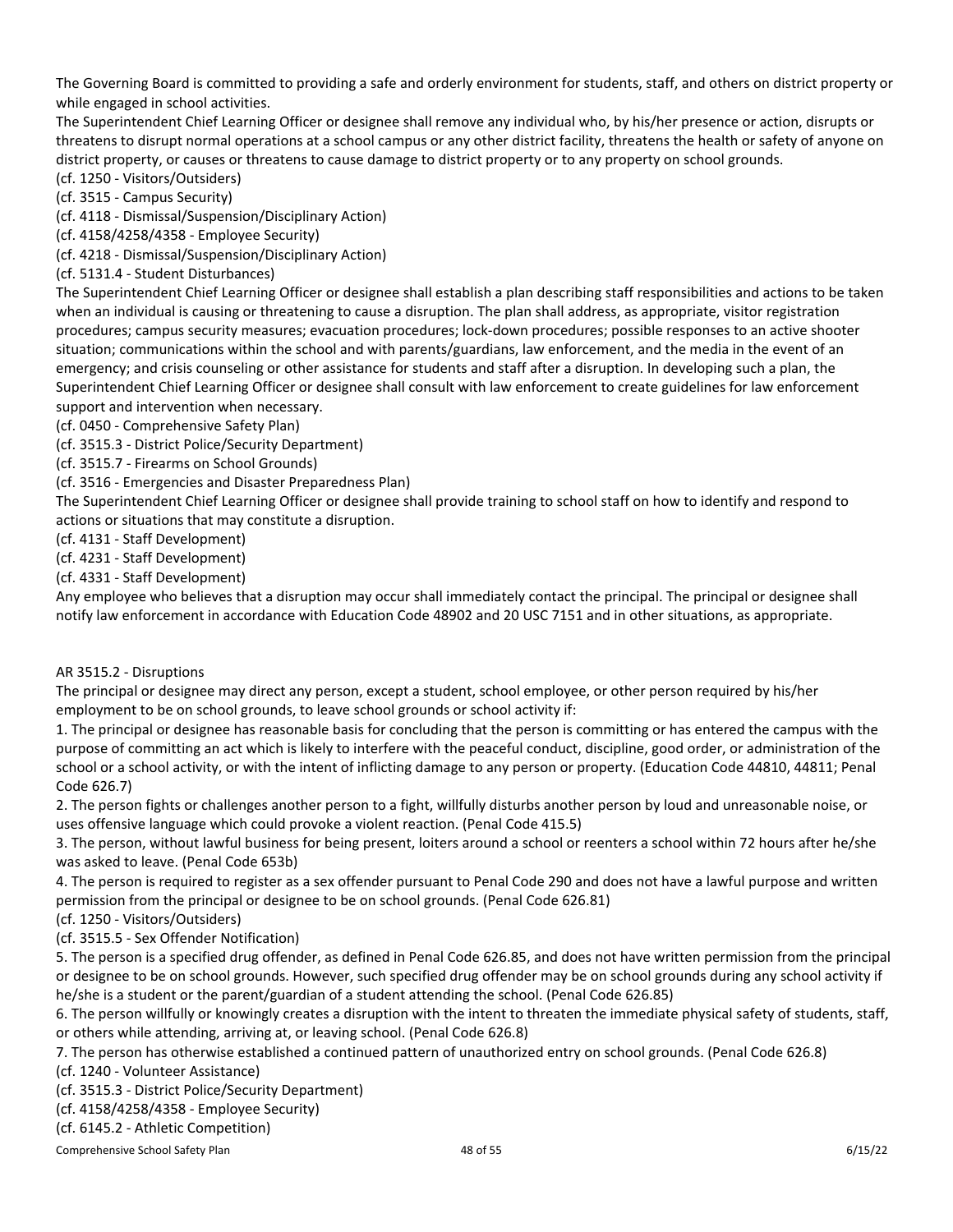The Governing Board is committed to providing a safe and orderly environment for students, staff, and others on district property or while engaged in school activities.

The Superintendent Chief Learning Officer or designee shall remove any individual who, by his/her presence or action, disrupts or threatens to disrupt normal operations at a school campus or any other district facility, threatens the health or safety of anyone on district property, or causes or threatens to cause damage to district property or to any property on school grounds.

(cf. 1250 - Visitors/Outsiders)
(cf. 3515 - Campus Security)
(cf. 4118 - Dismissal/Suspension/Disciplinary Action)
(cf. 4158/4258/4358 - Employee Security)
(cf. 4218 - Dismissal/Suspension/Disciplinary Action)
(cf. 5131.4 - Student Disturbances)

The Superintendent Chief Learning Officer or designee shall establish a plan describing staff responsibilities and actions to be taken when an individual is causing or threatening to cause a disruption. The plan shall address, as appropriate, visitor registration procedures; campus security measures; evacuation procedures; lock-down procedures; possible responses to an active shooter situation; communications within the school and with parents/guardians, law enforcement, and the media in the event of an emergency; and crisis counseling or other assistance for students and staff after a disruption. In developing such a plan, the Superintendent Chief Learning Officer or designee shall consult with law enforcement to create guidelines for law enforcement support and intervention when necessary.

(cf. 0450 - Comprehensive Safety Plan)
(cf. 3515.3 - District Police/Security Department)
(cf. 3515.7 - Firearms on School Grounds)
(cf. 3516 - Emergencies and Disaster Preparedness Plan)

The Superintendent Chief Learning Officer or designee shall provide training to school staff on how to identify and respond to actions or situations that may constitute a disruption.

(cf. 4131 - Staff Development)
(cf. 4231 - Staff Development)
(cf. 4331 - Staff Development)

Any employee who believes that a disruption may occur shall immediately contact the principal. The principal or designee shall notify law enforcement in accordance with Education Code 48902 and 20 USC 7151 and in other situations, as appropriate.

AR 3515.2 - Disruptions

The principal or designee may direct any person, except a student, school employee, or other person required by his/her employment to be on school grounds, to leave school grounds or school activity if:

1. The principal or designee has reasonable basis for concluding that the person is committing or has entered the campus with the purpose of committing an act which is likely to interfere with the peaceful conduct, discipline, good order, or administration of the school or a school activity, or with the intent of inflicting damage to any person or property. (Education Code 44810, 44811; Penal Code 626.7)
2. The person fights or challenges another person to a fight, willfully disturbs another person by loud and unreasonable noise, or uses offensive language which could provoke a violent reaction. (Penal Code 415.5)
3. The person, without lawful business for being present, loiters around a school or reenters a school within 72 hours after he/she was asked to leave. (Penal Code 653b)
4. The person is required to register as a sex offender pursuant to Penal Code 290 and does not have a lawful purpose and written permission from the principal or designee to be on school grounds. (Penal Code 626.81)

(cf. 1250 - Visitors/Outsiders)
(cf. 3515.5 - Sex Offender Notification)

5. The person is a specified drug offender, as defined in Penal Code 626.85, and does not have written permission from the principal or designee to be on school grounds. However, such specified drug offender may be on school grounds during any school activity if he/she is a student or the parent/guardian of a student attending the school. (Penal Code 626.85)
6. The person willfully or knowingly creates a disruption with the intent to threaten the immediate physical safety of students, staff, or others while attending, arriving at, or leaving school. (Penal Code 626.8)
7. The person has otherwise established a continued pattern of unauthorized entry on school grounds. (Penal Code 626.8)

(cf. 1240 - Volunteer Assistance)
(cf. 3515.3 - District Police/Security Department)
(cf. 4158/4258/4358 - Employee Security)
(cf. 6145.2 - Athletic Competition)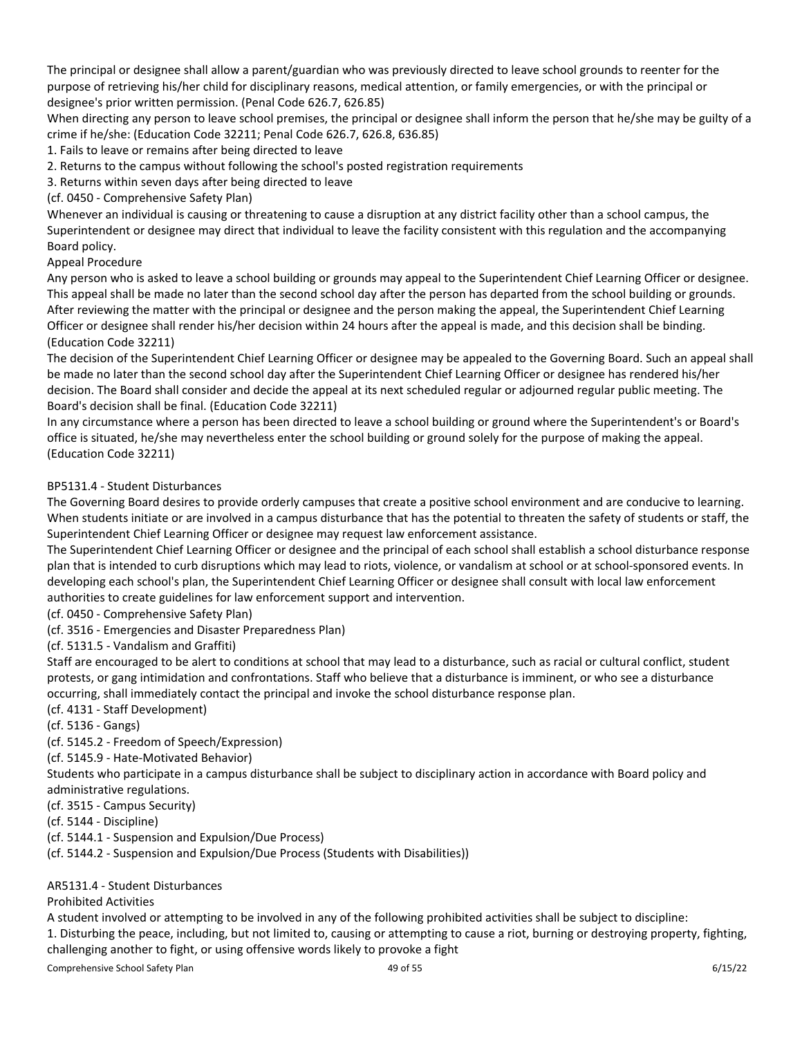The principal or designee shall allow a parent/guardian who was previously directed to leave school grounds to reenter for the purpose of retrieving his/her child for disciplinary reasons, medical attention, or family emergencies, or with the principal or designee's prior written permission. (Penal Code 626.7, 626.85)

When directing any person to leave school premises, the principal or designee shall inform the person that he/she may be guilty of a crime if he/she: (Education Code 32211; Penal Code 626.7, 626.8, 636.85)

1. Fails to leave or remains after being directed to leave
2. Returns to the campus without following the school's posted registration requirements
3. Returns within seven days after being directed to leave

(cf. 0450 - Comprehensive Safety Plan)

Whenever an individual is causing or threatening to cause a disruption at any district facility other than a school campus, the Superintendent or designee may direct that individual to leave the facility consistent with this regulation and the accompanying Board policy.

Appeal Procedure

Any person who is asked to leave a school building or grounds may appeal to the Superintendent Chief Learning Officer or designee. This appeal shall be made no later than the second school day after the person has departed from the school building or grounds. After reviewing the matter with the principal or designee and the person making the appeal, the Superintendent Chief Learning Officer or designee shall render his/her decision within 24 hours after the appeal is made, and this decision shall be binding. (Education Code 32211)

The decision of the Superintendent Chief Learning Officer or designee may be appealed to the Governing Board. Such an appeal shall be made no later than the second school day after the Superintendent Chief Learning Officer or designee has rendered his/her decision. The Board shall consider and decide the appeal at its next scheduled regular or adjourned regular public meeting. The Board's decision shall be final. (Education Code 32211)

In any circumstance where a person has been directed to leave a school building or ground where the Superintendent's or Board's office is situated, he/she may nevertheless enter the school building or ground solely for the purpose of making the appeal. (Education Code 32211)

BP5131.4 - Student Disturbances

The Governing Board desires to provide orderly campuses that create a positive school environment and are conducive to learning. When students initiate or are involved in a campus disturbance that has the potential to threaten the safety of students or staff, the Superintendent Chief Learning Officer or designee may request law enforcement assistance.

The Superintendent Chief Learning Officer or designee and the principal of each school shall establish a school disturbance response plan that is intended to curb disruptions which may lead to riots, violence, or vandalism at school or at school-sponsored events. In developing each school's plan, the Superintendent Chief Learning Officer or designee shall consult with local law enforcement authorities to create guidelines for law enforcement support and intervention.

(cf. 0450 - Comprehensive Safety Plan)

(cf. 3516 - Emergencies and Disaster Preparedness Plan)

(cf. 5131.5 - Vandalism and Graffiti)

Staff are encouraged to be alert to conditions at school that may lead to a disturbance, such as racial or cultural conflict, student protests, or gang intimidation and confrontations. Staff who believe that a disturbance is imminent, or who see a disturbance occurring, shall immediately contact the principal and invoke the school disturbance response plan.

(cf. 4131 - Staff Development)

(cf. 5136 - Gangs)

(cf. 5145.2 - Freedom of Speech/Expression)

(cf. 5145.9 - Hate-Motivated Behavior)

Students who participate in a campus disturbance shall be subject to disciplinary action in accordance with Board policy and administrative regulations.

(cf. 3515 - Campus Security)

(cf. 5144 - Discipline)

(cf. 5144.1 - Suspension and Expulsion/Due Process)

(cf. 5144.2 - Suspension and Expulsion/Due Process (Students with Disabilities))

AR5131.4 - Student Disturbances

Prohibited Activities

A student involved or attempting to be involved in any of the following prohibited activities shall be subject to discipline:

1. Disturbing the peace, including, but not limited to, causing or attempting to cause a riot, burning or destroying property, fighting, challenging another to fight, or using offensive words likely to provoke a fight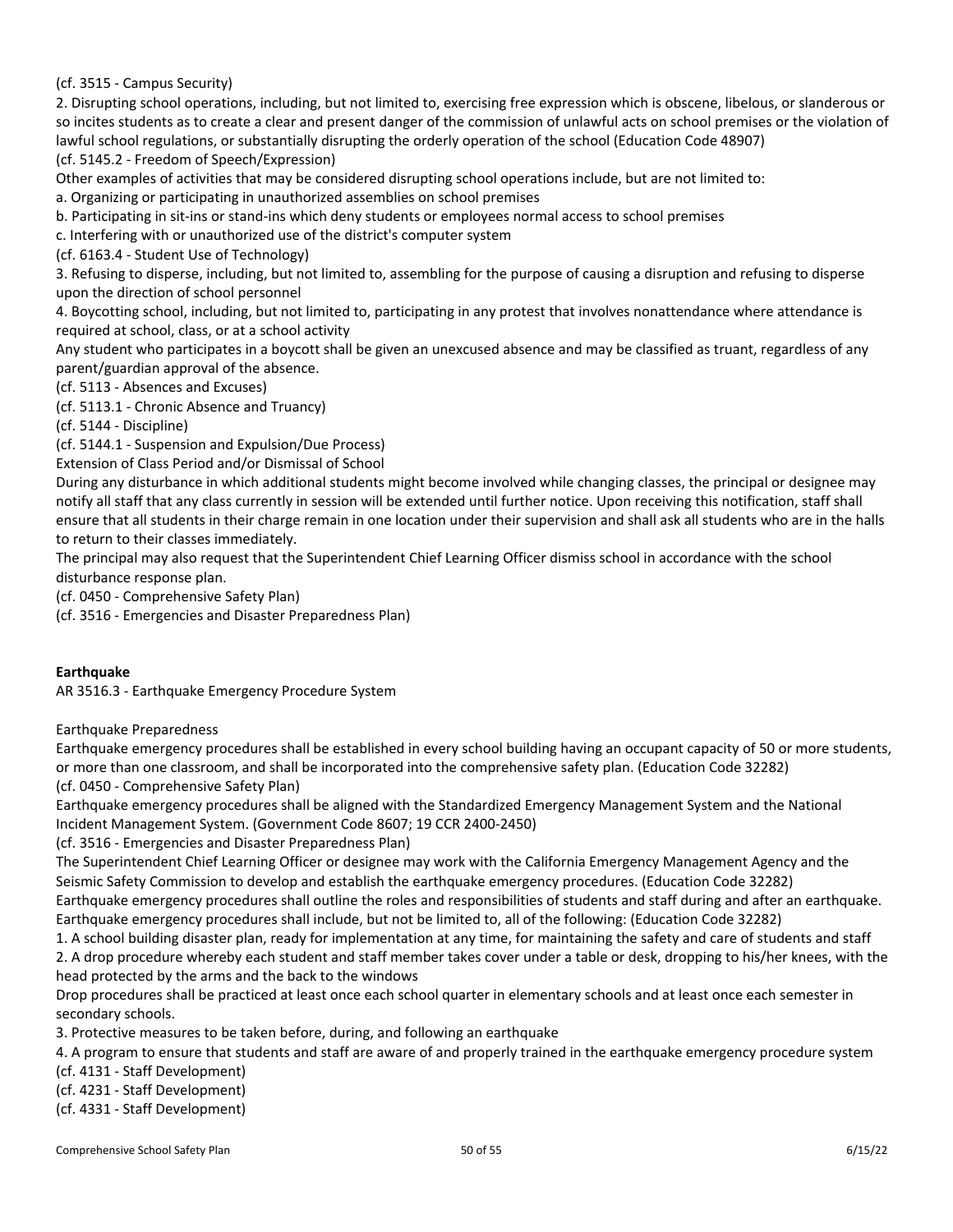(cf. 3515 - Campus Security)

2. Disrupting school operations, including, but not limited to, exercising free expression which is obscene, libelous, or slanderous or so incites students as to create a clear and present danger of the commission of unlawful acts on school premises or the violation of lawful school regulations, or substantially disrupting the orderly operation of the school (Education Code 48907)

(cf. 5145.2 - Freedom of Speech/Expression)

Other examples of activities that may be considered disrupting school operations include, but are not limited to:

a. Organizing or participating in unauthorized assemblies on school premises

b. Participating in sit-ins or stand-ins which deny students or employees normal access to school premises

c. Interfering with or unauthorized use of the district's computer system

(cf. 6163.4 - Student Use of Technology)

3. Refusing to disperse, including, but not limited to, assembling for the purpose of causing a disruption and refusing to disperse upon the direction of school personnel

4. Boycotting school, including, but not limited to, participating in any protest that involves nonattendance where attendance is required at school, class, or at a school activity

Any student who participates in a boycott shall be given an unexcused absence and may be classified as truant, regardless of any parent/guardian approval of the absence.

(cf. 5113 - Absences and Excuses)

(cf. 5113.1 - Chronic Absence and Truancy)

(cf. 5144 - Discipline)

(cf. 5144.1 - Suspension and Expulsion/Due Process)

Extension of Class Period and/or Dismissal of School

During any disturbance in which additional students might become involved while changing classes, the principal or designee may notify all staff that any class currently in session will be extended until further notice. Upon receiving this notification, staff shall ensure that all students in their charge remain in one location under their supervision and shall ask all students who are in the halls to return to their classes immediately.

The principal may also request that the Superintendent Chief Learning Officer dismiss school in accordance with the school disturbance response plan.

(cf. 0450 - Comprehensive Safety Plan)

(cf. 3516 - Emergencies and Disaster Preparedness Plan)

**Earthquake**

AR 3516.3 - Earthquake Emergency Procedure System

Earthquake Preparedness

Earthquake emergency procedures shall be established in every school building having an occupant capacity of 50 or more students, or more than one classroom, and shall be incorporated into the comprehensive safety plan. (Education Code 32282)

(cf. 0450 - Comprehensive Safety Plan)

Earthquake emergency procedures shall be aligned with the Standardized Emergency Management System and the National Incident Management System. (Government Code 8607; 19 CCR 2400-2450)

(cf. 3516 - Emergencies and Disaster Preparedness Plan)

The Superintendent Chief Learning Officer or designee may work with the California Emergency Management Agency and the Seismic Safety Commission to develop and establish the earthquake emergency procedures. (Education Code 32282)

Earthquake emergency procedures shall outline the roles and responsibilities of students and staff during and after an earthquake.

Earthquake emergency procedures shall include, but not be limited to, all of the following: (Education Code 32282)

1. A school building disaster plan, ready for implementation at any time, for maintaining the safety and care of students and staff

2. A drop procedure whereby each student and staff member takes cover under a table or desk, dropping to his/her knees, with the head protected by the arms and the back to the windows

Drop procedures shall be practiced at least once each school quarter in elementary schools and at least once each semester in secondary schools.

3. Protective measures to be taken before, during, and following an earthquake

4. A program to ensure that students and staff are aware of and properly trained in the earthquake emergency procedure system

(cf. 4131 - Staff Development)

(cf. 4231 - Staff Development)

(cf. 4331 - Staff Development)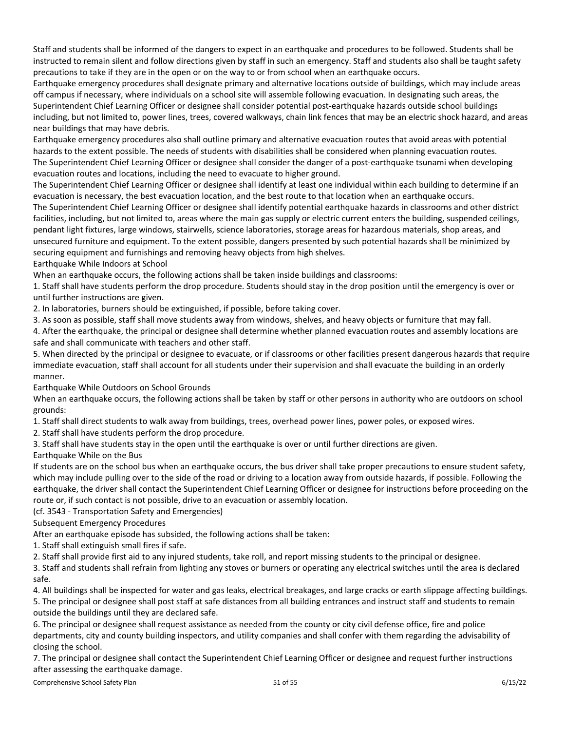Staff and students shall be informed of the dangers to expect in an earthquake and procedures to be followed. Students shall be instructed to remain silent and follow directions given by staff in such an emergency. Staff and students also shall be taught safety precautions to take if they are in the open or on the way to or from school when an earthquake occurs.

Earthquake emergency procedures shall designate primary and alternative locations outside of buildings, which may include areas off campus if necessary, where individuals on a school site will assemble following evacuation. In designating such areas, the Superintendent Chief Learning Officer or designee shall consider potential post-earthquake hazards outside school buildings including, but not limited to, power lines, trees, covered walkways, chain link fences that may be an electric shock hazard, and areas near buildings that may have debris.

Earthquake emergency procedures also shall outline primary and alternative evacuation routes that avoid areas with potential hazards to the extent possible. The needs of students with disabilities shall be considered when planning evacuation routes.

The Superintendent Chief Learning Officer or designee shall consider the danger of a post-earthquake tsunami when developing evacuation routes and locations, including the need to evacuate to higher ground.

The Superintendent Chief Learning Officer or designee shall identify at least one individual within each building to determine if an evacuation is necessary, the best evacuation location, and the best route to that location when an earthquake occurs.

The Superintendent Chief Learning Officer or designee shall identify potential earthquake hazards in classrooms and other district facilities, including, but not limited to, areas where the main gas supply or electric current enters the building, suspended ceilings, pendant light fixtures, large windows, stairwells, science laboratories, storage areas for hazardous materials, shop areas, and unsecured furniture and equipment. To the extent possible, dangers presented by such potential hazards shall be minimized by securing equipment and furnishings and removing heavy objects from high shelves.

Earthquake While Indoors at School

When an earthquake occurs, the following actions shall be taken inside buildings and classrooms:

1. Staff shall have students perform the drop procedure. Students should stay in the drop position until the emergency is over or until further instructions are given.
2. In laboratories, burners should be extinguished, if possible, before taking cover.
3. As soon as possible, staff shall move students away from windows, shelves, and heavy objects or furniture that may fall.
4. After the earthquake, the principal or designee shall determine whether planned evacuation routes and assembly locations are safe and shall communicate with teachers and other staff.
5. When directed by the principal or designee to evacuate, or if classrooms or other facilities present dangerous hazards that require immediate evacuation, staff shall account for all students under their supervision and shall evacuate the building in an orderly manner.

Earthquake While Outdoors on School Grounds

When an earthquake occurs, the following actions shall be taken by staff or other persons in authority who are outdoors on school grounds:

1. Staff shall direct students to walk away from buildings, trees, overhead power lines, power poles, or exposed wires.
2. Staff shall have students perform the drop procedure.
3. Staff shall have students stay in the open until the earthquake is over or until further directions are given.

Earthquake While on the Bus

If students are on the school bus when an earthquake occurs, the bus driver shall take proper precautions to ensure student safety, which may include pulling over to the side of the road or driving to a location away from outside hazards, if possible. Following the earthquake, the driver shall contact the Superintendent Chief Learning Officer or designee for instructions before proceeding on the route or, if such contact is not possible, drive to an evacuation or assembly location.

(cf. 3543 - Transportation Safety and Emergencies)

Subsequent Emergency Procedures

After an earthquake episode has subsided, the following actions shall be taken:

1. Staff shall extinguish small fires if safe.
2. Staff shall provide first aid to any injured students, take roll, and report missing students to the principal or designee.
3. Staff and students shall refrain from lighting any stoves or burners or operating any electrical switches until the area is declared safe.
4. All buildings shall be inspected for water and gas leaks, electrical breakages, and large cracks or earth slippage affecting buildings.
5. The principal or designee shall post staff at safe distances from all building entrances and instruct staff and students to remain outside the buildings until they are declared safe.
6. The principal or designee shall request assistance as needed from the county or city civil defense office, fire and police departments, city and county building inspectors, and utility companies and shall confer with them regarding the advisability of closing the school.
7. The principal or designee shall contact the Superintendent Chief Learning Officer or designee and request further instructions after assessing the earthquake damage.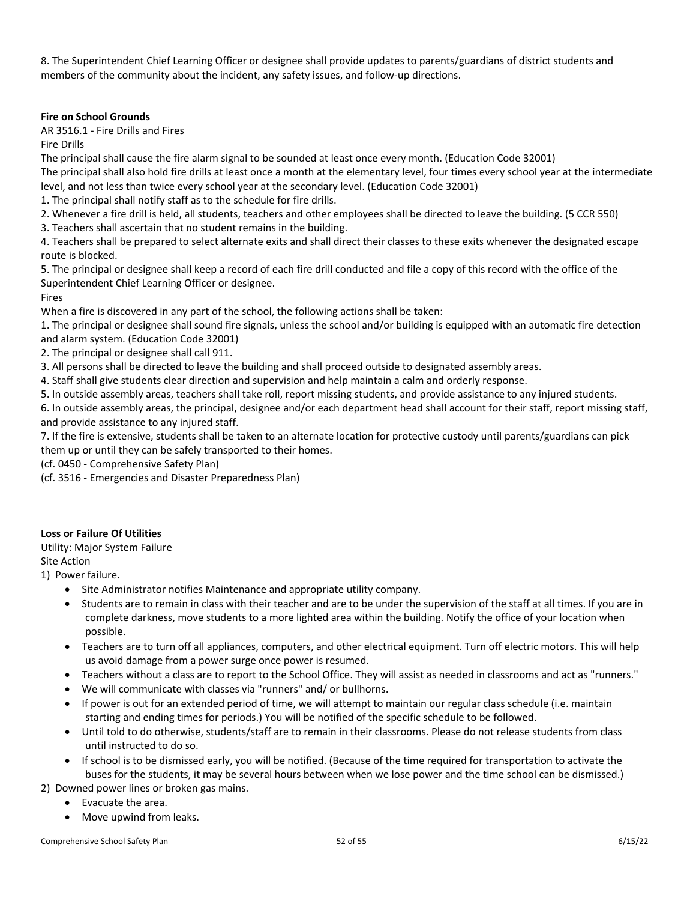8. The Superintendent Chief Learning Officer or designee shall provide updates to parents/guardians of district students and members of the community about the incident, any safety issues, and follow-up directions.

**Fire on School Grounds**

AR 3516.1 - Fire Drills and Fires

Fire Drills

The principal shall cause the fire alarm signal to be sounded at least once every month. (Education Code 32001)

The principal shall also hold fire drills at least once a month at the elementary level, four times every school year at the intermediate level, and not less than twice every school year at the secondary level. (Education Code 32001)

1. The principal shall notify staff as to the schedule for fire drills.
2. Whenever a fire drill is held, all students, teachers and other employees shall be directed to leave the building. (5 CCR 550)
3. Teachers shall ascertain that no student remains in the building.
4. Teachers shall be prepared to select alternate exits and shall direct their classes to these exits whenever the designated escape route is blocked.
5. The principal or designee shall keep a record of each fire drill conducted and file a copy of this record with the office of the Superintendent Chief Learning Officer or designee.

Fires

When a fire is discovered in any part of the school, the following actions shall be taken:

1. The principal or designee shall sound fire signals, unless the school and/or building is equipped with an automatic fire detection and alarm system. (Education Code 32001)
2. The principal or designee shall call 911.
3. All persons shall be directed to leave the building and shall proceed outside to designated assembly areas.
4. Staff shall give students clear direction and supervision and help maintain a calm and orderly response.
5. In outside assembly areas, teachers shall take roll, report missing students, and provide assistance to any injured students.
6. In outside assembly areas, the principal, designee and/or each department head shall account for their staff, report missing staff, and provide assistance to any injured staff.
7. If the fire is extensive, students shall be taken to an alternate location for protective custody until parents/guardians can pick them up or until they can be safely transported to their homes.

(cf. 0450 - Comprehensive Safety Plan)

(cf. 3516 - Emergencies and Disaster Preparedness Plan)

**Loss or Failure Of Utilities**

Utility: Major System Failure

Site Action

1) Power failure.
   - Site Administrator notifies Maintenance and appropriate utility company.
   - Students are to remain in class with their teacher and are to be under the supervision of the staff at all times. If you are in complete darkness, move students to a more lighted area within the building. Notify the office of your location when possible.
   - Teachers are to turn off all appliances, computers, and other electrical equipment. Turn off electric motors. This will help us avoid damage from a power surge once power is resumed.
   - Teachers without a class are to report to the School Office. They will assist as needed in classrooms and act as "runners."
   - We will communicate with classes via "runners" and/ or bullhorns.
   - If power is out for an extended period of time, we will attempt to maintain our regular class schedule (i.e. maintain starting and ending times for periods.) You will be notified of the specific schedule to be followed.
   - Until told to do otherwise, students/staff are to remain in their classrooms. Please do not release students from class until instructed to do so.
   - If school is to be dismissed early, you will be notified. (Because of the time required for transportation to activate the buses for the students, it may be several hours between when we lose power and the time school can be dismissed.)
2) Downed power lines or broken gas mains.
   - Evacuate the area.
   - Move upwind from leaks.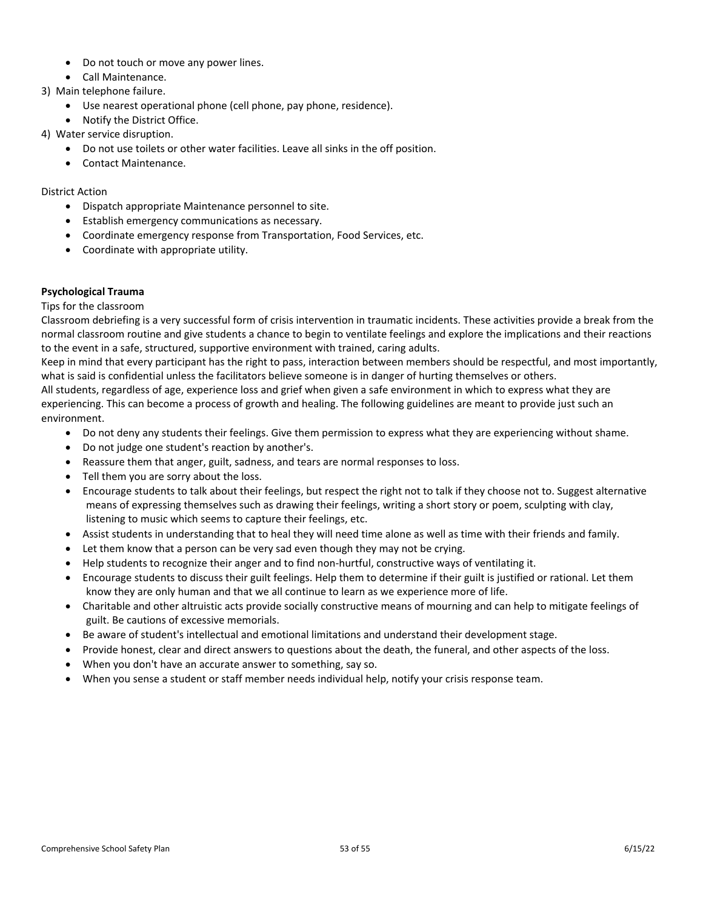- Do not touch or move any power lines.
- Call Maintenance.

3) Main telephone failure.
    - Use nearest operational phone (cell phone, pay phone, residence).
    - Notify the District Office.
4) Water service disruption.
    - Do not use toilets or other water facilities. Leave all sinks in the off position.
    - Contact Maintenance.

District Action

- Dispatch appropriate Maintenance personnel to site.
- Establish emergency communications as necessary.
- Coordinate emergency response from Transportation, Food Services, etc.
- Coordinate with appropriate utility.

**Psychological Trauma**

Tips for the classroom

Classroom debriefing is a very successful form of crisis intervention in traumatic incidents. These activities provide a break from the normal classroom routine and give students a chance to begin to ventilate feelings and explore the implications and their reactions to the event in a safe, structured, supportive environment with trained, caring adults.

Keep in mind that every participant has the right to pass, interaction between members should be respectful, and most importantly, what is said is confidential unless the facilitators believe someone is in danger of hurting themselves or others.

All students, regardless of age, experience loss and grief when given a safe environment in which to express what they are experiencing. This can become a process of growth and healing. The following guidelines are meant to provide just such an environment.

- Do not deny any students their feelings. Give them permission to express what they are experiencing without shame.
- Do not judge one student's reaction by another's.
- Reassure them that anger, guilt, sadness, and tears are normal responses to loss.
- Tell them you are sorry about the loss.
- Encourage students to talk about their feelings, but respect the right not to talk if they choose not to. Suggest alternative means of expressing themselves such as drawing their feelings, writing a short story or poem, sculpting with clay, listening to music which seems to capture their feelings, etc.
- Assist students in understanding that to heal they will need time alone as well as time with their friends and family.
- Let them know that a person can be very sad even though they may not be crying.
- Help students to recognize their anger and to find non-hurtful, constructive ways of ventilating it.
- Encourage students to discuss their guilt feelings. Help them to determine if their guilt is justified or rational. Let them know they are only human and that we all continue to learn as we experience more of life.
- Charitable and other altruistic acts provide socially constructive means of mourning and can help to mitigate feelings of guilt. Be cautions of excessive memorials.
- Be aware of student's intellectual and emotional limitations and understand their development stage.
- Provide honest, clear and direct answers to questions about the death, the funeral, and other aspects of the loss.
- When you don't have an accurate answer to something, say so.
- When you sense a student or staff member needs individual help, notify your crisis response team.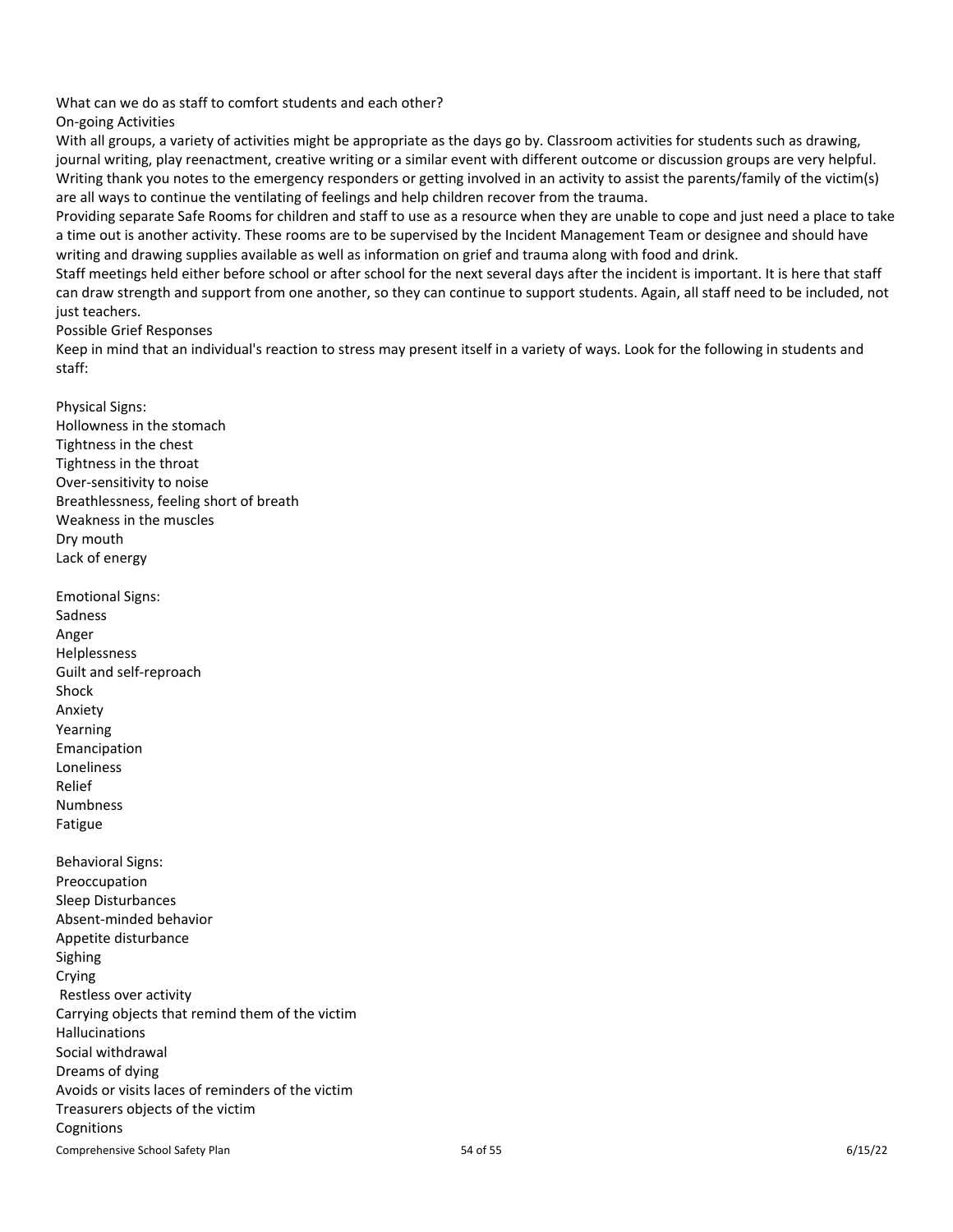What can we do as staff to comfort students and each other?

On-going Activities

With all groups, a variety of activities might be appropriate as the days go by. Classroom activities for students such as drawing, journal writing, play reenactment, creative writing or a similar event with different outcome or discussion groups are very helpful. Writing thank you notes to the emergency responders or getting involved in an activity to assist the parents/family of the victim(s) are all ways to continue the ventilating of feelings and help children recover from the trauma.

Providing separate Safe Rooms for children and staff to use as a resource when they are unable to cope and just need a place to take a time out is another activity. These rooms are to be supervised by the Incident Management Team or designee and should have writing and drawing supplies available as well as information on grief and trauma along with food and drink.

Staff meetings held either before school or after school for the next several days after the incident is important. It is here that staff can draw strength and support from one another, so they can continue to support students. Again, all staff need to be included, not just teachers.

Possible Grief Responses

Keep in mind that an individual's reaction to stress may present itself in a variety of ways. Look for the following in students and staff:

Physical Signs:
Hollowness in the stomach
Tightness in the chest
Tightness in the throat
Over-sensitivity to noise
Breathlessness, feeling short of breath
Weakness in the muscles
Dry mouth
Lack of energy

Emotional Signs:
Sadness
Anger
Helplessness
Guilt and self-reproach
Shock
Anxiety
Yearning
Emancipation
Loneliness
Relief
Numbness
Fatigue

Behavioral Signs:
Preoccupation
Sleep Disturbances
Absent-minded behavior
Appetite disturbance
Sighing
Crying
Restless over activity
Carrying objects that remind them of the victim
Hallucinations
Social withdrawal
Dreams of dying
Avoids or visits laces of reminders of the victim
Treasurers objects of the victim
Cognitions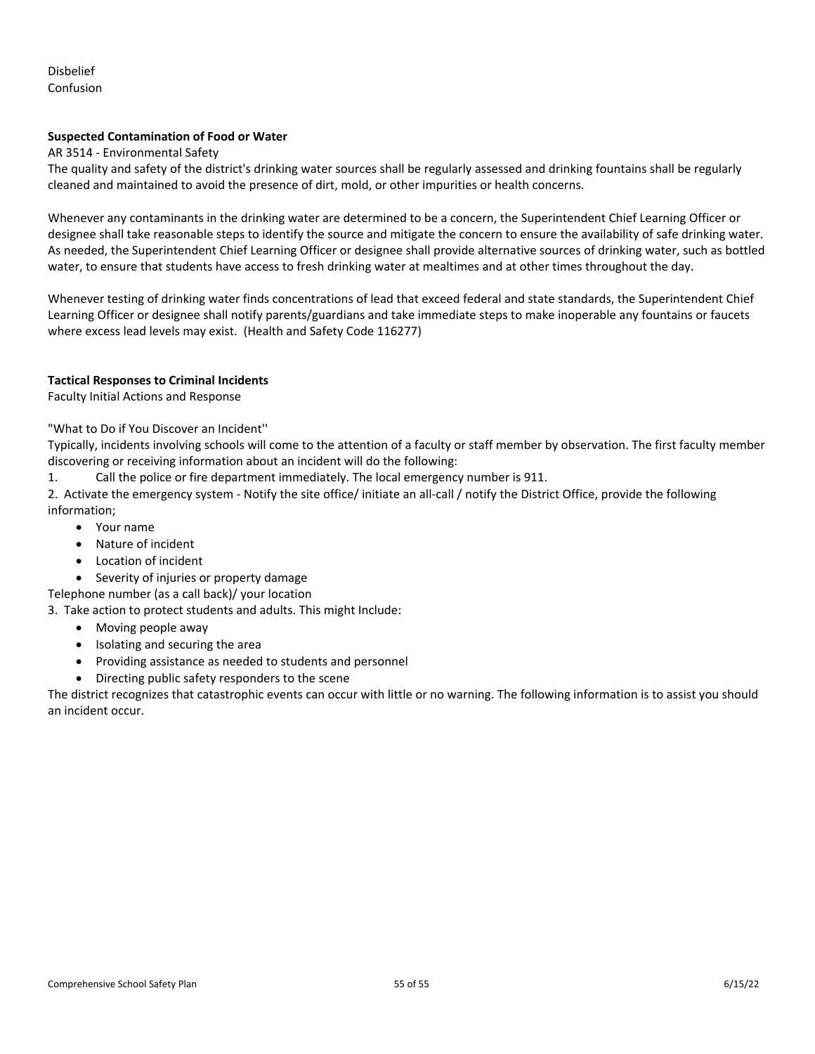Disbelief
Confusion

**Suspected Contamination of Food or Water**

AR 3514 - Environmental Safety

The quality and safety of the district's drinking water sources shall be regularly assessed and drinking fountains shall be regularly cleaned and maintained to avoid the presence of dirt, mold, or other impurities or health concerns.

Whenever any contaminants in the drinking water are determined to be a concern, the Superintendent Chief Learning Officer or designee shall take reasonable steps to identify the source and mitigate the concern to ensure the availability of safe drinking water. As needed, the Superintendent Chief Learning Officer or designee shall provide alternative sources of drinking water, such as bottled water, to ensure that students have access to fresh drinking water at mealtimes and at other times throughout the day.

Whenever testing of drinking water finds concentrations of lead that exceed federal and state standards, the Superintendent Chief Learning Officer or designee shall notify parents/guardians and take immediate steps to make inoperable any fountains or faucets where excess lead levels may exist. (Health and Safety Code 116277)

**Tactical Responses to Criminal Incidents**

Faculty Initial Actions and Response

"What to Do if You Discover an Incident''

Typically, incidents involving schools will come to the attention of a faculty or staff member by observation. The first faculty member discovering or receiving information about an incident will do the following:

1. Call the police or fire department immediately. The local emergency number is 911.
2. Activate the emergency system - Notify the site office/ initiate an all-call / notify the District Office, provide the following information;
   - Your name
   - Nature of incident
   - Location of incident
   - Severity of injuries or property damage

   Telephone number (as a call back)/ your location
3. Take action to protect students and adults. This might Include:
   - Moving people away
   - Isolating and securing the area
   - Providing assistance as needed to students and personnel
   - Directing public safety responders to the scene

The district recognizes that catastrophic events can occur with little or no warning. The following information is to assist you should an incident occur.